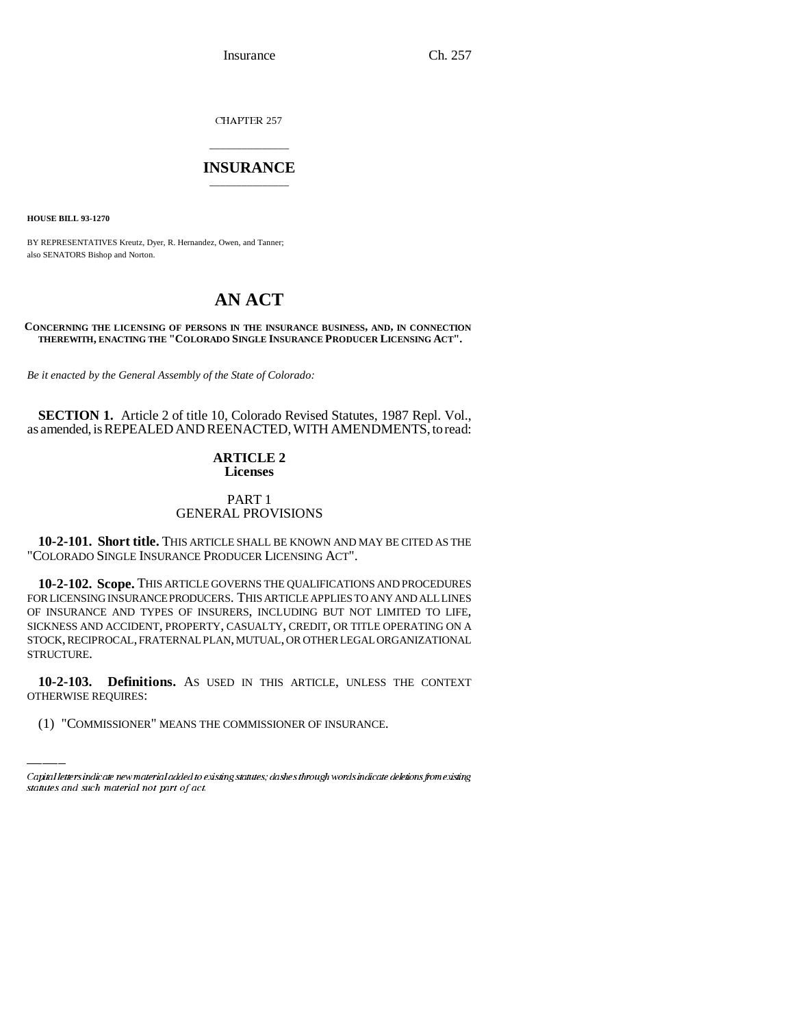CHAPTER 257

# INSURANCE

**HOUSE BILL 93-1270**

BY REPRESENTATIVES Kreutz, Dyer, R. Hernandez, Owen, and Tanner; also SENATORS Bishop and Norton.

# AN ACT

**CONCERNING THE LICENSING OF PERSONS IN THE INSURANCE BUSINESS, AND, IN CONNECTION THEREWITH, ENACTING THE "COLORADO SINGLE INSURANCE PRODUCER LICENSING ACT".**

*Be it enacted by the General Assembly of the State of Colorado:*

**SECTION 1.** Article 2 of title 10, Colorado Revised Statutes, 1987 Repl. Vol., as amended, is REPEALED AND REENACTED, WITH AMENDMENTS, to read:

## ARTICLE 2
## Licenses

### PART 1
### GENERAL PROVISIONS

**10-2-101. Short title.** THIS ARTICLE SHALL BE KNOWN AND MAY BE CITED AS THE "COLORADO SINGLE INSURANCE PRODUCER LICENSING ACT".

**10-2-102. Scope.** THIS ARTICLE GOVERNS THE QUALIFICATIONS AND PROCEDURES FOR LICENSING INSURANCE PRODUCERS. THIS ARTICLE APPLIES TO ANY AND ALL LINES OF INSURANCE AND TYPES OF INSURERS, INCLUDING BUT NOT LIMITED TO LIFE, SICKNESS AND ACCIDENT, PROPERTY, CASUALTY, CREDIT, OR TITLE OPERATING ON A STOCK, RECIPROCAL, FRATERNAL PLAN, MUTUAL, OR OTHER LEGAL ORGANIZATIONAL STRUCTURE.

**10-2-103. Definitions.** AS USED IN THIS ARTICLE, UNLESS THE CONTEXT OTHERWISE REQUIRES:

(1) "COMMISSIONER" MEANS THE COMMISSIONER OF INSURANCE.

*Capital letters indicate new material added to existing statutes; dashes through words indicate deletions from existing statutes and such material not part of act.*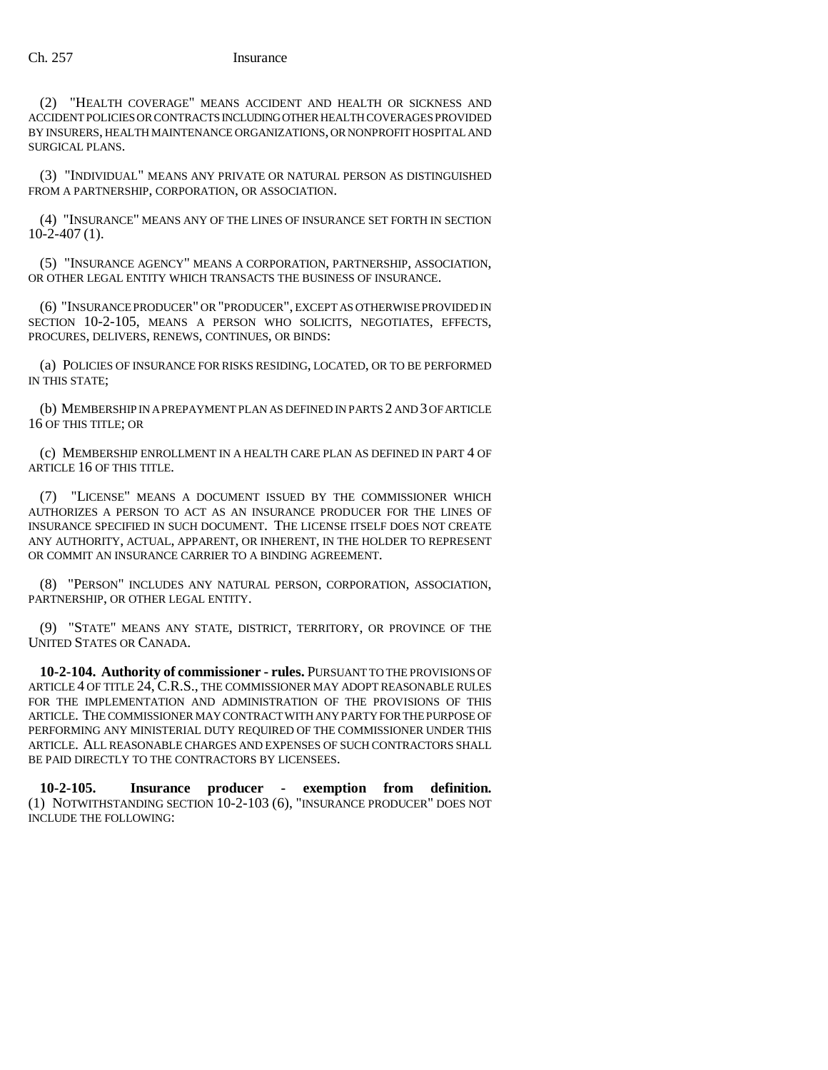(2) "HEALTH COVERAGE" MEANS ACCIDENT AND HEALTH OR SICKNESS AND ACCIDENT POLICIES OR CONTRACTS INCLUDING OTHER HEALTH COVERAGES PROVIDED BY INSURERS, HEALTH MAINTENANCE ORGANIZATIONS, OR NONPROFIT HOSPITAL AND SURGICAL PLANS.

(3) "INDIVIDUAL" MEANS ANY PRIVATE OR NATURAL PERSON AS DISTINGUISHED FROM A PARTNERSHIP, CORPORATION, OR ASSOCIATION.

(4) "INSURANCE" MEANS ANY OF THE LINES OF INSURANCE SET FORTH IN SECTION 10-2-407 (1).

(5) "INSURANCE AGENCY" MEANS A CORPORATION, PARTNERSHIP, ASSOCIATION, OR OTHER LEGAL ENTITY WHICH TRANSACTS THE BUSINESS OF INSURANCE.

(6) "INSURANCE PRODUCER" OR "PRODUCER", EXCEPT AS OTHERWISE PROVIDED IN SECTION 10-2-105, MEANS A PERSON WHO SOLICITS, NEGOTIATES, EFFECTS, PROCURES, DELIVERS, RENEWS, CONTINUES, OR BINDS:

(a) POLICIES OF INSURANCE FOR RISKS RESIDING, LOCATED, OR TO BE PERFORMED IN THIS STATE;

(b) MEMBERSHIP IN A PREPAYMENT PLAN AS DEFINED IN PARTS 2 AND 3 OF ARTICLE 16 OF THIS TITLE; OR

(c) MEMBERSHIP ENROLLMENT IN A HEALTH CARE PLAN AS DEFINED IN PART 4 OF ARTICLE 16 OF THIS TITLE.

(7) "LICENSE" MEANS A DOCUMENT ISSUED BY THE COMMISSIONER WHICH AUTHORIZES A PERSON TO ACT AS AN INSURANCE PRODUCER FOR THE LINES OF INSURANCE SPECIFIED IN SUCH DOCUMENT. THE LICENSE ITSELF DOES NOT CREATE ANY AUTHORITY, ACTUAL, APPARENT, OR INHERENT, IN THE HOLDER TO REPRESENT OR COMMIT AN INSURANCE CARRIER TO A BINDING AGREEMENT.

(8) "PERSON" INCLUDES ANY NATURAL PERSON, CORPORATION, ASSOCIATION, PARTNERSHIP, OR OTHER LEGAL ENTITY.

(9) "STATE" MEANS ANY STATE, DISTRICT, TERRITORY, OR PROVINCE OF THE UNITED STATES OR CANADA.

**10-2-104. Authority of commissioner - rules.** PURSUANT TO THE PROVISIONS OF ARTICLE 4 OF TITLE 24, C.R.S., THE COMMISSIONER MAY ADOPT REASONABLE RULES FOR THE IMPLEMENTATION AND ADMINISTRATION OF THE PROVISIONS OF THIS ARTICLE. THE COMMISSIONER MAY CONTRACT WITH ANY PARTY FOR THE PURPOSE OF PERFORMING ANY MINISTERIAL DUTY REQUIRED OF THE COMMISSIONER UNDER THIS ARTICLE. ALL REASONABLE CHARGES AND EXPENSES OF SUCH CONTRACTORS SHALL BE PAID DIRECTLY TO THE CONTRACTORS BY LICENSEES.

**10-2-105. Insurance producer - exemption from definition.** (1) NOTWITHSTANDING SECTION 10-2-103 (6), "INSURANCE PRODUCER" DOES NOT INCLUDE THE FOLLOWING: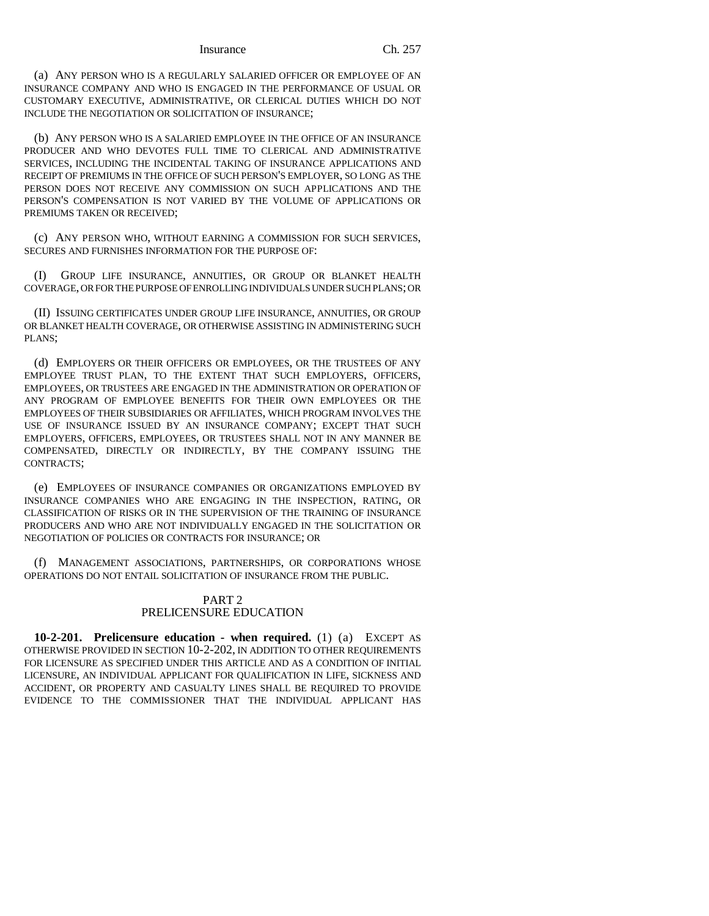(a) ANY PERSON WHO IS A REGULARLY SALARIED OFFICER OR EMPLOYEE OF AN INSURANCE COMPANY AND WHO IS ENGAGED IN THE PERFORMANCE OF USUAL OR CUSTOMARY EXECUTIVE, ADMINISTRATIVE, OR CLERICAL DUTIES WHICH DO NOT INCLUDE THE NEGOTIATION OR SOLICITATION OF INSURANCE;

(b) ANY PERSON WHO IS A SALARIED EMPLOYEE IN THE OFFICE OF AN INSURANCE PRODUCER AND WHO DEVOTES FULL TIME TO CLERICAL AND ADMINISTRATIVE SERVICES, INCLUDING THE INCIDENTAL TAKING OF INSURANCE APPLICATIONS AND RECEIPT OF PREMIUMS IN THE OFFICE OF SUCH PERSON'S EMPLOYER, SO LONG AS THE PERSON DOES NOT RECEIVE ANY COMMISSION ON SUCH APPLICATIONS AND THE PERSON'S COMPENSATION IS NOT VARIED BY THE VOLUME OF APPLICATIONS OR PREMIUMS TAKEN OR RECEIVED;

(c) ANY PERSON WHO, WITHOUT EARNING A COMMISSION FOR SUCH SERVICES, SECURES AND FURNISHES INFORMATION FOR THE PURPOSE OF:

(I) GROUP LIFE INSURANCE, ANNUITIES, OR GROUP OR BLANKET HEALTH COVERAGE, OR FOR THE PURPOSE OF ENROLLING INDIVIDUALS UNDER SUCH PLANS; OR

(II) ISSUING CERTIFICATES UNDER GROUP LIFE INSURANCE, ANNUITIES, OR GROUP OR BLANKET HEALTH COVERAGE, OR OTHERWISE ASSISTING IN ADMINISTERING SUCH PLANS;

(d) EMPLOYERS OR THEIR OFFICERS OR EMPLOYEES, OR THE TRUSTEES OF ANY EMPLOYEE TRUST PLAN, TO THE EXTENT THAT SUCH EMPLOYERS, OFFICERS, EMPLOYEES, OR TRUSTEES ARE ENGAGED IN THE ADMINISTRATION OR OPERATION OF ANY PROGRAM OF EMPLOYEE BENEFITS FOR THEIR OWN EMPLOYEES OR THE EMPLOYEES OF THEIR SUBSIDIARIES OR AFFILIATES, WHICH PROGRAM INVOLVES THE USE OF INSURANCE ISSUED BY AN INSURANCE COMPANY; EXCEPT THAT SUCH EMPLOYERS, OFFICERS, EMPLOYEES, OR TRUSTEES SHALL NOT IN ANY MANNER BE COMPENSATED, DIRECTLY OR INDIRECTLY, BY THE COMPANY ISSUING THE CONTRACTS;

(e) EMPLOYEES OF INSURANCE COMPANIES OR ORGANIZATIONS EMPLOYED BY INSURANCE COMPANIES WHO ARE ENGAGING IN THE INSPECTION, RATING, OR CLASSIFICATION OF RISKS OR IN THE SUPERVISION OF THE TRAINING OF INSURANCE PRODUCERS AND WHO ARE NOT INDIVIDUALLY ENGAGED IN THE SOLICITATION OR NEGOTIATION OF POLICIES OR CONTRACTS FOR INSURANCE; OR

(f) MANAGEMENT ASSOCIATIONS, PARTNERSHIPS, OR CORPORATIONS WHOSE OPERATIONS DO NOT ENTAIL SOLICITATION OF INSURANCE FROM THE PUBLIC.

## PART 2
## PRELICENSURE EDUCATION

**10-2-201. Prelicensure education - when required.** (1) (a) EXCEPT AS OTHERWISE PROVIDED IN SECTION 10-2-202, IN ADDITION TO OTHER REQUIREMENTS FOR LICENSURE AS SPECIFIED UNDER THIS ARTICLE AND AS A CONDITION OF INITIAL LICENSURE, AN INDIVIDUAL APPLICANT FOR QUALIFICATION IN LIFE, SICKNESS AND ACCIDENT, OR PROPERTY AND CASUALTY LINES SHALL BE REQUIRED TO PROVIDE EVIDENCE TO THE COMMISSIONER THAT THE INDIVIDUAL APPLICANT HAS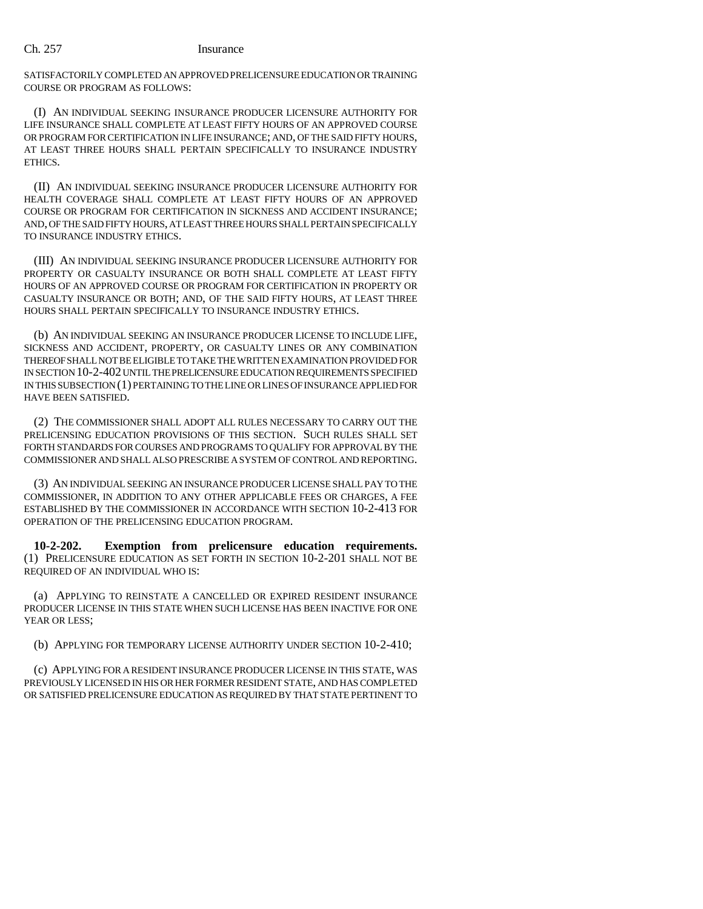SATISFACTORILY COMPLETED AN APPROVED PRELICENSURE EDUCATION OR TRAINING COURSE OR PROGRAM AS FOLLOWS:

(I) AN INDIVIDUAL SEEKING INSURANCE PRODUCER LICENSURE AUTHORITY FOR LIFE INSURANCE SHALL COMPLETE AT LEAST FIFTY HOURS OF AN APPROVED COURSE OR PROGRAM FOR CERTIFICATION IN LIFE INSURANCE; AND, OF THE SAID FIFTY HOURS, AT LEAST THREE HOURS SHALL PERTAIN SPECIFICALLY TO INSURANCE INDUSTRY ETHICS.

(II) AN INDIVIDUAL SEEKING INSURANCE PRODUCER LICENSURE AUTHORITY FOR HEALTH COVERAGE SHALL COMPLETE AT LEAST FIFTY HOURS OF AN APPROVED COURSE OR PROGRAM FOR CERTIFICATION IN SICKNESS AND ACCIDENT INSURANCE; AND, OF THE SAID FIFTY HOURS, AT LEAST THREE HOURS SHALL PERTAIN SPECIFICALLY TO INSURANCE INDUSTRY ETHICS.

(III) AN INDIVIDUAL SEEKING INSURANCE PRODUCER LICENSURE AUTHORITY FOR PROPERTY OR CASUALTY INSURANCE OR BOTH SHALL COMPLETE AT LEAST FIFTY HOURS OF AN APPROVED COURSE OR PROGRAM FOR CERTIFICATION IN PROPERTY OR CASUALTY INSURANCE OR BOTH; AND, OF THE SAID FIFTY HOURS, AT LEAST THREE HOURS SHALL PERTAIN SPECIFICALLY TO INSURANCE INDUSTRY ETHICS.

(b) AN INDIVIDUAL SEEKING AN INSURANCE PRODUCER LICENSE TO INCLUDE LIFE, SICKNESS AND ACCIDENT, PROPERTY, OR CASUALTY LINES OR ANY COMBINATION THEREOF SHALL NOT BE ELIGIBLE TO TAKE THE WRITTEN EXAMINATION PROVIDED FOR IN SECTION 10-2-402 UNTIL THE PRELICENSURE EDUCATION REQUIREMENTS SPECIFIED IN THIS SUBSECTION (1) PERTAINING TO THE LINE OR LINES OF INSURANCE APPLIED FOR HAVE BEEN SATISFIED.

(2) THE COMMISSIONER SHALL ADOPT ALL RULES NECESSARY TO CARRY OUT THE PRELICENSING EDUCATION PROVISIONS OF THIS SECTION. SUCH RULES SHALL SET FORTH STANDARDS FOR COURSES AND PROGRAMS TO QUALIFY FOR APPROVAL BY THE COMMISSIONER AND SHALL ALSO PRESCRIBE A SYSTEM OF CONTROL AND REPORTING.

(3) AN INDIVIDUAL SEEKING AN INSURANCE PRODUCER LICENSE SHALL PAY TO THE COMMISSIONER, IN ADDITION TO ANY OTHER APPLICABLE FEES OR CHARGES, A FEE ESTABLISHED BY THE COMMISSIONER IN ACCORDANCE WITH SECTION 10-2-413 FOR OPERATION OF THE PRELICENSING EDUCATION PROGRAM.

**10-2-202. Exemption from prelicensure education requirements.** (1) PRELICENSURE EDUCATION AS SET FORTH IN SECTION 10-2-201 SHALL NOT BE REQUIRED OF AN INDIVIDUAL WHO IS:

(a) APPLYING TO REINSTATE A CANCELLED OR EXPIRED RESIDENT INSURANCE PRODUCER LICENSE IN THIS STATE WHEN SUCH LICENSE HAS BEEN INACTIVE FOR ONE YEAR OR LESS;

(b) APPLYING FOR TEMPORARY LICENSE AUTHORITY UNDER SECTION 10-2-410;

(c) APPLYING FOR A RESIDENT INSURANCE PRODUCER LICENSE IN THIS STATE, WAS PREVIOUSLY LICENSED IN HIS OR HER FORMER RESIDENT STATE, AND HAS COMPLETED OR SATISFIED PRELICENSURE EDUCATION AS REQUIRED BY THAT STATE PERTINENT TO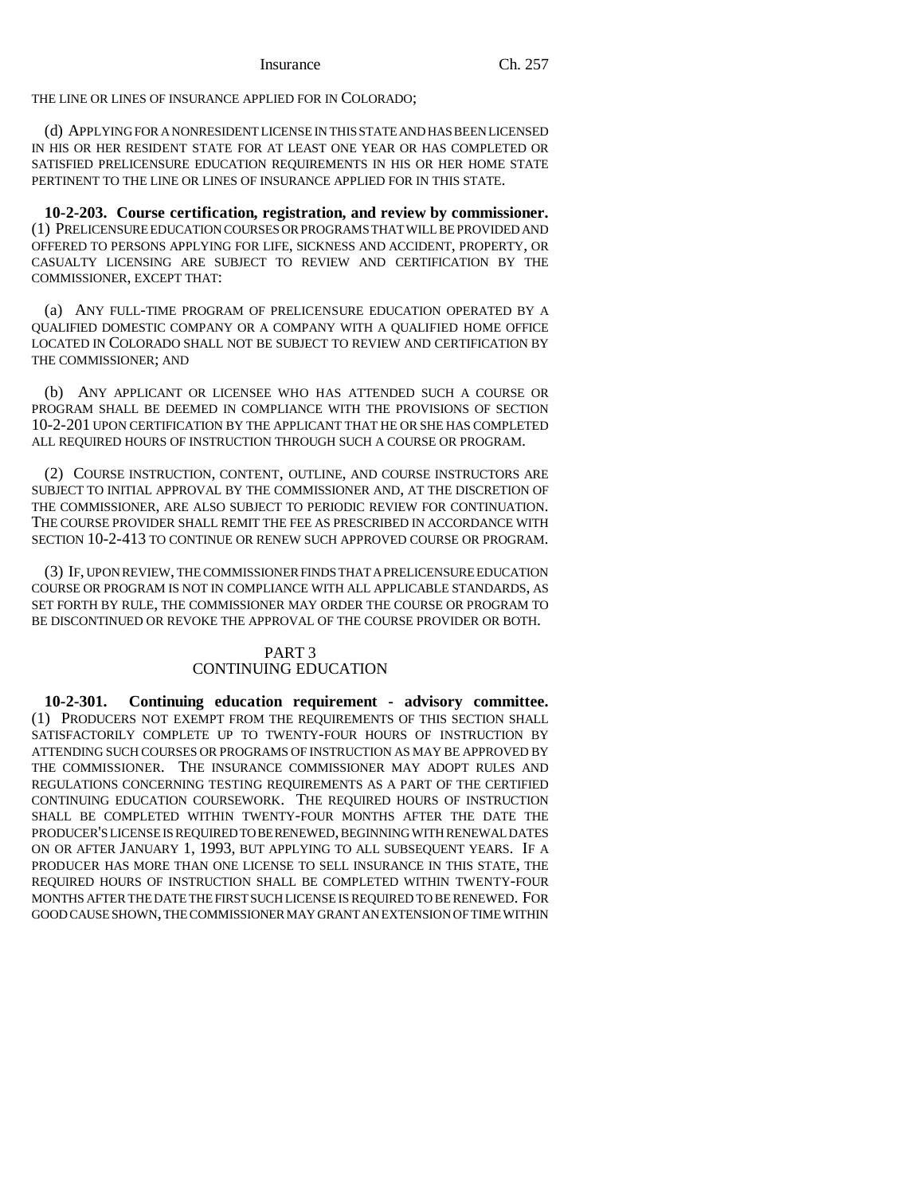THE LINE OR LINES OF INSURANCE APPLIED FOR IN COLORADO;

(d) APPLYING FOR A NONRESIDENT LICENSE IN THIS STATE AND HAS BEEN LICENSED IN HIS OR HER RESIDENT STATE FOR AT LEAST ONE YEAR OR HAS COMPLETED OR SATISFIED PRELICENSURE EDUCATION REQUIREMENTS IN HIS OR HER HOME STATE PERTINENT TO THE LINE OR LINES OF INSURANCE APPLIED FOR IN THIS STATE.

**10-2-203. Course certification, registration, and review by commissioner.** (1) PRELICENSURE EDUCATION COURSES OR PROGRAMS THAT WILL BE PROVIDED AND OFFERED TO PERSONS APPLYING FOR LIFE, SICKNESS AND ACCIDENT, PROPERTY, OR CASUALTY LICENSING ARE SUBJECT TO REVIEW AND CERTIFICATION BY THE COMMISSIONER, EXCEPT THAT:

(a) ANY FULL-TIME PROGRAM OF PRELICENSURE EDUCATION OPERATED BY A QUALIFIED DOMESTIC COMPANY OR A COMPANY WITH A QUALIFIED HOME OFFICE LOCATED IN COLORADO SHALL NOT BE SUBJECT TO REVIEW AND CERTIFICATION BY THE COMMISSIONER; AND

(b) ANY APPLICANT OR LICENSEE WHO HAS ATTENDED SUCH A COURSE OR PROGRAM SHALL BE DEEMED IN COMPLIANCE WITH THE PROVISIONS OF SECTION 10-2-201 UPON CERTIFICATION BY THE APPLICANT THAT HE OR SHE HAS COMPLETED ALL REQUIRED HOURS OF INSTRUCTION THROUGH SUCH A COURSE OR PROGRAM.

(2) COURSE INSTRUCTION, CONTENT, OUTLINE, AND COURSE INSTRUCTORS ARE SUBJECT TO INITIAL APPROVAL BY THE COMMISSIONER AND, AT THE DISCRETION OF THE COMMISSIONER, ARE ALSO SUBJECT TO PERIODIC REVIEW FOR CONTINUATION. THE COURSE PROVIDER SHALL REMIT THE FEE AS PRESCRIBED IN ACCORDANCE WITH SECTION 10-2-413 TO CONTINUE OR RENEW SUCH APPROVED COURSE OR PROGRAM.

(3) IF, UPON REVIEW, THE COMMISSIONER FINDS THAT A PRELICENSURE EDUCATION COURSE OR PROGRAM IS NOT IN COMPLIANCE WITH ALL APPLICABLE STANDARDS, AS SET FORTH BY RULE, THE COMMISSIONER MAY ORDER THE COURSE OR PROGRAM TO BE DISCONTINUED OR REVOKE THE APPROVAL OF THE COURSE PROVIDER OR BOTH.

## PART 3
## CONTINUING EDUCATION

**10-2-301. Continuing education requirement - advisory committee.** (1) PRODUCERS NOT EXEMPT FROM THE REQUIREMENTS OF THIS SECTION SHALL SATISFACTORILY COMPLETE UP TO TWENTY-FOUR HOURS OF INSTRUCTION BY ATTENDING SUCH COURSES OR PROGRAMS OF INSTRUCTION AS MAY BE APPROVED BY THE COMMISSIONER. THE INSURANCE COMMISSIONER MAY ADOPT RULES AND REGULATIONS CONCERNING TESTING REQUIREMENTS AS A PART OF THE CERTIFIED CONTINUING EDUCATION COURSEWORK. THE REQUIRED HOURS OF INSTRUCTION SHALL BE COMPLETED WITHIN TWENTY-FOUR MONTHS AFTER THE DATE THE PRODUCER'S LICENSE IS REQUIRED TO BE RENEWED, BEGINNING WITH RENEWAL DATES ON OR AFTER JANUARY 1, 1993, BUT APPLYING TO ALL SUBSEQUENT YEARS. IF A PRODUCER HAS MORE THAN ONE LICENSE TO SELL INSURANCE IN THIS STATE, THE REQUIRED HOURS OF INSTRUCTION SHALL BE COMPLETED WITHIN TWENTY-FOUR MONTHS AFTER THE DATE THE FIRST SUCH LICENSE IS REQUIRED TO BE RENEWED. FOR GOOD CAUSE SHOWN, THE COMMISSIONER MAY GRANT AN EXTENSION OF TIME WITHIN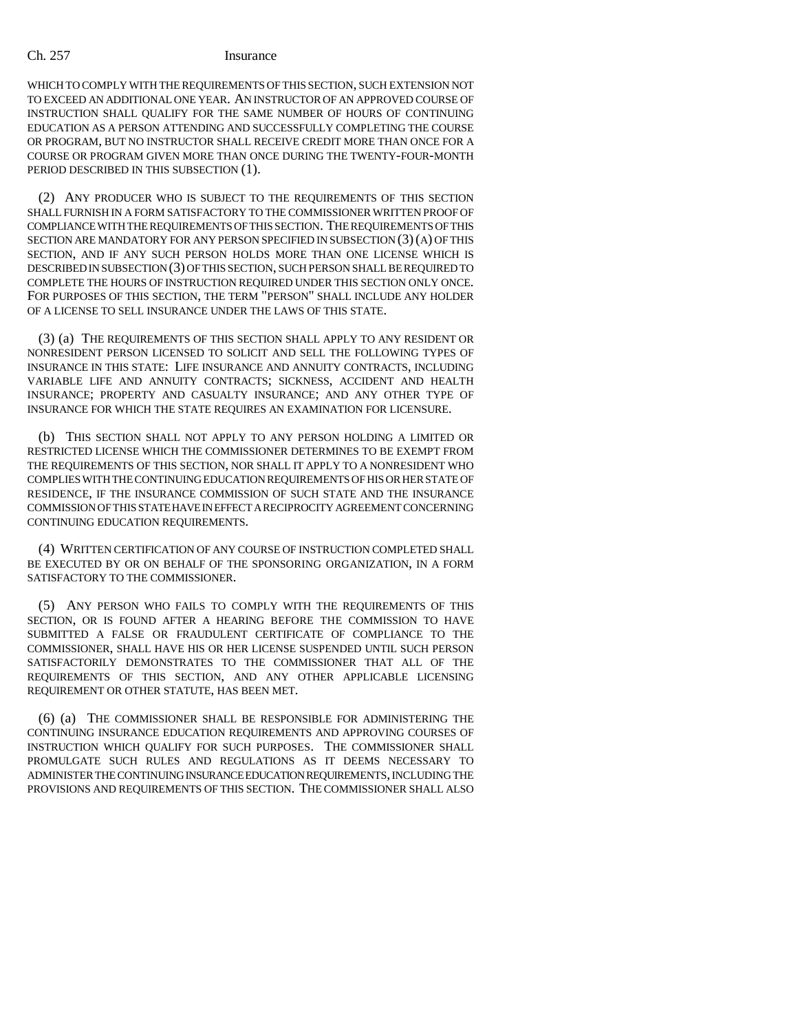WHICH TO COMPLY WITH THE REQUIREMENTS OF THIS SECTION, SUCH EXTENSION NOT TO EXCEED AN ADDITIONAL ONE YEAR. AN INSTRUCTOR OF AN APPROVED COURSE OF INSTRUCTION SHALL QUALIFY FOR THE SAME NUMBER OF HOURS OF CONTINUING EDUCATION AS A PERSON ATTENDING AND SUCCESSFULLY COMPLETING THE COURSE OR PROGRAM, BUT NO INSTRUCTOR SHALL RECEIVE CREDIT MORE THAN ONCE FOR A COURSE OR PROGRAM GIVEN MORE THAN ONCE DURING THE TWENTY-FOUR-MONTH PERIOD DESCRIBED IN THIS SUBSECTION (1).

(2) ANY PRODUCER WHO IS SUBJECT TO THE REQUIREMENTS OF THIS SECTION SHALL FURNISH IN A FORM SATISFACTORY TO THE COMMISSIONER WRITTEN PROOF OF COMPLIANCE WITH THE REQUIREMENTS OF THIS SECTION. THE REQUIREMENTS OF THIS SECTION ARE MANDATORY FOR ANY PERSON SPECIFIED IN SUBSECTION (3) (A) OF THIS SECTION, AND IF ANY SUCH PERSON HOLDS MORE THAN ONE LICENSE WHICH IS DESCRIBED IN SUBSECTION (3) OF THIS SECTION, SUCH PERSON SHALL BE REQUIRED TO COMPLETE THE HOURS OF INSTRUCTION REQUIRED UNDER THIS SECTION ONLY ONCE. FOR PURPOSES OF THIS SECTION, THE TERM "PERSON" SHALL INCLUDE ANY HOLDER OF A LICENSE TO SELL INSURANCE UNDER THE LAWS OF THIS STATE.

(3) (a) THE REQUIREMENTS OF THIS SECTION SHALL APPLY TO ANY RESIDENT OR NONRESIDENT PERSON LICENSED TO SOLICIT AND SELL THE FOLLOWING TYPES OF INSURANCE IN THIS STATE: LIFE INSURANCE AND ANNUITY CONTRACTS, INCLUDING VARIABLE LIFE AND ANNUITY CONTRACTS; SICKNESS, ACCIDENT AND HEALTH INSURANCE; PROPERTY AND CASUALTY INSURANCE; AND ANY OTHER TYPE OF INSURANCE FOR WHICH THE STATE REQUIRES AN EXAMINATION FOR LICENSURE.

(b) THIS SECTION SHALL NOT APPLY TO ANY PERSON HOLDING A LIMITED OR RESTRICTED LICENSE WHICH THE COMMISSIONER DETERMINES TO BE EXEMPT FROM THE REQUIREMENTS OF THIS SECTION, NOR SHALL IT APPLY TO A NONRESIDENT WHO COMPLIES WITH THE CONTINUING EDUCATION REQUIREMENTS OF HIS OR HER STATE OF RESIDENCE, IF THE INSURANCE COMMISSION OF SUCH STATE AND THE INSURANCE COMMISSION OF THIS STATE HAVE IN EFFECT A RECIPROCITY AGREEMENT CONCERNING CONTINUING EDUCATION REQUIREMENTS.

(4) WRITTEN CERTIFICATION OF ANY COURSE OF INSTRUCTION COMPLETED SHALL BE EXECUTED BY OR ON BEHALF OF THE SPONSORING ORGANIZATION, IN A FORM SATISFACTORY TO THE COMMISSIONER.

(5) ANY PERSON WHO FAILS TO COMPLY WITH THE REQUIREMENTS OF THIS SECTION, OR IS FOUND AFTER A HEARING BEFORE THE COMMISSION TO HAVE SUBMITTED A FALSE OR FRAUDULENT CERTIFICATE OF COMPLIANCE TO THE COMMISSIONER, SHALL HAVE HIS OR HER LICENSE SUSPENDED UNTIL SUCH PERSON SATISFACTORILY DEMONSTRATES TO THE COMMISSIONER THAT ALL OF THE REQUIREMENTS OF THIS SECTION, AND ANY OTHER APPLICABLE LICENSING REQUIREMENT OR OTHER STATUTE, HAS BEEN MET.

(6) (a) THE COMMISSIONER SHALL BE RESPONSIBLE FOR ADMINISTERING THE CONTINUING INSURANCE EDUCATION REQUIREMENTS AND APPROVING COURSES OF INSTRUCTION WHICH QUALIFY FOR SUCH PURPOSES. THE COMMISSIONER SHALL PROMULGATE SUCH RULES AND REGULATIONS AS IT DEEMS NECESSARY TO ADMINISTER THE CONTINUING INSURANCE EDUCATION REQUIREMENTS, INCLUDING THE PROVISIONS AND REQUIREMENTS OF THIS SECTION. THE COMMISSIONER SHALL ALSO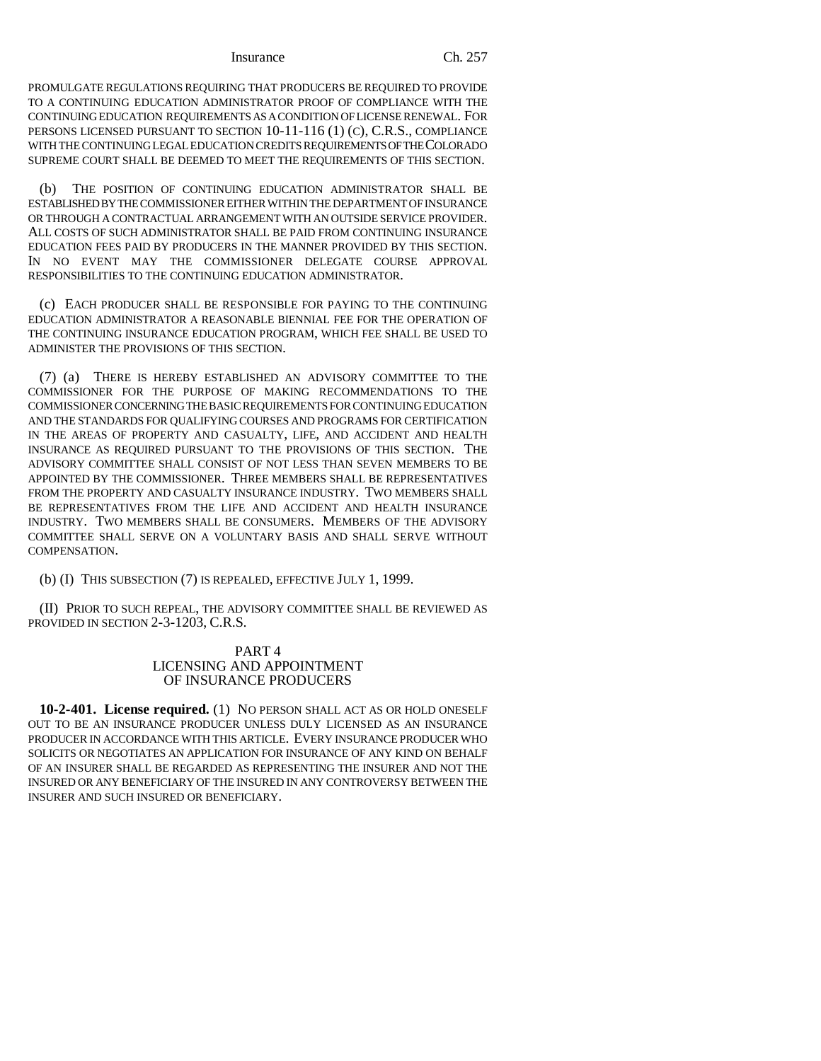PROMULGATE REGULATIONS REQUIRING THAT PRODUCERS BE REQUIRED TO PROVIDE TO A CONTINUING EDUCATION ADMINISTRATOR PROOF OF COMPLIANCE WITH THE CONTINUING EDUCATION REQUIREMENTS AS A CONDITION OF LICENSE RENEWAL. FOR PERSONS LICENSED PURSUANT TO SECTION 10-11-116 (1) (C), C.R.S., COMPLIANCE WITH THE CONTINUING LEGAL EDUCATION CREDITS REQUIREMENTS OF THE COLORADO SUPREME COURT SHALL BE DEEMED TO MEET THE REQUIREMENTS OF THIS SECTION.

(b) THE POSITION OF CONTINUING EDUCATION ADMINISTRATOR SHALL BE ESTABLISHED BY THE COMMISSIONER EITHER WITHIN THE DEPARTMENT OF INSURANCE OR THROUGH A CONTRACTUAL ARRANGEMENT WITH AN OUTSIDE SERVICE PROVIDER. ALL COSTS OF SUCH ADMINISTRATOR SHALL BE PAID FROM CONTINUING INSURANCE EDUCATION FEES PAID BY PRODUCERS IN THE MANNER PROVIDED BY THIS SECTION. IN NO EVENT MAY THE COMMISSIONER DELEGATE COURSE APPROVAL RESPONSIBILITIES TO THE CONTINUING EDUCATION ADMINISTRATOR.

(c) EACH PRODUCER SHALL BE RESPONSIBLE FOR PAYING TO THE CONTINUING EDUCATION ADMINISTRATOR A REASONABLE BIENNIAL FEE FOR THE OPERATION OF THE CONTINUING INSURANCE EDUCATION PROGRAM, WHICH FEE SHALL BE USED TO ADMINISTER THE PROVISIONS OF THIS SECTION.

(7) (a) THERE IS HEREBY ESTABLISHED AN ADVISORY COMMITTEE TO THE COMMISSIONER FOR THE PURPOSE OF MAKING RECOMMENDATIONS TO THE COMMISSIONER CONCERNING THE BASIC REQUIREMENTS FOR CONTINUING EDUCATION AND THE STANDARDS FOR QUALIFYING COURSES AND PROGRAMS FOR CERTIFICATION IN THE AREAS OF PROPERTY AND CASUALTY, LIFE, AND ACCIDENT AND HEALTH INSURANCE AS REQUIRED PURSUANT TO THE PROVISIONS OF THIS SECTION. THE ADVISORY COMMITTEE SHALL CONSIST OF NOT LESS THAN SEVEN MEMBERS TO BE APPOINTED BY THE COMMISSIONER. THREE MEMBERS SHALL BE REPRESENTATIVES FROM THE PROPERTY AND CASUALTY INSURANCE INDUSTRY. TWO MEMBERS SHALL BE REPRESENTATIVES FROM THE LIFE AND ACCIDENT AND HEALTH INSURANCE INDUSTRY. TWO MEMBERS SHALL BE CONSUMERS. MEMBERS OF THE ADVISORY COMMITTEE SHALL SERVE ON A VOLUNTARY BASIS AND SHALL SERVE WITHOUT COMPENSATION.

(b) (I) THIS SUBSECTION (7) IS REPEALED, EFFECTIVE JULY 1, 1999.

(II) PRIOR TO SUCH REPEAL, THE ADVISORY COMMITTEE SHALL BE REVIEWED AS PROVIDED IN SECTION 2-3-1203, C.R.S.

## PART 4
## LICENSING AND APPOINTMENT OF INSURANCE PRODUCERS

**10-2-401. License required.** (1) NO PERSON SHALL ACT AS OR HOLD ONESELF OUT TO BE AN INSURANCE PRODUCER UNLESS DULY LICENSED AS AN INSURANCE PRODUCER IN ACCORDANCE WITH THIS ARTICLE. EVERY INSURANCE PRODUCER WHO SOLICITS OR NEGOTIATES AN APPLICATION FOR INSURANCE OF ANY KIND ON BEHALF OF AN INSURER SHALL BE REGARDED AS REPRESENTING THE INSURER AND NOT THE INSURED OR ANY BENEFICIARY OF THE INSURED IN ANY CONTROVERSY BETWEEN THE INSURER AND SUCH INSURED OR BENEFICIARY.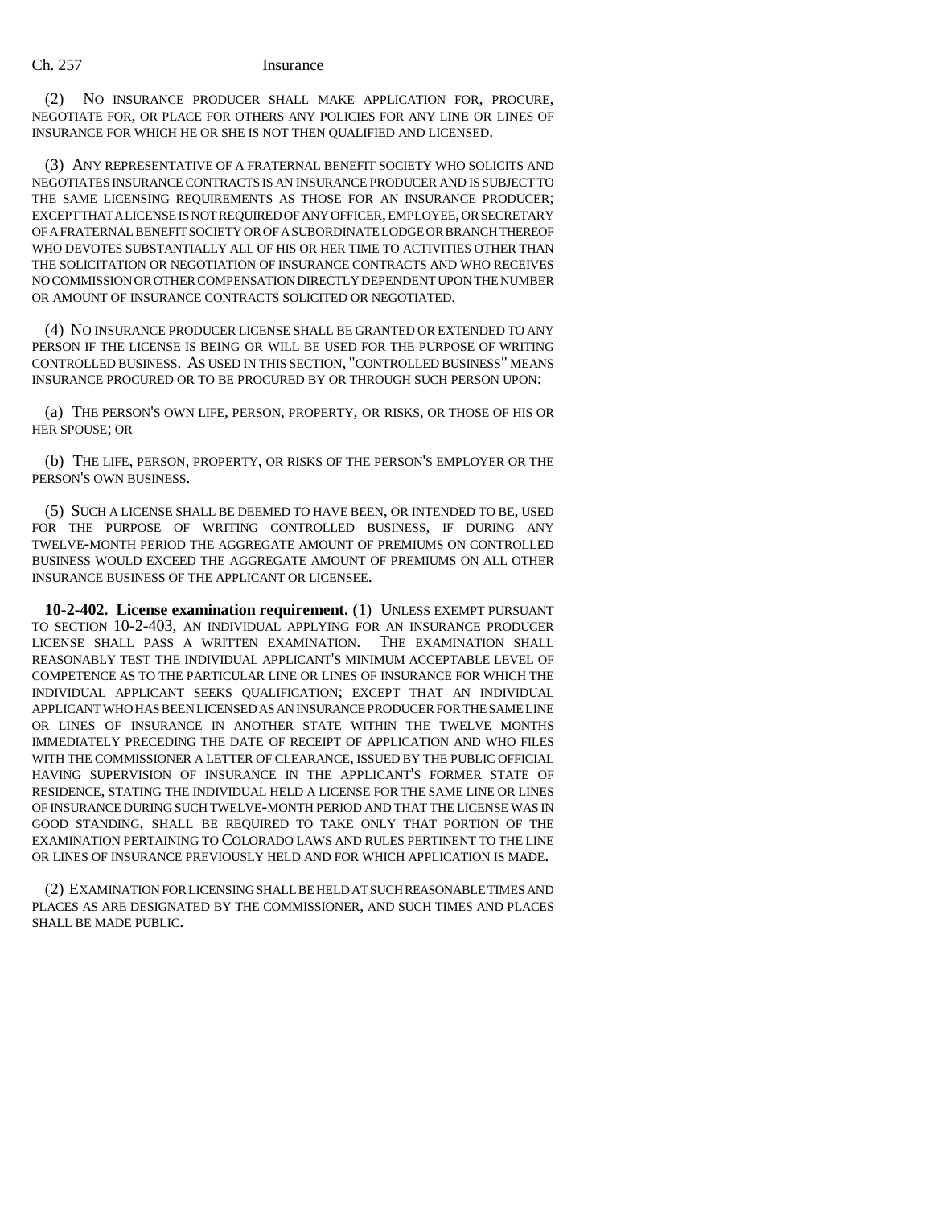(2) NO INSURANCE PRODUCER SHALL MAKE APPLICATION FOR, PROCURE, NEGOTIATE FOR, OR PLACE FOR OTHERS ANY POLICIES FOR ANY LINE OR LINES OF INSURANCE FOR WHICH HE OR SHE IS NOT THEN QUALIFIED AND LICENSED.

(3) ANY REPRESENTATIVE OF A FRATERNAL BENEFIT SOCIETY WHO SOLICITS AND NEGOTIATES INSURANCE CONTRACTS IS AN INSURANCE PRODUCER AND IS SUBJECT TO THE SAME LICENSING REQUIREMENTS AS THOSE FOR AN INSURANCE PRODUCER; EXCEPT THAT A LICENSE IS NOT REQUIRED OF ANY OFFICER, EMPLOYEE, OR SECRETARY OF A FRATERNAL BENEFIT SOCIETY OR OF A SUBORDINATE LODGE OR BRANCH THEREOF WHO DEVOTES SUBSTANTIALLY ALL OF HIS OR HER TIME TO ACTIVITIES OTHER THAN THE SOLICITATION OR NEGOTIATION OF INSURANCE CONTRACTS AND WHO RECEIVES NO COMMISSION OR OTHER COMPENSATION DIRECTLY DEPENDENT UPON THE NUMBER OR AMOUNT OF INSURANCE CONTRACTS SOLICITED OR NEGOTIATED.

(4) NO INSURANCE PRODUCER LICENSE SHALL BE GRANTED OR EXTENDED TO ANY PERSON IF THE LICENSE IS BEING OR WILL BE USED FOR THE PURPOSE OF WRITING CONTROLLED BUSINESS. AS USED IN THIS SECTION, "CONTROLLED BUSINESS" MEANS INSURANCE PROCURED OR TO BE PROCURED BY OR THROUGH SUCH PERSON UPON:

(a) THE PERSON'S OWN LIFE, PERSON, PROPERTY, OR RISKS, OR THOSE OF HIS OR HER SPOUSE; OR

(b) THE LIFE, PERSON, PROPERTY, OR RISKS OF THE PERSON'S EMPLOYER OR THE PERSON'S OWN BUSINESS.

(5) SUCH A LICENSE SHALL BE DEEMED TO HAVE BEEN, OR INTENDED TO BE, USED FOR THE PURPOSE OF WRITING CONTROLLED BUSINESS, IF DURING ANY TWELVE-MONTH PERIOD THE AGGREGATE AMOUNT OF PREMIUMS ON CONTROLLED BUSINESS WOULD EXCEED THE AGGREGATE AMOUNT OF PREMIUMS ON ALL OTHER INSURANCE BUSINESS OF THE APPLICANT OR LICENSEE.

**10-2-402. License examination requirement.** (1) UNLESS EXEMPT PURSUANT TO SECTION 10-2-403, AN INDIVIDUAL APPLYING FOR AN INSURANCE PRODUCER LICENSE SHALL PASS A WRITTEN EXAMINATION. THE EXAMINATION SHALL REASONABLY TEST THE INDIVIDUAL APPLICANT'S MINIMUM ACCEPTABLE LEVEL OF COMPETENCE AS TO THE PARTICULAR LINE OR LINES OF INSURANCE FOR WHICH THE INDIVIDUAL APPLICANT SEEKS QUALIFICATION; EXCEPT THAT AN INDIVIDUAL APPLICANT WHO HAS BEEN LICENSED AS AN INSURANCE PRODUCER FOR THE SAME LINE OR LINES OF INSURANCE IN ANOTHER STATE WITHIN THE TWELVE MONTHS IMMEDIATELY PRECEDING THE DATE OF RECEIPT OF APPLICATION AND WHO FILES WITH THE COMMISSIONER A LETTER OF CLEARANCE, ISSUED BY THE PUBLIC OFFICIAL HAVING SUPERVISION OF INSURANCE IN THE APPLICANT'S FORMER STATE OF RESIDENCE, STATING THE INDIVIDUAL HELD A LICENSE FOR THE SAME LINE OR LINES OF INSURANCE DURING SUCH TWELVE-MONTH PERIOD AND THAT THE LICENSE WAS IN GOOD STANDING, SHALL BE REQUIRED TO TAKE ONLY THAT PORTION OF THE EXAMINATION PERTAINING TO COLORADO LAWS AND RULES PERTINENT TO THE LINE OR LINES OF INSURANCE PREVIOUSLY HELD AND FOR WHICH APPLICATION IS MADE.

(2) EXAMINATION FOR LICENSING SHALL BE HELD AT SUCH REASONABLE TIMES AND PLACES AS ARE DESIGNATED BY THE COMMISSIONER, AND SUCH TIMES AND PLACES SHALL BE MADE PUBLIC.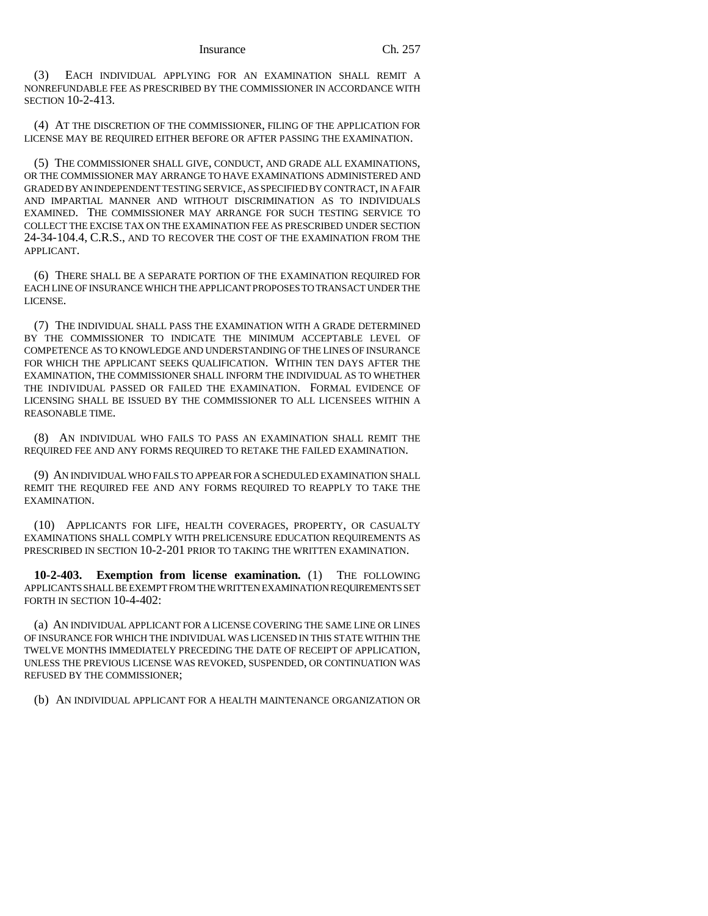(3) EACH INDIVIDUAL APPLYING FOR AN EXAMINATION SHALL REMIT A NONREFUNDABLE FEE AS PRESCRIBED BY THE COMMISSIONER IN ACCORDANCE WITH SECTION 10-2-413.

(4) AT THE DISCRETION OF THE COMMISSIONER, FILING OF THE APPLICATION FOR LICENSE MAY BE REQUIRED EITHER BEFORE OR AFTER PASSING THE EXAMINATION.

(5) THE COMMISSIONER SHALL GIVE, CONDUCT, AND GRADE ALL EXAMINATIONS, OR THE COMMISSIONER MAY ARRANGE TO HAVE EXAMINATIONS ADMINISTERED AND GRADED BY AN INDEPENDENT TESTING SERVICE, AS SPECIFIED BY CONTRACT, IN A FAIR AND IMPARTIAL MANNER AND WITHOUT DISCRIMINATION AS TO INDIVIDUALS EXAMINED. THE COMMISSIONER MAY ARRANGE FOR SUCH TESTING SERVICE TO COLLECT THE EXCISE TAX ON THE EXAMINATION FEE AS PRESCRIBED UNDER SECTION 24-34-104.4, C.R.S., AND TO RECOVER THE COST OF THE EXAMINATION FROM THE APPLICANT.

(6) THERE SHALL BE A SEPARATE PORTION OF THE EXAMINATION REQUIRED FOR EACH LINE OF INSURANCE WHICH THE APPLICANT PROPOSES TO TRANSACT UNDER THE LICENSE.

(7) THE INDIVIDUAL SHALL PASS THE EXAMINATION WITH A GRADE DETERMINED BY THE COMMISSIONER TO INDICATE THE MINIMUM ACCEPTABLE LEVEL OF COMPETENCE AS TO KNOWLEDGE AND UNDERSTANDING OF THE LINES OF INSURANCE FOR WHICH THE APPLICANT SEEKS QUALIFICATION. WITHIN TEN DAYS AFTER THE EXAMINATION, THE COMMISSIONER SHALL INFORM THE INDIVIDUAL AS TO WHETHER THE INDIVIDUAL PASSED OR FAILED THE EXAMINATION. FORMAL EVIDENCE OF LICENSING SHALL BE ISSUED BY THE COMMISSIONER TO ALL LICENSEES WITHIN A REASONABLE TIME.

(8) AN INDIVIDUAL WHO FAILS TO PASS AN EXAMINATION SHALL REMIT THE REQUIRED FEE AND ANY FORMS REQUIRED TO RETAKE THE FAILED EXAMINATION.

(9) AN INDIVIDUAL WHO FAILS TO APPEAR FOR A SCHEDULED EXAMINATION SHALL REMIT THE REQUIRED FEE AND ANY FORMS REQUIRED TO REAPPLY TO TAKE THE EXAMINATION.

(10) APPLICANTS FOR LIFE, HEALTH COVERAGES, PROPERTY, OR CASUALTY EXAMINATIONS SHALL COMPLY WITH PRELICENSURE EDUCATION REQUIREMENTS AS PRESCRIBED IN SECTION 10-2-201 PRIOR TO TAKING THE WRITTEN EXAMINATION.

**10-2-403. Exemption from license examination.** (1) THE FOLLOWING APPLICANTS SHALL BE EXEMPT FROM THE WRITTEN EXAMINATION REQUIREMENTS SET FORTH IN SECTION 10-4-402:

(a) AN INDIVIDUAL APPLICANT FOR A LICENSE COVERING THE SAME LINE OR LINES OF INSURANCE FOR WHICH THE INDIVIDUAL WAS LICENSED IN THIS STATE WITHIN THE TWELVE MONTHS IMMEDIATELY PRECEDING THE DATE OF RECEIPT OF APPLICATION, UNLESS THE PREVIOUS LICENSE WAS REVOKED, SUSPENDED, OR CONTINUATION WAS REFUSED BY THE COMMISSIONER;

(b) AN INDIVIDUAL APPLICANT FOR A HEALTH MAINTENANCE ORGANIZATION OR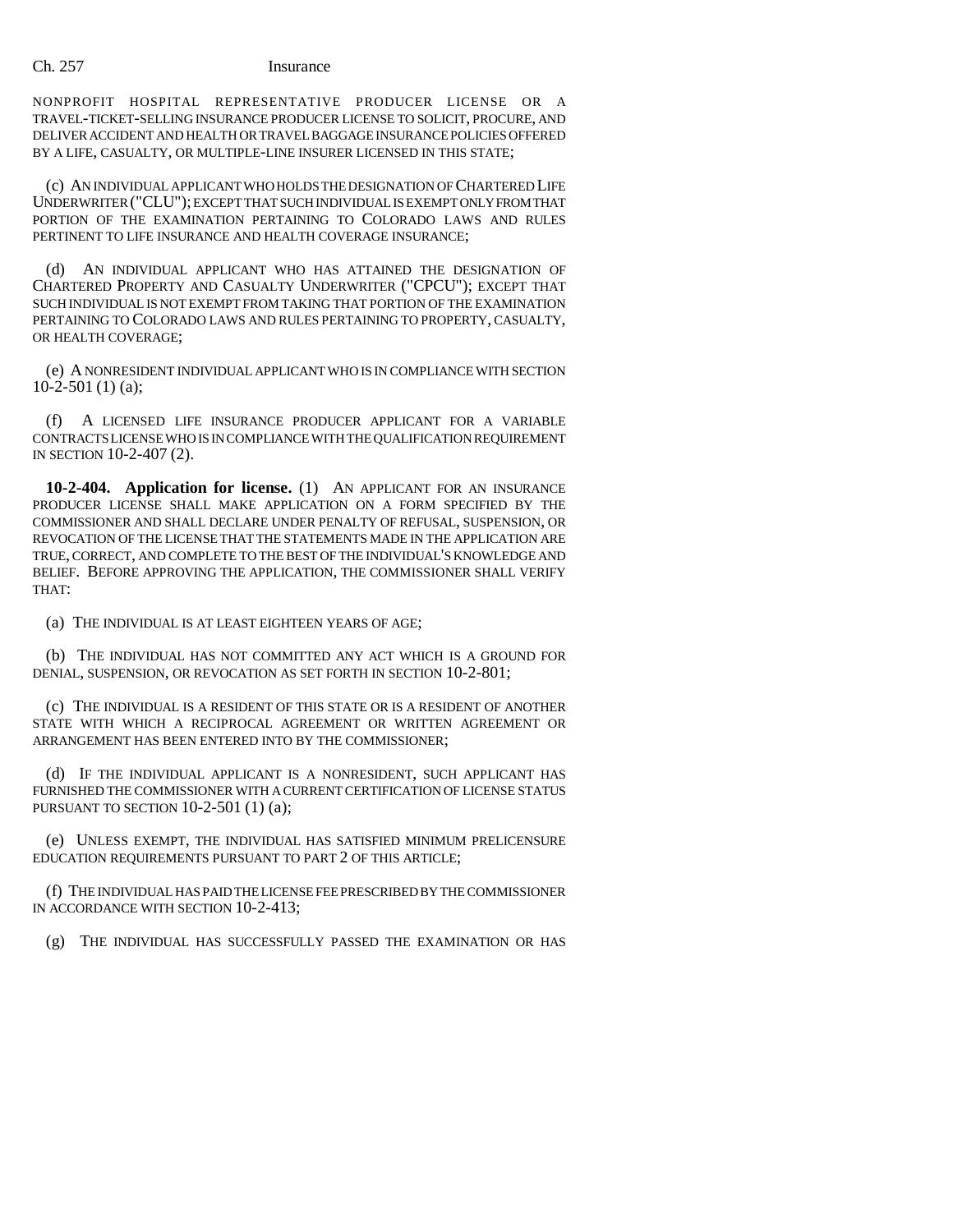NONPROFIT HOSPITAL REPRESENTATIVE PRODUCER LICENSE OR A TRAVEL-TICKET-SELLING INSURANCE PRODUCER LICENSE TO SOLICIT, PROCURE, AND DELIVER ACCIDENT AND HEALTH OR TRAVEL BAGGAGE INSURANCE POLICIES OFFERED BY A LIFE, CASUALTY, OR MULTIPLE-LINE INSURER LICENSED IN THIS STATE;

(c) AN INDIVIDUAL APPLICANT WHO HOLDS THE DESIGNATION OF CHARTERED LIFE UNDERWRITER ("CLU"); EXCEPT THAT SUCH INDIVIDUAL IS EXEMPT ONLY FROM THAT PORTION OF THE EXAMINATION PERTAINING TO COLORADO LAWS AND RULES PERTINENT TO LIFE INSURANCE AND HEALTH COVERAGE INSURANCE;

(d) AN INDIVIDUAL APPLICANT WHO HAS ATTAINED THE DESIGNATION OF CHARTERED PROPERTY AND CASUALTY UNDERWRITER ("CPCU"); EXCEPT THAT SUCH INDIVIDUAL IS NOT EXEMPT FROM TAKING THAT PORTION OF THE EXAMINATION PERTAINING TO COLORADO LAWS AND RULES PERTAINING TO PROPERTY, CASUALTY, OR HEALTH COVERAGE;

(e) A NONRESIDENT INDIVIDUAL APPLICANT WHO IS IN COMPLIANCE WITH SECTION 10-2-501 (1) (a);

(f) A LICENSED LIFE INSURANCE PRODUCER APPLICANT FOR A VARIABLE CONTRACTS LICENSE WHO IS IN COMPLIANCE WITH THE QUALIFICATION REQUIREMENT IN SECTION 10-2-407 (2).

**10-2-404. Application for license.** (1) AN APPLICANT FOR AN INSURANCE PRODUCER LICENSE SHALL MAKE APPLICATION ON A FORM SPECIFIED BY THE COMMISSIONER AND SHALL DECLARE UNDER PENALTY OF REFUSAL, SUSPENSION, OR REVOCATION OF THE LICENSE THAT THE STATEMENTS MADE IN THE APPLICATION ARE TRUE, CORRECT, AND COMPLETE TO THE BEST OF THE INDIVIDUAL'S KNOWLEDGE AND BELIEF. BEFORE APPROVING THE APPLICATION, THE COMMISSIONER SHALL VERIFY THAT:

(a) THE INDIVIDUAL IS AT LEAST EIGHTEEN YEARS OF AGE;

(b) THE INDIVIDUAL HAS NOT COMMITTED ANY ACT WHICH IS A GROUND FOR DENIAL, SUSPENSION, OR REVOCATION AS SET FORTH IN SECTION 10-2-801;

(c) THE INDIVIDUAL IS A RESIDENT OF THIS STATE OR IS A RESIDENT OF ANOTHER STATE WITH WHICH A RECIPROCAL AGREEMENT OR WRITTEN AGREEMENT OR ARRANGEMENT HAS BEEN ENTERED INTO BY THE COMMISSIONER;

(d) IF THE INDIVIDUAL APPLICANT IS A NONRESIDENT, SUCH APPLICANT HAS FURNISHED THE COMMISSIONER WITH A CURRENT CERTIFICATION OF LICENSE STATUS PURSUANT TO SECTION 10-2-501 (1) (a);

(e) UNLESS EXEMPT, THE INDIVIDUAL HAS SATISFIED MINIMUM PRELICENSURE EDUCATION REQUIREMENTS PURSUANT TO PART 2 OF THIS ARTICLE;

(f) THE INDIVIDUAL HAS PAID THE LICENSE FEE PRESCRIBED BY THE COMMISSIONER IN ACCORDANCE WITH SECTION 10-2-413;

(g) THE INDIVIDUAL HAS SUCCESSFULLY PASSED THE EXAMINATION OR HAS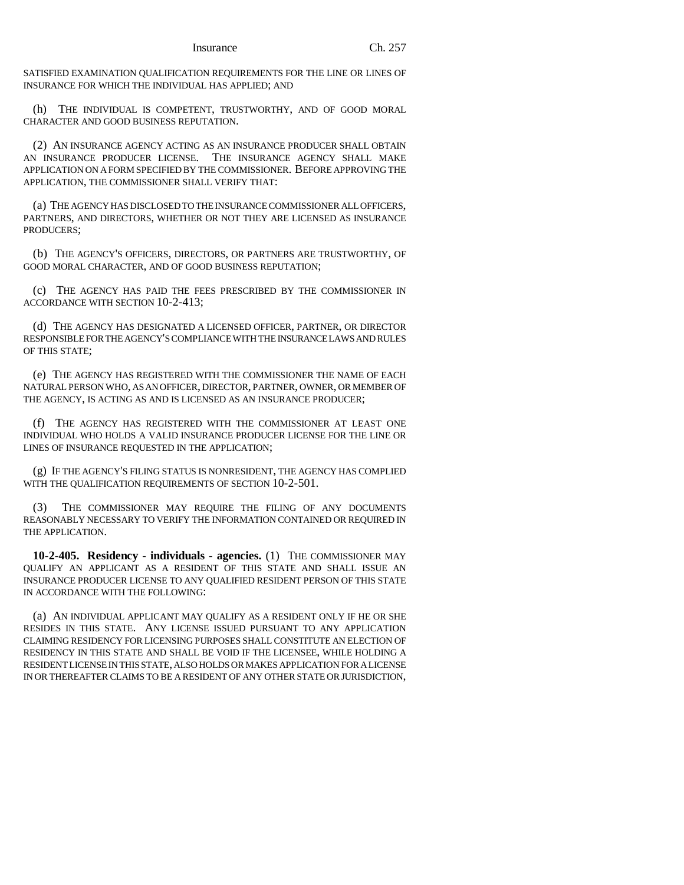SATISFIED EXAMINATION QUALIFICATION REQUIREMENTS FOR THE LINE OR LINES OF INSURANCE FOR WHICH THE INDIVIDUAL HAS APPLIED; AND

(h) THE INDIVIDUAL IS COMPETENT, TRUSTWORTHY, AND OF GOOD MORAL CHARACTER AND GOOD BUSINESS REPUTATION.

(2) AN INSURANCE AGENCY ACTING AS AN INSURANCE PRODUCER SHALL OBTAIN AN INSURANCE PRODUCER LICENSE. THE INSURANCE AGENCY SHALL MAKE APPLICATION ON A FORM SPECIFIED BY THE COMMISSIONER. BEFORE APPROVING THE APPLICATION, THE COMMISSIONER SHALL VERIFY THAT:

(a) THE AGENCY HAS DISCLOSED TO THE INSURANCE COMMISSIONER ALL OFFICERS, PARTNERS, AND DIRECTORS, WHETHER OR NOT THEY ARE LICENSED AS INSURANCE PRODUCERS;

(b) THE AGENCY'S OFFICERS, DIRECTORS, OR PARTNERS ARE TRUSTWORTHY, OF GOOD MORAL CHARACTER, AND OF GOOD BUSINESS REPUTATION;

(c) THE AGENCY HAS PAID THE FEES PRESCRIBED BY THE COMMISSIONER IN ACCORDANCE WITH SECTION 10-2-413;

(d) THE AGENCY HAS DESIGNATED A LICENSED OFFICER, PARTNER, OR DIRECTOR RESPONSIBLE FOR THE AGENCY'S COMPLIANCE WITH THE INSURANCE LAWS AND RULES OF THIS STATE;

(e) THE AGENCY HAS REGISTERED WITH THE COMMISSIONER THE NAME OF EACH NATURAL PERSON WHO, AS AN OFFICER, DIRECTOR, PARTNER, OWNER, OR MEMBER OF THE AGENCY, IS ACTING AS AND IS LICENSED AS AN INSURANCE PRODUCER;

(f) THE AGENCY HAS REGISTERED WITH THE COMMISSIONER AT LEAST ONE INDIVIDUAL WHO HOLDS A VALID INSURANCE PRODUCER LICENSE FOR THE LINE OR LINES OF INSURANCE REQUESTED IN THE APPLICATION;

(g) IF THE AGENCY'S FILING STATUS IS NONRESIDENT, THE AGENCY HAS COMPLIED WITH THE QUALIFICATION REQUIREMENTS OF SECTION 10-2-501.

(3) THE COMMISSIONER MAY REQUIRE THE FILING OF ANY DOCUMENTS REASONABLY NECESSARY TO VERIFY THE INFORMATION CONTAINED OR REQUIRED IN THE APPLICATION.

**10-2-405. Residency - individuals - agencies.** (1) THE COMMISSIONER MAY QUALIFY AN APPLICANT AS A RESIDENT OF THIS STATE AND SHALL ISSUE AN INSURANCE PRODUCER LICENSE TO ANY QUALIFIED RESIDENT PERSON OF THIS STATE IN ACCORDANCE WITH THE FOLLOWING:

(a) AN INDIVIDUAL APPLICANT MAY QUALIFY AS A RESIDENT ONLY IF HE OR SHE RESIDES IN THIS STATE. ANY LICENSE ISSUED PURSUANT TO ANY APPLICATION CLAIMING RESIDENCY FOR LICENSING PURPOSES SHALL CONSTITUTE AN ELECTION OF RESIDENCY IN THIS STATE AND SHALL BE VOID IF THE LICENSEE, WHILE HOLDING A RESIDENT LICENSE IN THIS STATE, ALSO HOLDS OR MAKES APPLICATION FOR A LICENSE IN OR THEREAFTER CLAIMS TO BE A RESIDENT OF ANY OTHER STATE OR JURISDICTION,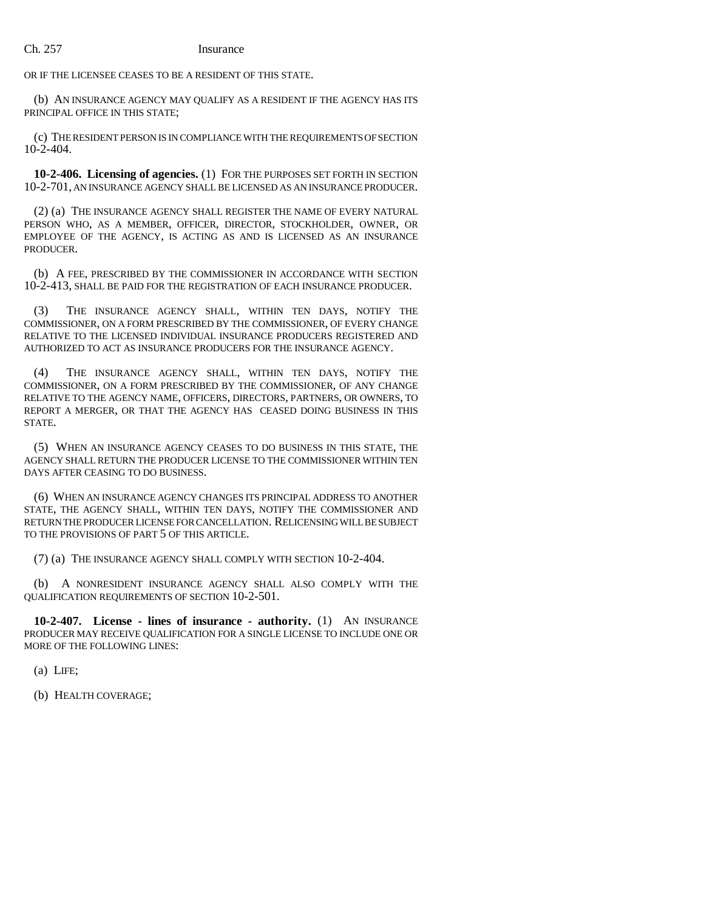OR IF THE LICENSEE CEASES TO BE A RESIDENT OF THIS STATE.

(b) AN INSURANCE AGENCY MAY QUALIFY AS A RESIDENT IF THE AGENCY HAS ITS PRINCIPAL OFFICE IN THIS STATE;

(c) THE RESIDENT PERSON IS IN COMPLIANCE WITH THE REQUIREMENTS OF SECTION 10-2-404.

**10-2-406. Licensing of agencies.** (1) FOR THE PURPOSES SET FORTH IN SECTION 10-2-701, AN INSURANCE AGENCY SHALL BE LICENSED AS AN INSURANCE PRODUCER.

(2) (a) THE INSURANCE AGENCY SHALL REGISTER THE NAME OF EVERY NATURAL PERSON WHO, AS A MEMBER, OFFICER, DIRECTOR, STOCKHOLDER, OWNER, OR EMPLOYEE OF THE AGENCY, IS ACTING AS AND IS LICENSED AS AN INSURANCE PRODUCER.

(b) A FEE, PRESCRIBED BY THE COMMISSIONER IN ACCORDANCE WITH SECTION 10-2-413, SHALL BE PAID FOR THE REGISTRATION OF EACH INSURANCE PRODUCER.

(3) THE INSURANCE AGENCY SHALL, WITHIN TEN DAYS, NOTIFY THE COMMISSIONER, ON A FORM PRESCRIBED BY THE COMMISSIONER, OF EVERY CHANGE RELATIVE TO THE LICENSED INDIVIDUAL INSURANCE PRODUCERS REGISTERED AND AUTHORIZED TO ACT AS INSURANCE PRODUCERS FOR THE INSURANCE AGENCY.

(4) THE INSURANCE AGENCY SHALL, WITHIN TEN DAYS, NOTIFY THE COMMISSIONER, ON A FORM PRESCRIBED BY THE COMMISSIONER, OF ANY CHANGE RELATIVE TO THE AGENCY NAME, OFFICERS, DIRECTORS, PARTNERS, OR OWNERS, TO REPORT A MERGER, OR THAT THE AGENCY HAS CEASED DOING BUSINESS IN THIS STATE.

(5) WHEN AN INSURANCE AGENCY CEASES TO DO BUSINESS IN THIS STATE, THE AGENCY SHALL RETURN THE PRODUCER LICENSE TO THE COMMISSIONER WITHIN TEN DAYS AFTER CEASING TO DO BUSINESS.

(6) WHEN AN INSURANCE AGENCY CHANGES ITS PRINCIPAL ADDRESS TO ANOTHER STATE, THE AGENCY SHALL, WITHIN TEN DAYS, NOTIFY THE COMMISSIONER AND RETURN THE PRODUCER LICENSE FOR CANCELLATION. RELICENSING WILL BE SUBJECT TO THE PROVISIONS OF PART 5 OF THIS ARTICLE.

(7) (a) THE INSURANCE AGENCY SHALL COMPLY WITH SECTION 10-2-404.

(b) A NONRESIDENT INSURANCE AGENCY SHALL ALSO COMPLY WITH THE QUALIFICATION REQUIREMENTS OF SECTION 10-2-501.

**10-2-407. License - lines of insurance - authority.** (1) AN INSURANCE PRODUCER MAY RECEIVE QUALIFICATION FOR A SINGLE LICENSE TO INCLUDE ONE OR MORE OF THE FOLLOWING LINES:

(a) LIFE;

(b) HEALTH COVERAGE;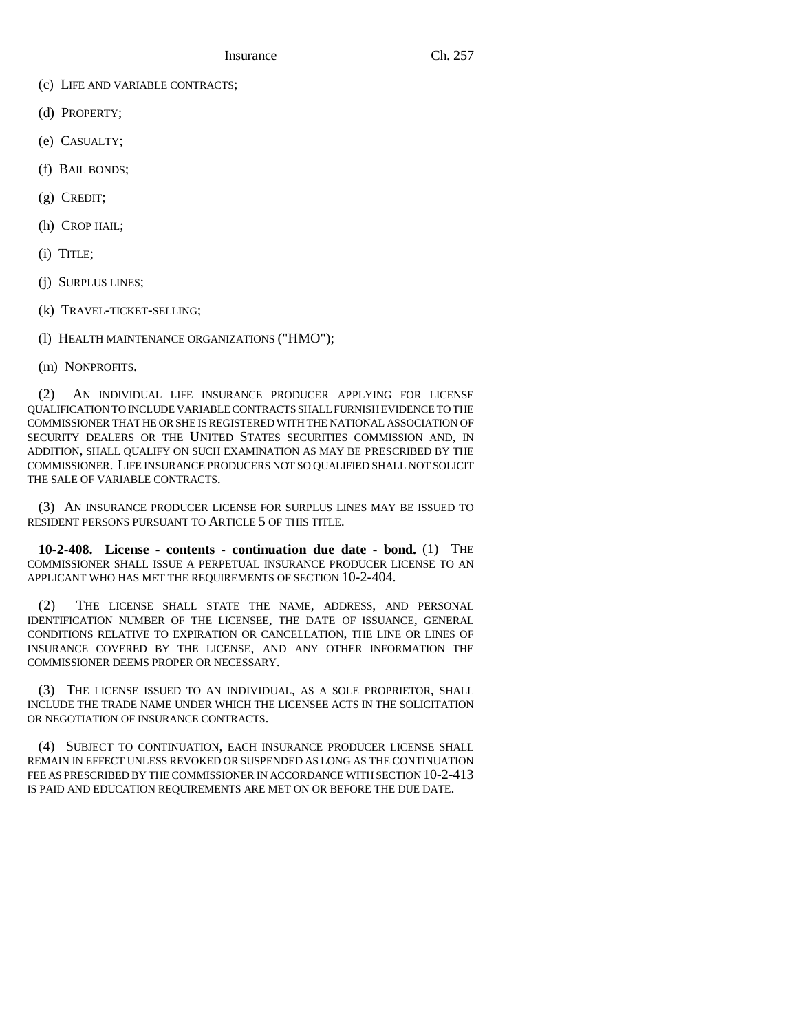(c) LIFE AND VARIABLE CONTRACTS;

(d) PROPERTY;

(e) CASUALTY;

(f) BAIL BONDS;

(g) CREDIT;

(h) CROP HAIL;

(i) TITLE;

(j) SURPLUS LINES;

(k) TRAVEL-TICKET-SELLING;

(l) HEALTH MAINTENANCE ORGANIZATIONS ("HMO");

(m) NONPROFITS.

(2) AN INDIVIDUAL LIFE INSURANCE PRODUCER APPLYING FOR LICENSE QUALIFICATION TO INCLUDE VARIABLE CONTRACTS SHALL FURNISH EVIDENCE TO THE COMMISSIONER THAT HE OR SHE IS REGISTERED WITH THE NATIONAL ASSOCIATION OF SECURITY DEALERS OR THE UNITED STATES SECURITIES COMMISSION AND, IN ADDITION, SHALL QUALIFY ON SUCH EXAMINATION AS MAY BE PRESCRIBED BY THE COMMISSIONER. LIFE INSURANCE PRODUCERS NOT SO QUALIFIED SHALL NOT SOLICIT THE SALE OF VARIABLE CONTRACTS.

(3) AN INSURANCE PRODUCER LICENSE FOR SURPLUS LINES MAY BE ISSUED TO RESIDENT PERSONS PURSUANT TO ARTICLE 5 OF THIS TITLE.

**10-2-408. License - contents - continuation due date - bond.** (1) THE COMMISSIONER SHALL ISSUE A PERPETUAL INSURANCE PRODUCER LICENSE TO AN APPLICANT WHO HAS MET THE REQUIREMENTS OF SECTION 10-2-404.

(2) THE LICENSE SHALL STATE THE NAME, ADDRESS, AND PERSONAL IDENTIFICATION NUMBER OF THE LICENSEE, THE DATE OF ISSUANCE, GENERAL CONDITIONS RELATIVE TO EXPIRATION OR CANCELLATION, THE LINE OR LINES OF INSURANCE COVERED BY THE LICENSE, AND ANY OTHER INFORMATION THE COMMISSIONER DEEMS PROPER OR NECESSARY.

(3) THE LICENSE ISSUED TO AN INDIVIDUAL, AS A SOLE PROPRIETOR, SHALL INCLUDE THE TRADE NAME UNDER WHICH THE LICENSEE ACTS IN THE SOLICITATION OR NEGOTIATION OF INSURANCE CONTRACTS.

(4) SUBJECT TO CONTINUATION, EACH INSURANCE PRODUCER LICENSE SHALL REMAIN IN EFFECT UNLESS REVOKED OR SUSPENDED AS LONG AS THE CONTINUATION FEE AS PRESCRIBED BY THE COMMISSIONER IN ACCORDANCE WITH SECTION 10-2-413 IS PAID AND EDUCATION REQUIREMENTS ARE MET ON OR BEFORE THE DUE DATE.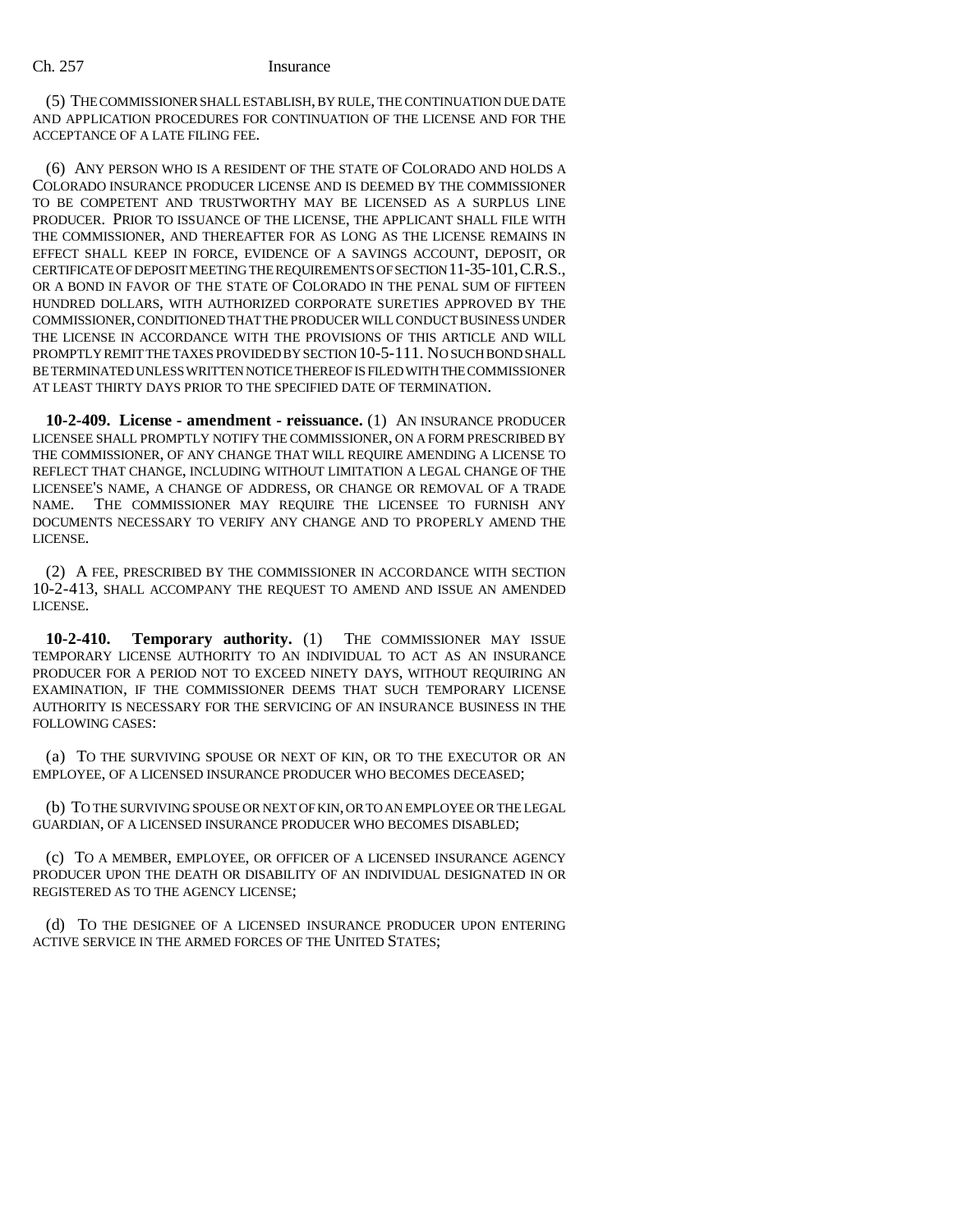(5) THE COMMISSIONER SHALL ESTABLISH, BY RULE, THE CONTINUATION DUE DATE AND APPLICATION PROCEDURES FOR CONTINUATION OF THE LICENSE AND FOR THE ACCEPTANCE OF A LATE FILING FEE.

(6) ANY PERSON WHO IS A RESIDENT OF THE STATE OF COLORADO AND HOLDS A COLORADO INSURANCE PRODUCER LICENSE AND IS DEEMED BY THE COMMISSIONER TO BE COMPETENT AND TRUSTWORTHY MAY BE LICENSED AS A SURPLUS LINE PRODUCER. PRIOR TO ISSUANCE OF THE LICENSE, THE APPLICANT SHALL FILE WITH THE COMMISSIONER, AND THEREAFTER FOR AS LONG AS THE LICENSE REMAINS IN EFFECT SHALL KEEP IN FORCE, EVIDENCE OF A SAVINGS ACCOUNT, DEPOSIT, OR CERTIFICATE OF DEPOSIT MEETING THE REQUIREMENTS OF SECTION 11-35-101, C.R.S., OR A BOND IN FAVOR OF THE STATE OF COLORADO IN THE PENAL SUM OF FIFTEEN HUNDRED DOLLARS, WITH AUTHORIZED CORPORATE SURETIES APPROVED BY THE COMMISSIONER, CONDITIONED THAT THE PRODUCER WILL CONDUCT BUSINESS UNDER THE LICENSE IN ACCORDANCE WITH THE PROVISIONS OF THIS ARTICLE AND WILL PROMPTLY REMIT THE TAXES PROVIDED BY SECTION 10-5-111. NO SUCH BOND SHALL BE TERMINATED UNLESS WRITTEN NOTICE THEREOF IS FILED WITH THE COMMISSIONER AT LEAST THIRTY DAYS PRIOR TO THE SPECIFIED DATE OF TERMINATION.

**10-2-409. License - amendment - reissuance.** (1) AN INSURANCE PRODUCER LICENSEE SHALL PROMPTLY NOTIFY THE COMMISSIONER, ON A FORM PRESCRIBED BY THE COMMISSIONER, OF ANY CHANGE THAT WILL REQUIRE AMENDING A LICENSE TO REFLECT THAT CHANGE, INCLUDING WITHOUT LIMITATION A LEGAL CHANGE OF THE LICENSEE'S NAME, A CHANGE OF ADDRESS, OR CHANGE OR REMOVAL OF A TRADE NAME. THE COMMISSIONER MAY REQUIRE THE LICENSEE TO FURNISH ANY DOCUMENTS NECESSARY TO VERIFY ANY CHANGE AND TO PROPERLY AMEND THE LICENSE.

(2) A FEE, PRESCRIBED BY THE COMMISSIONER IN ACCORDANCE WITH SECTION 10-2-413, SHALL ACCOMPANY THE REQUEST TO AMEND AND ISSUE AN AMENDED LICENSE.

**10-2-410. Temporary authority.** (1) THE COMMISSIONER MAY ISSUE TEMPORARY LICENSE AUTHORITY TO AN INDIVIDUAL TO ACT AS AN INSURANCE PRODUCER FOR A PERIOD NOT TO EXCEED NINETY DAYS, WITHOUT REQUIRING AN EXAMINATION, IF THE COMMISSIONER DEEMS THAT SUCH TEMPORARY LICENSE AUTHORITY IS NECESSARY FOR THE SERVICING OF AN INSURANCE BUSINESS IN THE FOLLOWING CASES:

(a) TO THE SURVIVING SPOUSE OR NEXT OF KIN, OR TO THE EXECUTOR OR AN EMPLOYEE, OF A LICENSED INSURANCE PRODUCER WHO BECOMES DECEASED;

(b) TO THE SURVIVING SPOUSE OR NEXT OF KIN, OR TO AN EMPLOYEE OR THE LEGAL GUARDIAN, OF A LICENSED INSURANCE PRODUCER WHO BECOMES DISABLED;

(c) TO A MEMBER, EMPLOYEE, OR OFFICER OF A LICENSED INSURANCE AGENCY PRODUCER UPON THE DEATH OR DISABILITY OF AN INDIVIDUAL DESIGNATED IN OR REGISTERED AS TO THE AGENCY LICENSE;

(d) TO THE DESIGNEE OF A LICENSED INSURANCE PRODUCER UPON ENTERING ACTIVE SERVICE IN THE ARMED FORCES OF THE UNITED STATES;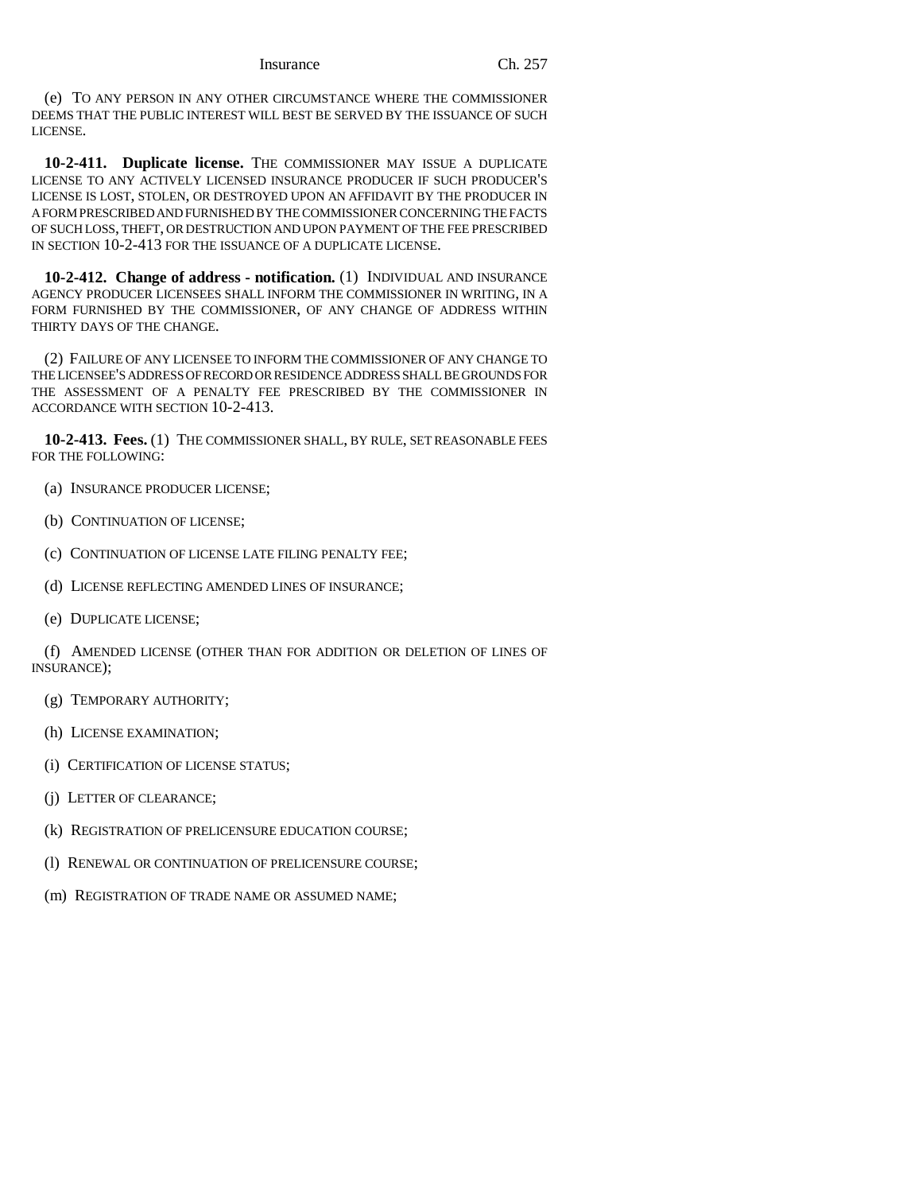(e) TO ANY PERSON IN ANY OTHER CIRCUMSTANCE WHERE THE COMMISSIONER DEEMS THAT THE PUBLIC INTEREST WILL BEST BE SERVED BY THE ISSUANCE OF SUCH LICENSE.

**10-2-411. Duplicate license.** THE COMMISSIONER MAY ISSUE A DUPLICATE LICENSE TO ANY ACTIVELY LICENSED INSURANCE PRODUCER IF SUCH PRODUCER'S LICENSE IS LOST, STOLEN, OR DESTROYED UPON AN AFFIDAVIT BY THE PRODUCER IN A FORM PRESCRIBED AND FURNISHED BY THE COMMISSIONER CONCERNING THE FACTS OF SUCH LOSS, THEFT, OR DESTRUCTION AND UPON PAYMENT OF THE FEE PRESCRIBED IN SECTION 10-2-413 FOR THE ISSUANCE OF A DUPLICATE LICENSE.

**10-2-412. Change of address - notification.** (1) INDIVIDUAL AND INSURANCE AGENCY PRODUCER LICENSEES SHALL INFORM THE COMMISSIONER IN WRITING, IN A FORM FURNISHED BY THE COMMISSIONER, OF ANY CHANGE OF ADDRESS WITHIN THIRTY DAYS OF THE CHANGE.

(2) FAILURE OF ANY LICENSEE TO INFORM THE COMMISSIONER OF ANY CHANGE TO THE LICENSEE'S ADDRESS OF RECORD OR RESIDENCE ADDRESS SHALL BE GROUNDS FOR THE ASSESSMENT OF A PENALTY FEE PRESCRIBED BY THE COMMISSIONER IN ACCORDANCE WITH SECTION 10-2-413.

**10-2-413. Fees.** (1) THE COMMISSIONER SHALL, BY RULE, SET REASONABLE FEES FOR THE FOLLOWING:

(a) INSURANCE PRODUCER LICENSE;

(b) CONTINUATION OF LICENSE;

(c) CONTINUATION OF LICENSE LATE FILING PENALTY FEE;

(d) LICENSE REFLECTING AMENDED LINES OF INSURANCE;

(e) DUPLICATE LICENSE;

(f) AMENDED LICENSE (OTHER THAN FOR ADDITION OR DELETION OF LINES OF INSURANCE);

(g) TEMPORARY AUTHORITY;

(h) LICENSE EXAMINATION;

(i) CERTIFICATION OF LICENSE STATUS;

(j) LETTER OF CLEARANCE;

(k) REGISTRATION OF PRELICENSURE EDUCATION COURSE;

(l) RENEWAL OR CONTINUATION OF PRELICENSURE COURSE;

(m) REGISTRATION OF TRADE NAME OR ASSUMED NAME;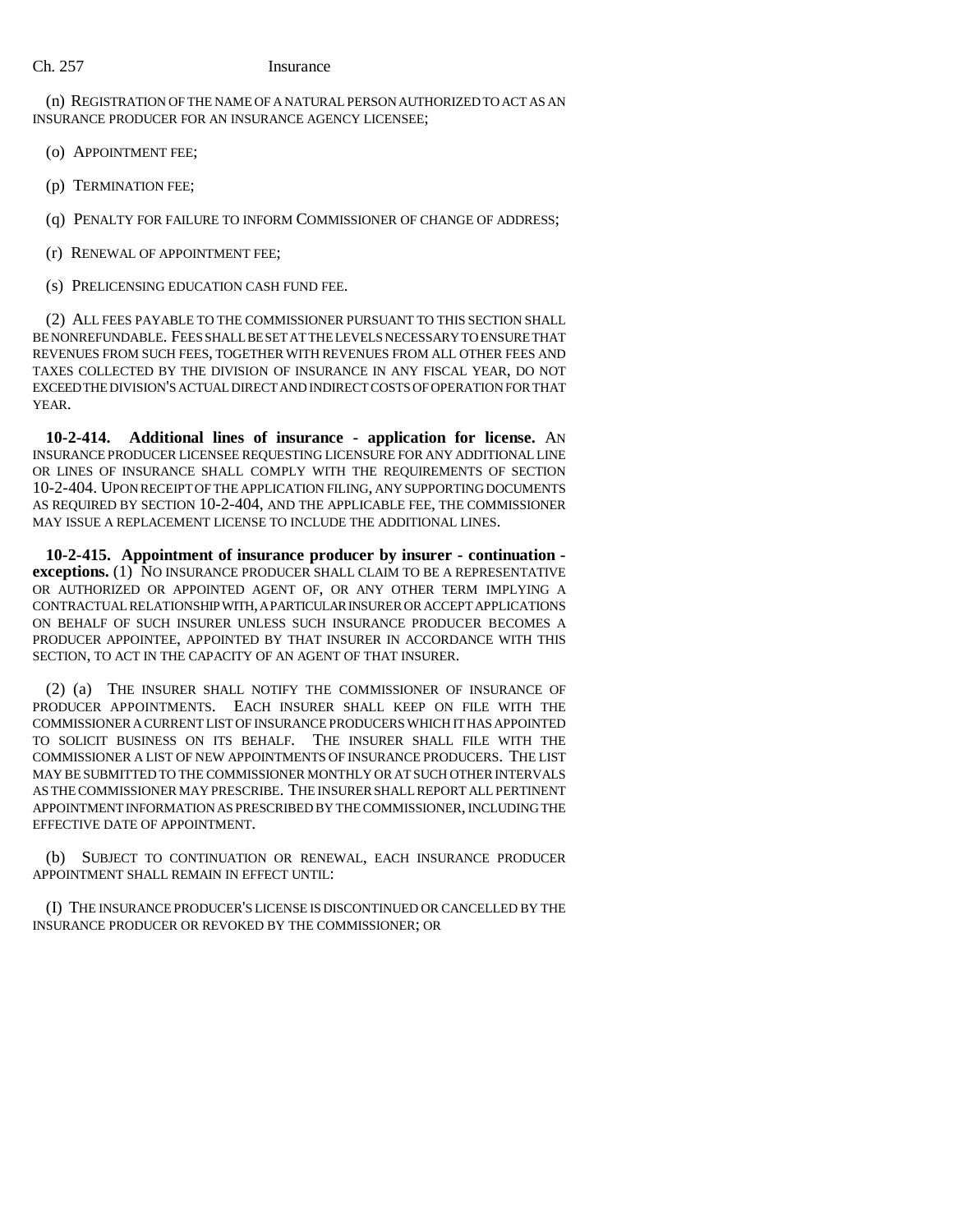(n) REGISTRATION OF THE NAME OF A NATURAL PERSON AUTHORIZED TO ACT AS AN INSURANCE PRODUCER FOR AN INSURANCE AGENCY LICENSEE;

(o) APPOINTMENT FEE;

(p) TERMINATION FEE;

(q) PENALTY FOR FAILURE TO INFORM COMMISSIONER OF CHANGE OF ADDRESS;

(r) RENEWAL OF APPOINTMENT FEE;

(s) PRELICENSING EDUCATION CASH FUND FEE.

(2) ALL FEES PAYABLE TO THE COMMISSIONER PURSUANT TO THIS SECTION SHALL BE NONREFUNDABLE. FEES SHALL BE SET AT THE LEVELS NECESSARY TO ENSURE THAT REVENUES FROM SUCH FEES, TOGETHER WITH REVENUES FROM ALL OTHER FEES AND TAXES COLLECTED BY THE DIVISION OF INSURANCE IN ANY FISCAL YEAR, DO NOT EXCEED THE DIVISION'S ACTUAL DIRECT AND INDIRECT COSTS OF OPERATION FOR THAT YEAR.

**10-2-414. Additional lines of insurance - application for license.** AN INSURANCE PRODUCER LICENSEE REQUESTING LICENSURE FOR ANY ADDITIONAL LINE OR LINES OF INSURANCE SHALL COMPLY WITH THE REQUIREMENTS OF SECTION 10-2-404. UPON RECEIPT OF THE APPLICATION FILING, ANY SUPPORTING DOCUMENTS AS REQUIRED BY SECTION 10-2-404, AND THE APPLICABLE FEE, THE COMMISSIONER MAY ISSUE A REPLACEMENT LICENSE TO INCLUDE THE ADDITIONAL LINES.

**10-2-415. Appointment of insurance producer by insurer - continuation - exceptions.** (1) NO INSURANCE PRODUCER SHALL CLAIM TO BE A REPRESENTATIVE OR AUTHORIZED OR APPOINTED AGENT OF, OR ANY OTHER TERM IMPLYING A CONTRACTUAL RELATIONSHIP WITH, A PARTICULAR INSURER OR ACCEPT APPLICATIONS ON BEHALF OF SUCH INSURER UNLESS SUCH INSURANCE PRODUCER BECOMES A PRODUCER APPOINTEE, APPOINTED BY THAT INSURER IN ACCORDANCE WITH THIS SECTION, TO ACT IN THE CAPACITY OF AN AGENT OF THAT INSURER.

(2) (a) THE INSURER SHALL NOTIFY THE COMMISSIONER OF INSURANCE OF PRODUCER APPOINTMENTS. EACH INSURER SHALL KEEP ON FILE WITH THE COMMISSIONER A CURRENT LIST OF INSURANCE PRODUCERS WHICH IT HAS APPOINTED TO SOLICIT BUSINESS ON ITS BEHALF. THE INSURER SHALL FILE WITH THE COMMISSIONER A LIST OF NEW APPOINTMENTS OF INSURANCE PRODUCERS. THE LIST MAY BE SUBMITTED TO THE COMMISSIONER MONTHLY OR AT SUCH OTHER INTERVALS AS THE COMMISSIONER MAY PRESCRIBE. THE INSURER SHALL REPORT ALL PERTINENT APPOINTMENT INFORMATION AS PRESCRIBED BY THE COMMISSIONER, INCLUDING THE EFFECTIVE DATE OF APPOINTMENT.

(b) SUBJECT TO CONTINUATION OR RENEWAL, EACH INSURANCE PRODUCER APPOINTMENT SHALL REMAIN IN EFFECT UNTIL:

(I) THE INSURANCE PRODUCER'S LICENSE IS DISCONTINUED OR CANCELLED BY THE INSURANCE PRODUCER OR REVOKED BY THE COMMISSIONER; OR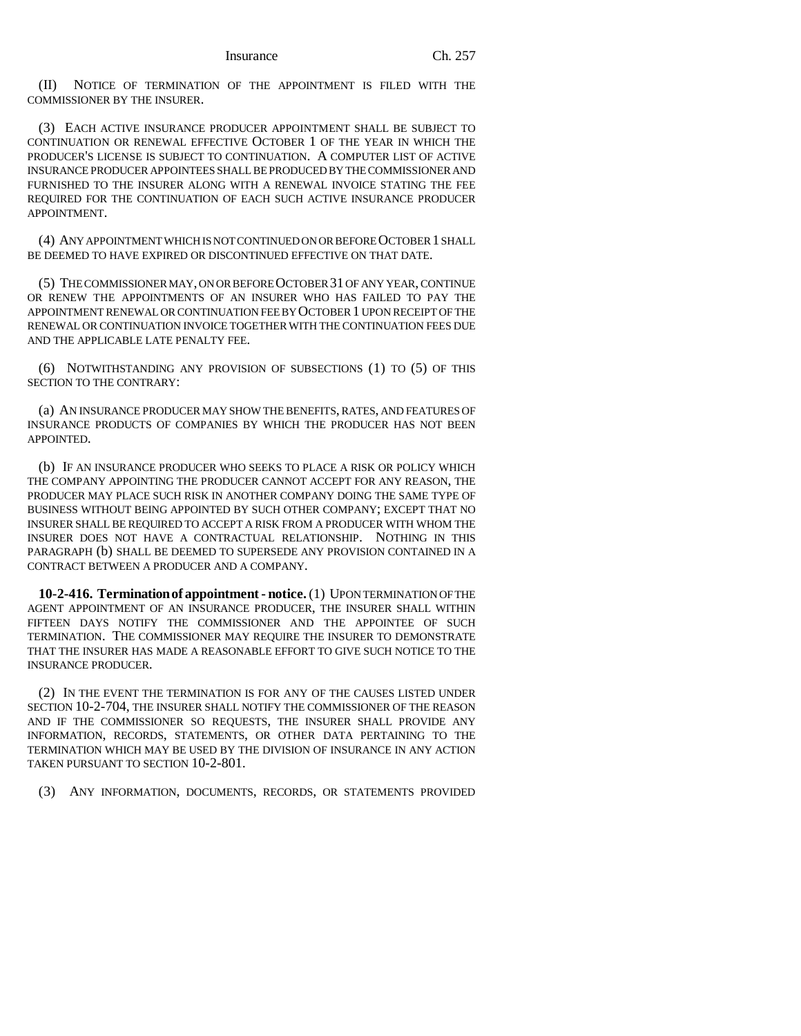(II) NOTICE OF TERMINATION OF THE APPOINTMENT IS FILED WITH THE COMMISSIONER BY THE INSURER.

(3) EACH ACTIVE INSURANCE PRODUCER APPOINTMENT SHALL BE SUBJECT TO CONTINUATION OR RENEWAL EFFECTIVE OCTOBER 1 OF THE YEAR IN WHICH THE PRODUCER'S LICENSE IS SUBJECT TO CONTINUATION. A COMPUTER LIST OF ACTIVE INSURANCE PRODUCER APPOINTEES SHALL BE PRODUCED BY THE COMMISSIONER AND FURNISHED TO THE INSURER ALONG WITH A RENEWAL INVOICE STATING THE FEE REQUIRED FOR THE CONTINUATION OF EACH SUCH ACTIVE INSURANCE PRODUCER APPOINTMENT.

(4) ANY APPOINTMENT WHICH IS NOT CONTINUED ON OR BEFORE OCTOBER 1 SHALL BE DEEMED TO HAVE EXPIRED OR DISCONTINUED EFFECTIVE ON THAT DATE.

(5) THE COMMISSIONER MAY, ON OR BEFORE OCTOBER 31 OF ANY YEAR, CONTINUE OR RENEW THE APPOINTMENTS OF AN INSURER WHO HAS FAILED TO PAY THE APPOINTMENT RENEWAL OR CONTINUATION FEE BY OCTOBER 1 UPON RECEIPT OF THE RENEWAL OR CONTINUATION INVOICE TOGETHER WITH THE CONTINUATION FEES DUE AND THE APPLICABLE LATE PENALTY FEE.

(6) NOTWITHSTANDING ANY PROVISION OF SUBSECTIONS (1) TO (5) OF THIS SECTION TO THE CONTRARY:

(a) AN INSURANCE PRODUCER MAY SHOW THE BENEFITS, RATES, AND FEATURES OF INSURANCE PRODUCTS OF COMPANIES BY WHICH THE PRODUCER HAS NOT BEEN APPOINTED.

(b) IF AN INSURANCE PRODUCER WHO SEEKS TO PLACE A RISK OR POLICY WHICH THE COMPANY APPOINTING THE PRODUCER CANNOT ACCEPT FOR ANY REASON, THE PRODUCER MAY PLACE SUCH RISK IN ANOTHER COMPANY DOING THE SAME TYPE OF BUSINESS WITHOUT BEING APPOINTED BY SUCH OTHER COMPANY; EXCEPT THAT NO INSURER SHALL BE REQUIRED TO ACCEPT A RISK FROM A PRODUCER WITH WHOM THE INSURER DOES NOT HAVE A CONTRACTUAL RELATIONSHIP. NOTHING IN THIS PARAGRAPH (b) SHALL BE DEEMED TO SUPERSEDE ANY PROVISION CONTAINED IN A CONTRACT BETWEEN A PRODUCER AND A COMPANY.

**10-2-416. Termination of appointment - notice.** (1) UPON TERMINATION OF THE AGENT APPOINTMENT OF AN INSURANCE PRODUCER, THE INSURER SHALL WITHIN FIFTEEN DAYS NOTIFY THE COMMISSIONER AND THE APPOINTEE OF SUCH TERMINATION. THE COMMISSIONER MAY REQUIRE THE INSURER TO DEMONSTRATE THAT THE INSURER HAS MADE A REASONABLE EFFORT TO GIVE SUCH NOTICE TO THE INSURANCE PRODUCER.

(2) IN THE EVENT THE TERMINATION IS FOR ANY OF THE CAUSES LISTED UNDER SECTION 10-2-704, THE INSURER SHALL NOTIFY THE COMMISSIONER OF THE REASON AND IF THE COMMISSIONER SO REQUESTS, THE INSURER SHALL PROVIDE ANY INFORMATION, RECORDS, STATEMENTS, OR OTHER DATA PERTAINING TO THE TERMINATION WHICH MAY BE USED BY THE DIVISION OF INSURANCE IN ANY ACTION TAKEN PURSUANT TO SECTION 10-2-801.

(3) ANY INFORMATION, DOCUMENTS, RECORDS, OR STATEMENTS PROVIDED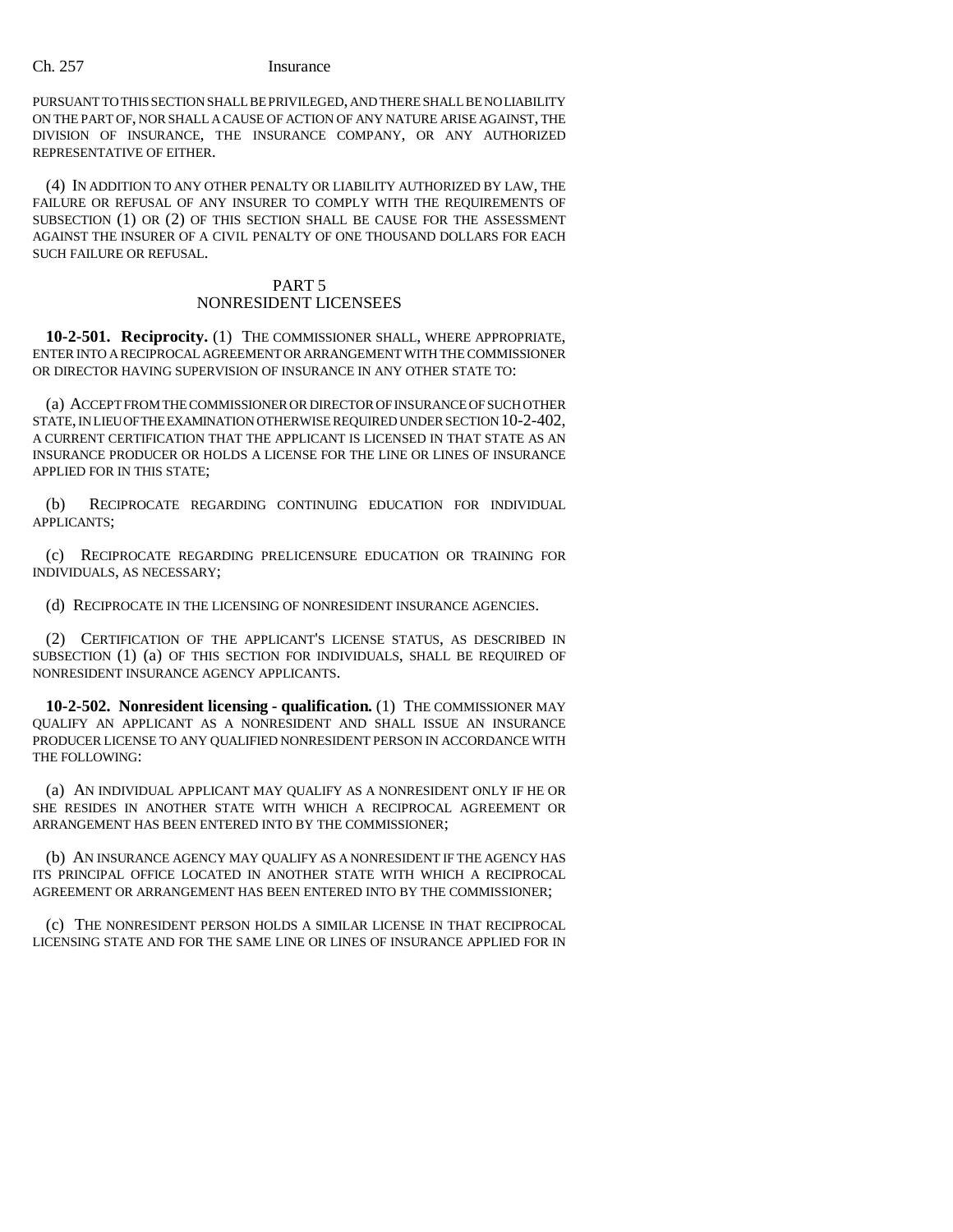PURSUANT TO THIS SECTION SHALL BE PRIVILEGED, AND THERE SHALL BE NO LIABILITY ON THE PART OF, NOR SHALL A CAUSE OF ACTION OF ANY NATURE ARISE AGAINST, THE DIVISION OF INSURANCE, THE INSURANCE COMPANY, OR ANY AUTHORIZED REPRESENTATIVE OF EITHER.

(4) IN ADDITION TO ANY OTHER PENALTY OR LIABILITY AUTHORIZED BY LAW, THE FAILURE OR REFUSAL OF ANY INSURER TO COMPLY WITH THE REQUIREMENTS OF SUBSECTION (1) OR (2) OF THIS SECTION SHALL BE CAUSE FOR THE ASSESSMENT AGAINST THE INSURER OF A CIVIL PENALTY OF ONE THOUSAND DOLLARS FOR EACH SUCH FAILURE OR REFUSAL.

## PART 5
## NONRESIDENT LICENSEES

**10-2-501. Reciprocity.** (1) THE COMMISSIONER SHALL, WHERE APPROPRIATE, ENTER INTO A RECIPROCAL AGREEMENT OR ARRANGEMENT WITH THE COMMISSIONER OR DIRECTOR HAVING SUPERVISION OF INSURANCE IN ANY OTHER STATE TO:

(a) ACCEPT FROM THE COMMISSIONER OR DIRECTOR OF INSURANCE OF SUCH OTHER STATE, IN LIEU OF THE EXAMINATION OTHERWISE REQUIRED UNDER SECTION 10-2-402, A CURRENT CERTIFICATION THAT THE APPLICANT IS LICENSED IN THAT STATE AS AN INSURANCE PRODUCER OR HOLDS A LICENSE FOR THE LINE OR LINES OF INSURANCE APPLIED FOR IN THIS STATE;

(b) RECIPROCATE REGARDING CONTINUING EDUCATION FOR INDIVIDUAL APPLICANTS;

(c) RECIPROCATE REGARDING PRELICENSURE EDUCATION OR TRAINING FOR INDIVIDUALS, AS NECESSARY;

(d) RECIPROCATE IN THE LICENSING OF NONRESIDENT INSURANCE AGENCIES.

(2) CERTIFICATION OF THE APPLICANT'S LICENSE STATUS, AS DESCRIBED IN SUBSECTION (1) (a) OF THIS SECTION FOR INDIVIDUALS, SHALL BE REQUIRED OF NONRESIDENT INSURANCE AGENCY APPLICANTS.

**10-2-502. Nonresident licensing - qualification.** (1) THE COMMISSIONER MAY QUALIFY AN APPLICANT AS A NONRESIDENT AND SHALL ISSUE AN INSURANCE PRODUCER LICENSE TO ANY QUALIFIED NONRESIDENT PERSON IN ACCORDANCE WITH THE FOLLOWING:

(a) AN INDIVIDUAL APPLICANT MAY QUALIFY AS A NONRESIDENT ONLY IF HE OR SHE RESIDES IN ANOTHER STATE WITH WHICH A RECIPROCAL AGREEMENT OR ARRANGEMENT HAS BEEN ENTERED INTO BY THE COMMISSIONER;

(b) AN INSURANCE AGENCY MAY QUALIFY AS A NONRESIDENT IF THE AGENCY HAS ITS PRINCIPAL OFFICE LOCATED IN ANOTHER STATE WITH WHICH A RECIPROCAL AGREEMENT OR ARRANGEMENT HAS BEEN ENTERED INTO BY THE COMMISSIONER;

(c) THE NONRESIDENT PERSON HOLDS A SIMILAR LICENSE IN THAT RECIPROCAL LICENSING STATE AND FOR THE SAME LINE OR LINES OF INSURANCE APPLIED FOR IN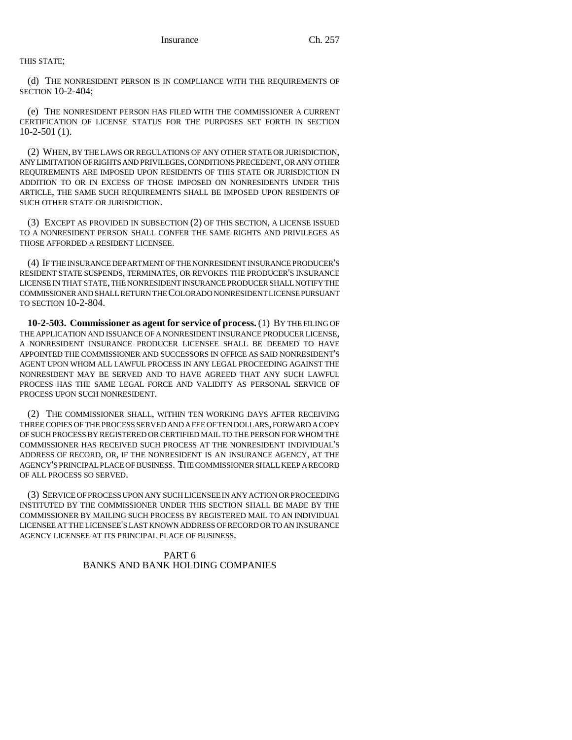THIS STATE;

(d) THE NONRESIDENT PERSON IS IN COMPLIANCE WITH THE REQUIREMENTS OF SECTION 10-2-404;

(e) THE NONRESIDENT PERSON HAS FILED WITH THE COMMISSIONER A CURRENT CERTIFICATION OF LICENSE STATUS FOR THE PURPOSES SET FORTH IN SECTION 10-2-501 (1).

(2) WHEN, BY THE LAWS OR REGULATIONS OF ANY OTHER STATE OR JURISDICTION, ANY LIMITATION OF RIGHTS AND PRIVILEGES, CONDITIONS PRECEDENT, OR ANY OTHER REQUIREMENTS ARE IMPOSED UPON RESIDENTS OF THIS STATE OR JURISDICTION IN ADDITION TO OR IN EXCESS OF THOSE IMPOSED ON NONRESIDENTS UNDER THIS ARTICLE, THE SAME SUCH REQUIREMENTS SHALL BE IMPOSED UPON RESIDENTS OF SUCH OTHER STATE OR JURISDICTION.

(3) EXCEPT AS PROVIDED IN SUBSECTION (2) OF THIS SECTION, A LICENSE ISSUED TO A NONRESIDENT PERSON SHALL CONFER THE SAME RIGHTS AND PRIVILEGES AS THOSE AFFORDED A RESIDENT LICENSEE.

(4) IF THE INSURANCE DEPARTMENT OF THE NONRESIDENT INSURANCE PRODUCER'S RESIDENT STATE SUSPENDS, TERMINATES, OR REVOKES THE PRODUCER'S INSURANCE LICENSE IN THAT STATE, THE NONRESIDENT INSURANCE PRODUCER SHALL NOTIFY THE COMMISSIONER AND SHALL RETURN THE COLORADO NONRESIDENT LICENSE PURSUANT TO SECTION 10-2-804.

**10-2-503. Commissioner as agent for service of process.** (1) BY THE FILING OF THE APPLICATION AND ISSUANCE OF A NONRESIDENT INSURANCE PRODUCER LICENSE, A NONRESIDENT INSURANCE PRODUCER LICENSEE SHALL BE DEEMED TO HAVE APPOINTED THE COMMISSIONER AND SUCCESSORS IN OFFICE AS SAID NONRESIDENT'S AGENT UPON WHOM ALL LAWFUL PROCESS IN ANY LEGAL PROCEEDING AGAINST THE NONRESIDENT MAY BE SERVED AND TO HAVE AGREED THAT ANY SUCH LAWFUL PROCESS HAS THE SAME LEGAL FORCE AND VALIDITY AS PERSONAL SERVICE OF PROCESS UPON SUCH NONRESIDENT.

(2) THE COMMISSIONER SHALL, WITHIN TEN WORKING DAYS AFTER RECEIVING THREE COPIES OF THE PROCESS SERVED AND A FEE OF TEN DOLLARS, FORWARD A COPY OF SUCH PROCESS BY REGISTERED OR CERTIFIED MAIL TO THE PERSON FOR WHOM THE COMMISSIONER HAS RECEIVED SUCH PROCESS AT THE NONRESIDENT INDIVIDUAL'S ADDRESS OF RECORD, OR, IF THE NONRESIDENT IS AN INSURANCE AGENCY, AT THE AGENCY'S PRINCIPAL PLACE OF BUSINESS. THE COMMISSIONER SHALL KEEP A RECORD OF ALL PROCESS SO SERVED.

(3) SERVICE OF PROCESS UPON ANY SUCH LICENSEE IN ANY ACTION OR PROCEEDING INSTITUTED BY THE COMMISSIONER UNDER THIS SECTION SHALL BE MADE BY THE COMMISSIONER BY MAILING SUCH PROCESS BY REGISTERED MAIL TO AN INDIVIDUAL LICENSEE AT THE LICENSEE'S LAST KNOWN ADDRESS OF RECORD OR TO AN INSURANCE AGENCY LICENSEE AT ITS PRINCIPAL PLACE OF BUSINESS.

## PART 6
## BANKS AND BANK HOLDING COMPANIES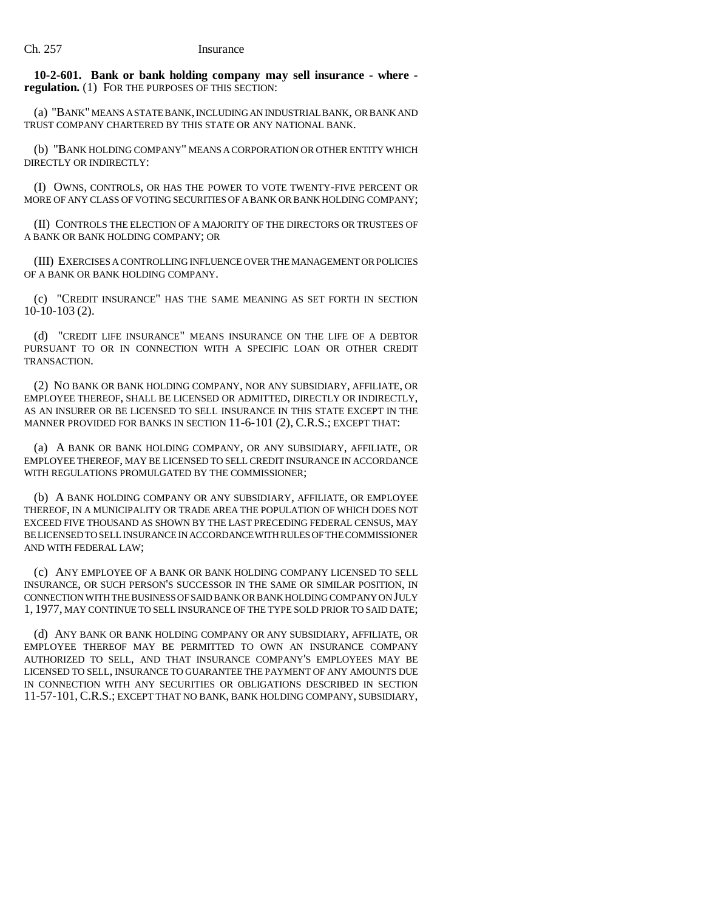**10-2-601. Bank or bank holding company may sell insurance - where - regulation.** (1) FOR THE PURPOSES OF THIS SECTION:

(a) "BANK" MEANS A STATE BANK, INCLUDING AN INDUSTRIAL BANK, OR BANK AND TRUST COMPANY CHARTERED BY THIS STATE OR ANY NATIONAL BANK.

(b) "BANK HOLDING COMPANY" MEANS A CORPORATION OR OTHER ENTITY WHICH DIRECTLY OR INDIRECTLY:

(I) OWNS, CONTROLS, OR HAS THE POWER TO VOTE TWENTY-FIVE PERCENT OR MORE OF ANY CLASS OF VOTING SECURITIES OF A BANK OR BANK HOLDING COMPANY;

(II) CONTROLS THE ELECTION OF A MAJORITY OF THE DIRECTORS OR TRUSTEES OF A BANK OR BANK HOLDING COMPANY; OR

(III) EXERCISES A CONTROLLING INFLUENCE OVER THE MANAGEMENT OR POLICIES OF A BANK OR BANK HOLDING COMPANY.

(c) "CREDIT INSURANCE" HAS THE SAME MEANING AS SET FORTH IN SECTION 10-10-103 (2).

(d) "CREDIT LIFE INSURANCE" MEANS INSURANCE ON THE LIFE OF A DEBTOR PURSUANT TO OR IN CONNECTION WITH A SPECIFIC LOAN OR OTHER CREDIT TRANSACTION.

(2) NO BANK OR BANK HOLDING COMPANY, NOR ANY SUBSIDIARY, AFFILIATE, OR EMPLOYEE THEREOF, SHALL BE LICENSED OR ADMITTED, DIRECTLY OR INDIRECTLY, AS AN INSURER OR BE LICENSED TO SELL INSURANCE IN THIS STATE EXCEPT IN THE MANNER PROVIDED FOR BANKS IN SECTION 11-6-101 (2), C.R.S.; EXCEPT THAT:

(a) A BANK OR BANK HOLDING COMPANY, OR ANY SUBSIDIARY, AFFILIATE, OR EMPLOYEE THEREOF, MAY BE LICENSED TO SELL CREDIT INSURANCE IN ACCORDANCE WITH REGULATIONS PROMULGATED BY THE COMMISSIONER;

(b) A BANK HOLDING COMPANY OR ANY SUBSIDIARY, AFFILIATE, OR EMPLOYEE THEREOF, IN A MUNICIPALITY OR TRADE AREA THE POPULATION OF WHICH DOES NOT EXCEED FIVE THOUSAND AS SHOWN BY THE LAST PRECEDING FEDERAL CENSUS, MAY BE LICENSED TO SELL INSURANCE IN ACCORDANCE WITH RULES OF THE COMMISSIONER AND WITH FEDERAL LAW;

(c) ANY EMPLOYEE OF A BANK OR BANK HOLDING COMPANY LICENSED TO SELL INSURANCE, OR SUCH PERSON'S SUCCESSOR IN THE SAME OR SIMILAR POSITION, IN CONNECTION WITH THE BUSINESS OF SAID BANK OR BANK HOLDING COMPANY ON JULY 1, 1977, MAY CONTINUE TO SELL INSURANCE OF THE TYPE SOLD PRIOR TO SAID DATE;

(d) ANY BANK OR BANK HOLDING COMPANY OR ANY SUBSIDIARY, AFFILIATE, OR EMPLOYEE THEREOF MAY BE PERMITTED TO OWN AN INSURANCE COMPANY AUTHORIZED TO SELL, AND THAT INSURANCE COMPANY'S EMPLOYEES MAY BE LICENSED TO SELL, INSURANCE TO GUARANTEE THE PAYMENT OF ANY AMOUNTS DUE IN CONNECTION WITH ANY SECURITIES OR OBLIGATIONS DESCRIBED IN SECTION 11-57-101, C.R.S.; EXCEPT THAT NO BANK, BANK HOLDING COMPANY, SUBSIDIARY,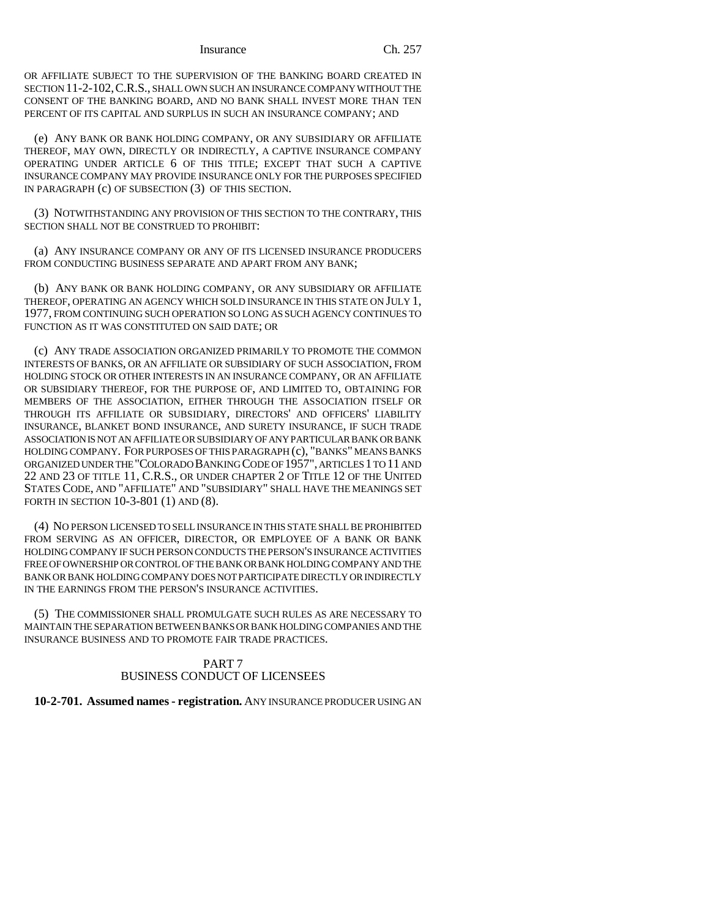OR AFFILIATE SUBJECT TO THE SUPERVISION OF THE BANKING BOARD CREATED IN SECTION 11-2-102, C.R.S., SHALL OWN SUCH AN INSURANCE COMPANY WITHOUT THE CONSENT OF THE BANKING BOARD, AND NO BANK SHALL INVEST MORE THAN TEN PERCENT OF ITS CAPITAL AND SURPLUS IN SUCH AN INSURANCE COMPANY; AND

(e) ANY BANK OR BANK HOLDING COMPANY, OR ANY SUBSIDIARY OR AFFILIATE THEREOF, MAY OWN, DIRECTLY OR INDIRECTLY, A CAPTIVE INSURANCE COMPANY OPERATING UNDER ARTICLE 6 OF THIS TITLE; EXCEPT THAT SUCH A CAPTIVE INSURANCE COMPANY MAY PROVIDE INSURANCE ONLY FOR THE PURPOSES SPECIFIED IN PARAGRAPH (c) OF SUBSECTION (3) OF THIS SECTION.

(3) NOTWITHSTANDING ANY PROVISION OF THIS SECTION TO THE CONTRARY, THIS SECTION SHALL NOT BE CONSTRUED TO PROHIBIT:

(a) ANY INSURANCE COMPANY OR ANY OF ITS LICENSED INSURANCE PRODUCERS FROM CONDUCTING BUSINESS SEPARATE AND APART FROM ANY BANK;

(b) ANY BANK OR BANK HOLDING COMPANY, OR ANY SUBSIDIARY OR AFFILIATE THEREOF, OPERATING AN AGENCY WHICH SOLD INSURANCE IN THIS STATE ON JULY 1, 1977, FROM CONTINUING SUCH OPERATION SO LONG AS SUCH AGENCY CONTINUES TO FUNCTION AS IT WAS CONSTITUTED ON SAID DATE; OR

(c) ANY TRADE ASSOCIATION ORGANIZED PRIMARILY TO PROMOTE THE COMMON INTERESTS OF BANKS, OR AN AFFILIATE OR SUBSIDIARY OF SUCH ASSOCIATION, FROM HOLDING STOCK OR OTHER INTERESTS IN AN INSURANCE COMPANY, OR AN AFFILIATE OR SUBSIDIARY THEREOF, FOR THE PURPOSE OF, AND LIMITED TO, OBTAINING FOR MEMBERS OF THE ASSOCIATION, EITHER THROUGH THE ASSOCIATION ITSELF OR THROUGH ITS AFFILIATE OR SUBSIDIARY, DIRECTORS' AND OFFICERS' LIABILITY INSURANCE, BLANKET BOND INSURANCE, AND SURETY INSURANCE, IF SUCH TRADE ASSOCIATION IS NOT AN AFFILIATE OR SUBSIDIARY OF ANY PARTICULAR BANK OR BANK HOLDING COMPANY. FOR PURPOSES OF THIS PARAGRAPH (c), "BANKS" MEANS BANKS ORGANIZED UNDER THE "COLORADO BANKING CODE OF 1957", ARTICLES 1 TO 11 AND 22 AND 23 OF TITLE 11, C.R.S., OR UNDER CHAPTER 2 OF TITLE 12 OF THE UNITED STATES CODE, AND "AFFILIATE" AND "SUBSIDIARY" SHALL HAVE THE MEANINGS SET FORTH IN SECTION 10-3-801 (1) AND (8).

(4) NO PERSON LICENSED TO SELL INSURANCE IN THIS STATE SHALL BE PROHIBITED FROM SERVING AS AN OFFICER, DIRECTOR, OR EMPLOYEE OF A BANK OR BANK HOLDING COMPANY IF SUCH PERSON CONDUCTS THE PERSON'S INSURANCE ACTIVITIES FREE OF OWNERSHIP OR CONTROL OF THE BANK OR BANK HOLDING COMPANY AND THE BANK OR BANK HOLDING COMPANY DOES NOT PARTICIPATE DIRECTLY OR INDIRECTLY IN THE EARNINGS FROM THE PERSON'S INSURANCE ACTIVITIES.

(5) THE COMMISSIONER SHALL PROMULGATE SUCH RULES AS ARE NECESSARY TO MAINTAIN THE SEPARATION BETWEEN BANKS OR BANK HOLDING COMPANIES AND THE INSURANCE BUSINESS AND TO PROMOTE FAIR TRADE PRACTICES.

## PART 7
## BUSINESS CONDUCT OF LICENSEES

**10-2-701. Assumed names - registration.** ANY INSURANCE PRODUCER USING AN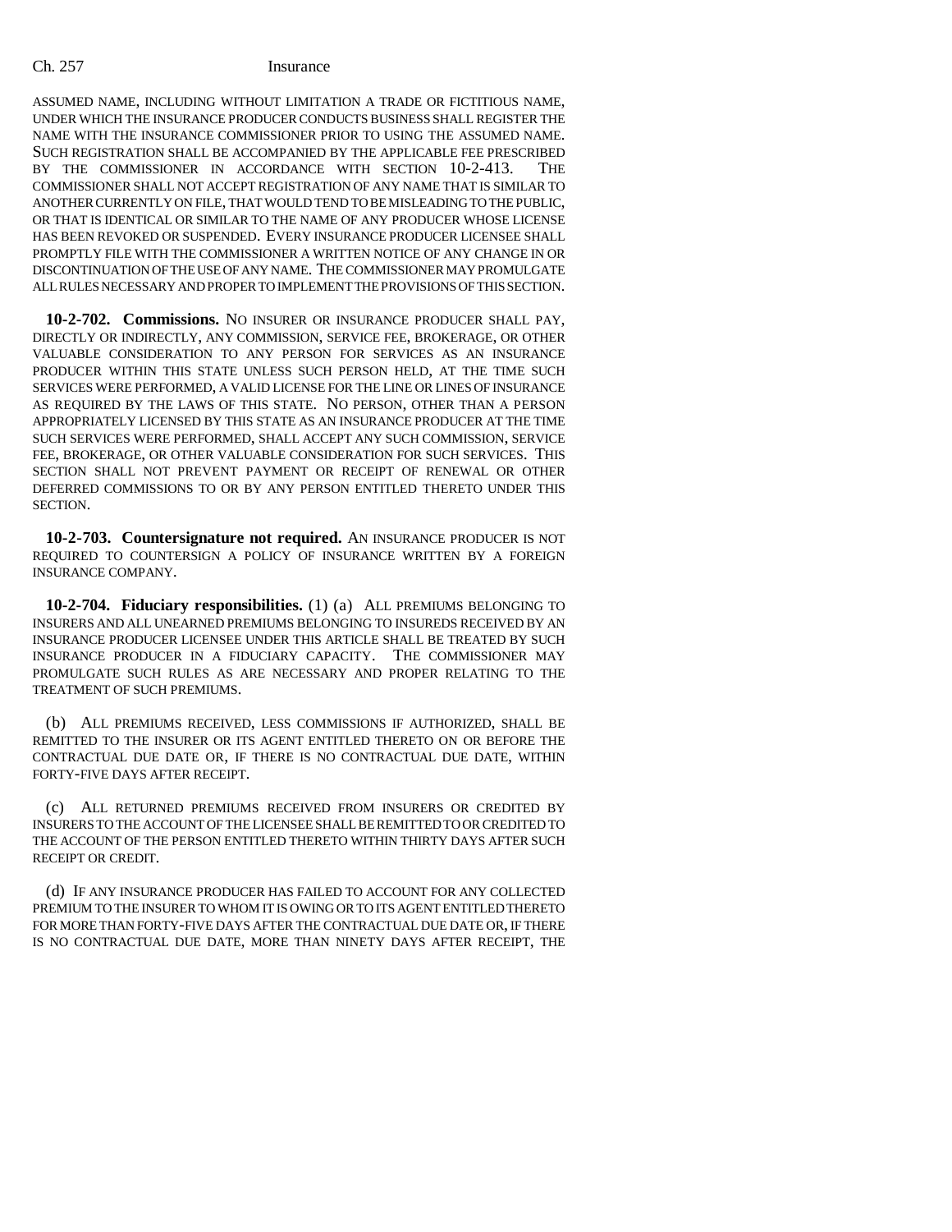ASSUMED NAME, INCLUDING WITHOUT LIMITATION A TRADE OR FICTITIOUS NAME, UNDER WHICH THE INSURANCE PRODUCER CONDUCTS BUSINESS SHALL REGISTER THE NAME WITH THE INSURANCE COMMISSIONER PRIOR TO USING THE ASSUMED NAME. SUCH REGISTRATION SHALL BE ACCOMPANIED BY THE APPLICABLE FEE PRESCRIBED BY THE COMMISSIONER IN ACCORDANCE WITH SECTION 10-2-413. THE COMMISSIONER SHALL NOT ACCEPT REGISTRATION OF ANY NAME THAT IS SIMILAR TO ANOTHER CURRENTLY ON FILE, THAT WOULD TEND TO BE MISLEADING TO THE PUBLIC, OR THAT IS IDENTICAL OR SIMILAR TO THE NAME OF ANY PRODUCER WHOSE LICENSE HAS BEEN REVOKED OR SUSPENDED. EVERY INSURANCE PRODUCER LICENSEE SHALL PROMPTLY FILE WITH THE COMMISSIONER A WRITTEN NOTICE OF ANY CHANGE IN OR DISCONTINUATION OF THE USE OF ANY NAME. THE COMMISSIONER MAY PROMULGATE ALL RULES NECESSARY AND PROPER TO IMPLEMENT THE PROVISIONS OF THIS SECTION.

**10-2-702. Commissions.** NO INSURER OR INSURANCE PRODUCER SHALL PAY, DIRECTLY OR INDIRECTLY, ANY COMMISSION, SERVICE FEE, BROKERAGE, OR OTHER VALUABLE CONSIDERATION TO ANY PERSON FOR SERVICES AS AN INSURANCE PRODUCER WITHIN THIS STATE UNLESS SUCH PERSON HELD, AT THE TIME SUCH SERVICES WERE PERFORMED, A VALID LICENSE FOR THE LINE OR LINES OF INSURANCE AS REQUIRED BY THE LAWS OF THIS STATE. NO PERSON, OTHER THAN A PERSON APPROPRIATELY LICENSED BY THIS STATE AS AN INSURANCE PRODUCER AT THE TIME SUCH SERVICES WERE PERFORMED, SHALL ACCEPT ANY SUCH COMMISSION, SERVICE FEE, BROKERAGE, OR OTHER VALUABLE CONSIDERATION FOR SUCH SERVICES. THIS SECTION SHALL NOT PREVENT PAYMENT OR RECEIPT OF RENEWAL OR OTHER DEFERRED COMMISSIONS TO OR BY ANY PERSON ENTITLED THERETO UNDER THIS SECTION.

**10-2-703. Countersignature not required.** AN INSURANCE PRODUCER IS NOT REQUIRED TO COUNTERSIGN A POLICY OF INSURANCE WRITTEN BY A FOREIGN INSURANCE COMPANY.

**10-2-704. Fiduciary responsibilities.** (1) (a) ALL PREMIUMS BELONGING TO INSURERS AND ALL UNEARNED PREMIUMS BELONGING TO INSUREDS RECEIVED BY AN INSURANCE PRODUCER LICENSEE UNDER THIS ARTICLE SHALL BE TREATED BY SUCH INSURANCE PRODUCER IN A FIDUCIARY CAPACITY. THE COMMISSIONER MAY PROMULGATE SUCH RULES AS ARE NECESSARY AND PROPER RELATING TO THE TREATMENT OF SUCH PREMIUMS.

(b) ALL PREMIUMS RECEIVED, LESS COMMISSIONS IF AUTHORIZED, SHALL BE REMITTED TO THE INSURER OR ITS AGENT ENTITLED THERETO ON OR BEFORE THE CONTRACTUAL DUE DATE OR, IF THERE IS NO CONTRACTUAL DUE DATE, WITHIN FORTY-FIVE DAYS AFTER RECEIPT.

(c) ALL RETURNED PREMIUMS RECEIVED FROM INSURERS OR CREDITED BY INSURERS TO THE ACCOUNT OF THE LICENSEE SHALL BE REMITTED TO OR CREDITED TO THE ACCOUNT OF THE PERSON ENTITLED THERETO WITHIN THIRTY DAYS AFTER SUCH RECEIPT OR CREDIT.

(d) IF ANY INSURANCE PRODUCER HAS FAILED TO ACCOUNT FOR ANY COLLECTED PREMIUM TO THE INSURER TO WHOM IT IS OWING OR TO ITS AGENT ENTITLED THERETO FOR MORE THAN FORTY-FIVE DAYS AFTER THE CONTRACTUAL DUE DATE OR, IF THERE IS NO CONTRACTUAL DUE DATE, MORE THAN NINETY DAYS AFTER RECEIPT, THE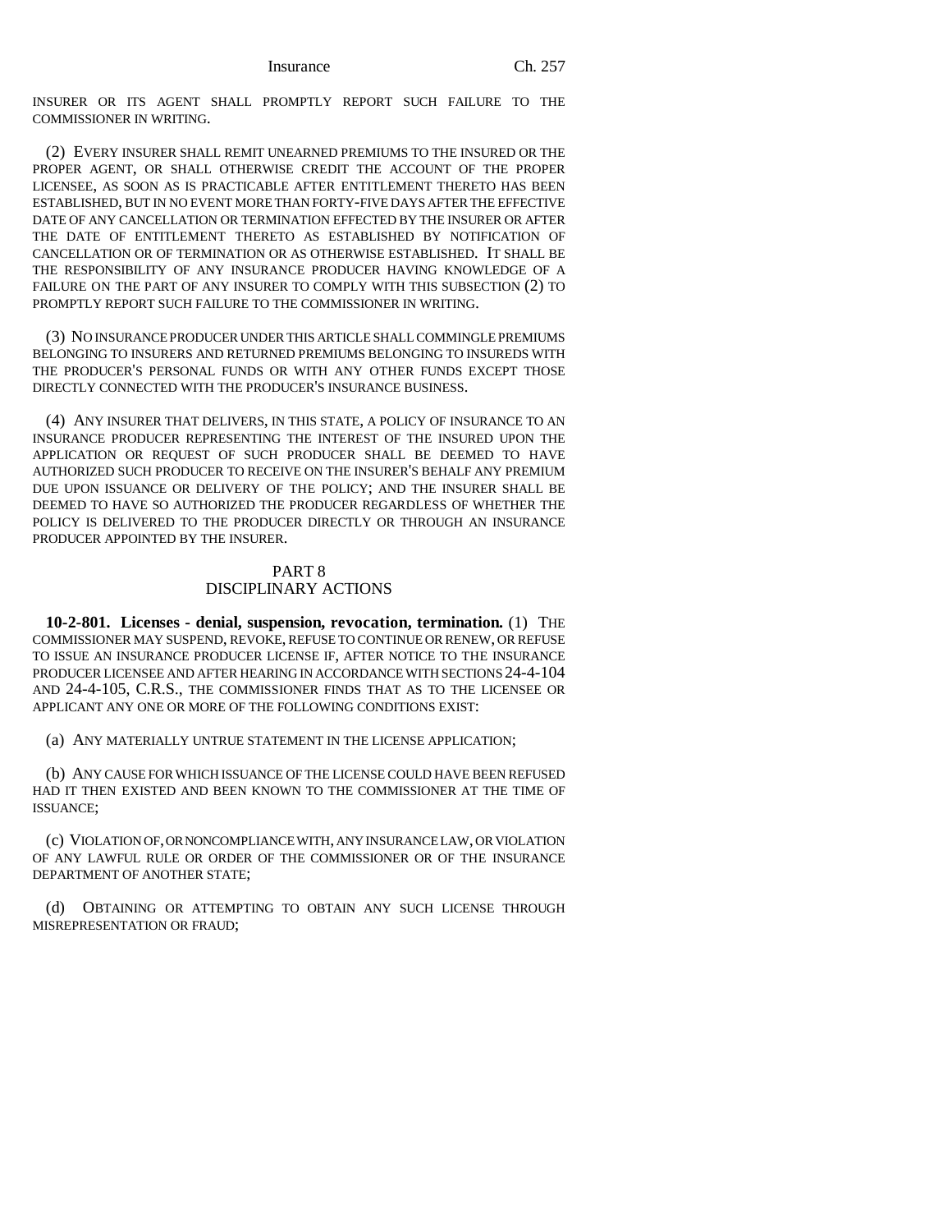INSURER OR ITS AGENT SHALL PROMPTLY REPORT SUCH FAILURE TO THE COMMISSIONER IN WRITING.

(2) EVERY INSURER SHALL REMIT UNEARNED PREMIUMS TO THE INSURED OR THE PROPER AGENT, OR SHALL OTHERWISE CREDIT THE ACCOUNT OF THE PROPER LICENSEE, AS SOON AS IS PRACTICABLE AFTER ENTITLEMENT THERETO HAS BEEN ESTABLISHED, BUT IN NO EVENT MORE THAN FORTY-FIVE DAYS AFTER THE EFFECTIVE DATE OF ANY CANCELLATION OR TERMINATION EFFECTED BY THE INSURER OR AFTER THE DATE OF ENTITLEMENT THERETO AS ESTABLISHED BY NOTIFICATION OF CANCELLATION OR OF TERMINATION OR AS OTHERWISE ESTABLISHED. IT SHALL BE THE RESPONSIBILITY OF ANY INSURANCE PRODUCER HAVING KNOWLEDGE OF A FAILURE ON THE PART OF ANY INSURER TO COMPLY WITH THIS SUBSECTION (2) TO PROMPTLY REPORT SUCH FAILURE TO THE COMMISSIONER IN WRITING.

(3) NO INSURANCE PRODUCER UNDER THIS ARTICLE SHALL COMMINGLE PREMIUMS BELONGING TO INSURERS AND RETURNED PREMIUMS BELONGING TO INSUREDS WITH THE PRODUCER'S PERSONAL FUNDS OR WITH ANY OTHER FUNDS EXCEPT THOSE DIRECTLY CONNECTED WITH THE PRODUCER'S INSURANCE BUSINESS.

(4) ANY INSURER THAT DELIVERS, IN THIS STATE, A POLICY OF INSURANCE TO AN INSURANCE PRODUCER REPRESENTING THE INTEREST OF THE INSURED UPON THE APPLICATION OR REQUEST OF SUCH PRODUCER SHALL BE DEEMED TO HAVE AUTHORIZED SUCH PRODUCER TO RECEIVE ON THE INSURER'S BEHALF ANY PREMIUM DUE UPON ISSUANCE OR DELIVERY OF THE POLICY; AND THE INSURER SHALL BE DEEMED TO HAVE SO AUTHORIZED THE PRODUCER REGARDLESS OF WHETHER THE POLICY IS DELIVERED TO THE PRODUCER DIRECTLY OR THROUGH AN INSURANCE PRODUCER APPOINTED BY THE INSURER.

## PART 8
## DISCIPLINARY ACTIONS

**10-2-801. Licenses - denial, suspension, revocation, termination.** (1) THE COMMISSIONER MAY SUSPEND, REVOKE, REFUSE TO CONTINUE OR RENEW, OR REFUSE TO ISSUE AN INSURANCE PRODUCER LICENSE IF, AFTER NOTICE TO THE INSURANCE PRODUCER LICENSEE AND AFTER HEARING IN ACCORDANCE WITH SECTIONS 24-4-104 AND 24-4-105, C.R.S., THE COMMISSIONER FINDS THAT AS TO THE LICENSEE OR APPLICANT ANY ONE OR MORE OF THE FOLLOWING CONDITIONS EXIST:

(a) ANY MATERIALLY UNTRUE STATEMENT IN THE LICENSE APPLICATION;

(b) ANY CAUSE FOR WHICH ISSUANCE OF THE LICENSE COULD HAVE BEEN REFUSED HAD IT THEN EXISTED AND BEEN KNOWN TO THE COMMISSIONER AT THE TIME OF ISSUANCE;

(c) VIOLATION OF, OR NONCOMPLIANCE WITH, ANY INSURANCE LAW, OR VIOLATION OF ANY LAWFUL RULE OR ORDER OF THE COMMISSIONER OR OF THE INSURANCE DEPARTMENT OF ANOTHER STATE;

(d) OBTAINING OR ATTEMPTING TO OBTAIN ANY SUCH LICENSE THROUGH MISREPRESENTATION OR FRAUD;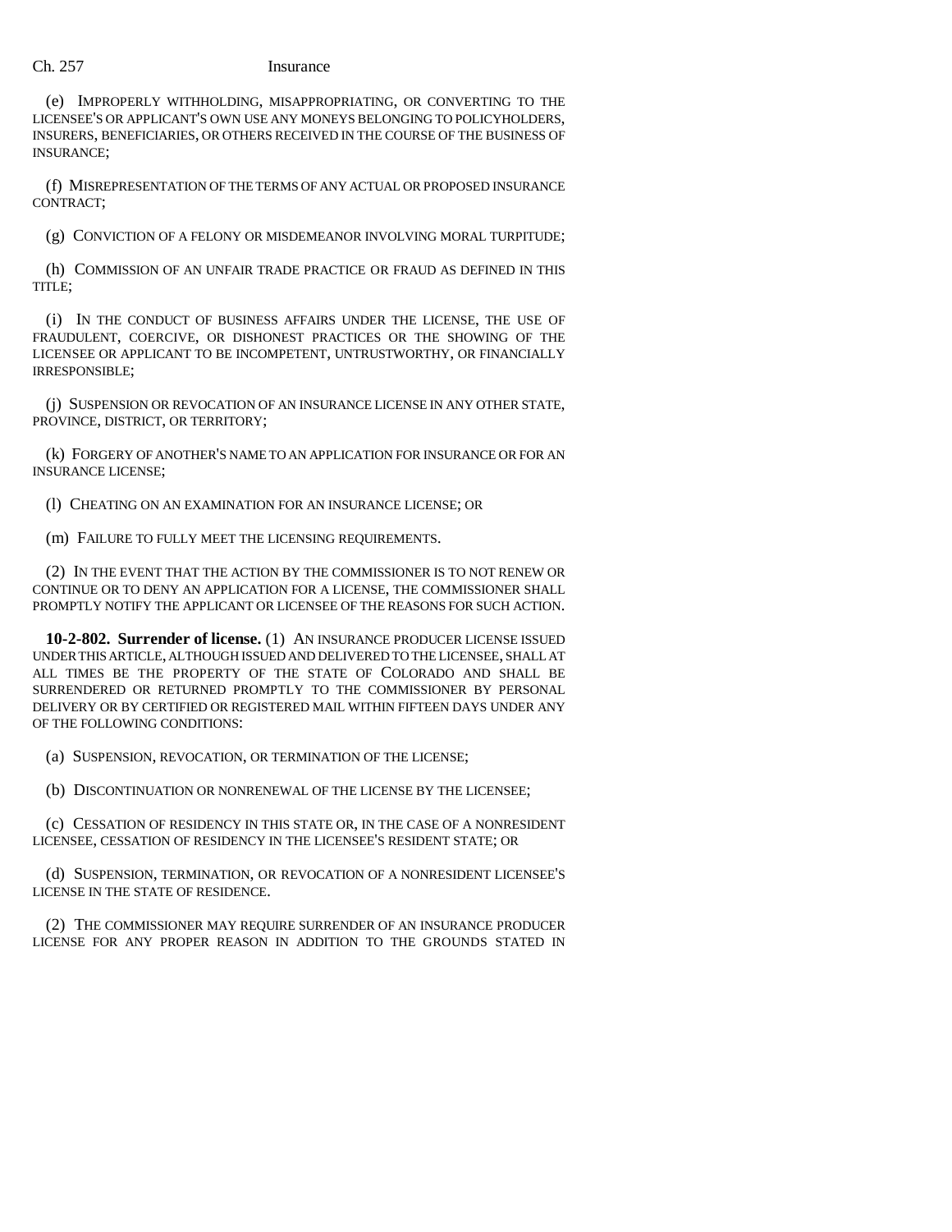(e) IMPROPERLY WITHHOLDING, MISAPPROPRIATING, OR CONVERTING TO THE LICENSEE'S OR APPLICANT'S OWN USE ANY MONEYS BELONGING TO POLICYHOLDERS, INSURERS, BENEFICIARIES, OR OTHERS RECEIVED IN THE COURSE OF THE BUSINESS OF INSURANCE;

(f) MISREPRESENTATION OF THE TERMS OF ANY ACTUAL OR PROPOSED INSURANCE CONTRACT;

(g) CONVICTION OF A FELONY OR MISDEMEANOR INVOLVING MORAL TURPITUDE;

(h) COMMISSION OF AN UNFAIR TRADE PRACTICE OR FRAUD AS DEFINED IN THIS TITLE;

(i) IN THE CONDUCT OF BUSINESS AFFAIRS UNDER THE LICENSE, THE USE OF FRAUDULENT, COERCIVE, OR DISHONEST PRACTICES OR THE SHOWING OF THE LICENSEE OR APPLICANT TO BE INCOMPETENT, UNTRUSTWORTHY, OR FINANCIALLY IRRESPONSIBLE;

(j) SUSPENSION OR REVOCATION OF AN INSURANCE LICENSE IN ANY OTHER STATE, PROVINCE, DISTRICT, OR TERRITORY;

(k) FORGERY OF ANOTHER'S NAME TO AN APPLICATION FOR INSURANCE OR FOR AN INSURANCE LICENSE;

(l) CHEATING ON AN EXAMINATION FOR AN INSURANCE LICENSE; OR

(m) FAILURE TO FULLY MEET THE LICENSING REQUIREMENTS.

(2) IN THE EVENT THAT THE ACTION BY THE COMMISSIONER IS TO NOT RENEW OR CONTINUE OR TO DENY AN APPLICATION FOR A LICENSE, THE COMMISSIONER SHALL PROMPTLY NOTIFY THE APPLICANT OR LICENSEE OF THE REASONS FOR SUCH ACTION.

**10-2-802. Surrender of license.** (1) AN INSURANCE PRODUCER LICENSE ISSUED UNDER THIS ARTICLE, ALTHOUGH ISSUED AND DELIVERED TO THE LICENSEE, SHALL AT ALL TIMES BE THE PROPERTY OF THE STATE OF COLORADO AND SHALL BE SURRENDERED OR RETURNED PROMPTLY TO THE COMMISSIONER BY PERSONAL DELIVERY OR BY CERTIFIED OR REGISTERED MAIL WITHIN FIFTEEN DAYS UNDER ANY OF THE FOLLOWING CONDITIONS:

(a) SUSPENSION, REVOCATION, OR TERMINATION OF THE LICENSE;

(b) DISCONTINUATION OR NONRENEWAL OF THE LICENSE BY THE LICENSEE;

(c) CESSATION OF RESIDENCY IN THIS STATE OR, IN THE CASE OF A NONRESIDENT LICENSEE, CESSATION OF RESIDENCY IN THE LICENSEE'S RESIDENT STATE; OR

(d) SUSPENSION, TERMINATION, OR REVOCATION OF A NONRESIDENT LICENSEE'S LICENSE IN THE STATE OF RESIDENCE.

(2) THE COMMISSIONER MAY REQUIRE SURRENDER OF AN INSURANCE PRODUCER LICENSE FOR ANY PROPER REASON IN ADDITION TO THE GROUNDS STATED IN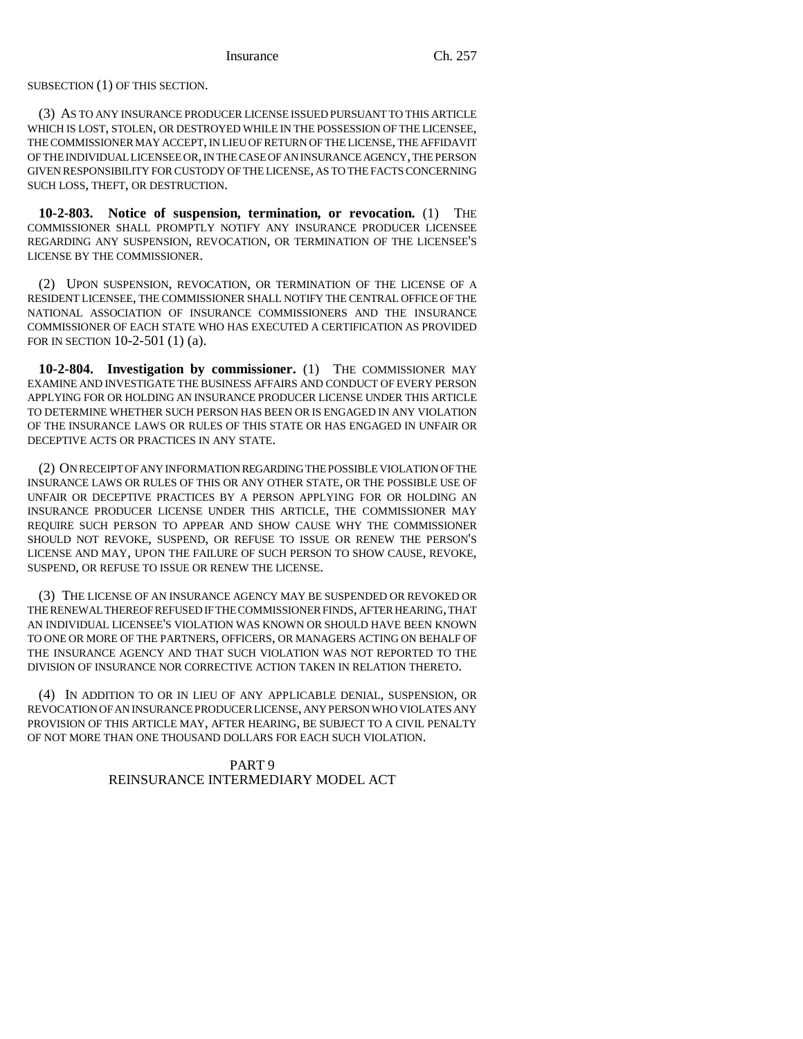SUBSECTION (1) OF THIS SECTION.

(3) AS TO ANY INSURANCE PRODUCER LICENSE ISSUED PURSUANT TO THIS ARTICLE WHICH IS LOST, STOLEN, OR DESTROYED WHILE IN THE POSSESSION OF THE LICENSEE, THE COMMISSIONER MAY ACCEPT, IN LIEU OF RETURN OF THE LICENSE, THE AFFIDAVIT OF THE INDIVIDUAL LICENSEE OR, IN THE CASE OF AN INSURANCE AGENCY, THE PERSON GIVEN RESPONSIBILITY FOR CUSTODY OF THE LICENSE, AS TO THE FACTS CONCERNING SUCH LOSS, THEFT, OR DESTRUCTION.

**10-2-803. Notice of suspension, termination, or revocation.** (1) THE COMMISSIONER SHALL PROMPTLY NOTIFY ANY INSURANCE PRODUCER LICENSEE REGARDING ANY SUSPENSION, REVOCATION, OR TERMINATION OF THE LICENSEE'S LICENSE BY THE COMMISSIONER.

(2) UPON SUSPENSION, REVOCATION, OR TERMINATION OF THE LICENSE OF A RESIDENT LICENSEE, THE COMMISSIONER SHALL NOTIFY THE CENTRAL OFFICE OF THE NATIONAL ASSOCIATION OF INSURANCE COMMISSIONERS AND THE INSURANCE COMMISSIONER OF EACH STATE WHO HAS EXECUTED A CERTIFICATION AS PROVIDED FOR IN SECTION 10-2-501 (1) (a).

**10-2-804. Investigation by commissioner.** (1) THE COMMISSIONER MAY EXAMINE AND INVESTIGATE THE BUSINESS AFFAIRS AND CONDUCT OF EVERY PERSON APPLYING FOR OR HOLDING AN INSURANCE PRODUCER LICENSE UNDER THIS ARTICLE TO DETERMINE WHETHER SUCH PERSON HAS BEEN OR IS ENGAGED IN ANY VIOLATION OF THE INSURANCE LAWS OR RULES OF THIS STATE OR HAS ENGAGED IN UNFAIR OR DECEPTIVE ACTS OR PRACTICES IN ANY STATE.

(2) ON RECEIPT OF ANY INFORMATION REGARDING THE POSSIBLE VIOLATION OF THE INSURANCE LAWS OR RULES OF THIS OR ANY OTHER STATE, OR THE POSSIBLE USE OF UNFAIR OR DECEPTIVE PRACTICES BY A PERSON APPLYING FOR OR HOLDING AN INSURANCE PRODUCER LICENSE UNDER THIS ARTICLE, THE COMMISSIONER MAY REQUIRE SUCH PERSON TO APPEAR AND SHOW CAUSE WHY THE COMMISSIONER SHOULD NOT REVOKE, SUSPEND, OR REFUSE TO ISSUE OR RENEW THE PERSON'S LICENSE AND MAY, UPON THE FAILURE OF SUCH PERSON TO SHOW CAUSE, REVOKE, SUSPEND, OR REFUSE TO ISSUE OR RENEW THE LICENSE.

(3) THE LICENSE OF AN INSURANCE AGENCY MAY BE SUSPENDED OR REVOKED OR THE RENEWAL THEREOF REFUSED IF THE COMMISSIONER FINDS, AFTER HEARING, THAT AN INDIVIDUAL LICENSEE'S VIOLATION WAS KNOWN OR SHOULD HAVE BEEN KNOWN TO ONE OR MORE OF THE PARTNERS, OFFICERS, OR MANAGERS ACTING ON BEHALF OF THE INSURANCE AGENCY AND THAT SUCH VIOLATION WAS NOT REPORTED TO THE DIVISION OF INSURANCE NOR CORRECTIVE ACTION TAKEN IN RELATION THERETO.

(4) IN ADDITION TO OR IN LIEU OF ANY APPLICABLE DENIAL, SUSPENSION, OR REVOCATION OF AN INSURANCE PRODUCER LICENSE, ANY PERSON WHO VIOLATES ANY PROVISION OF THIS ARTICLE MAY, AFTER HEARING, BE SUBJECT TO A CIVIL PENALTY OF NOT MORE THAN ONE THOUSAND DOLLARS FOR EACH SUCH VIOLATION.

## PART 9
## REINSURANCE INTERMEDIARY MODEL ACT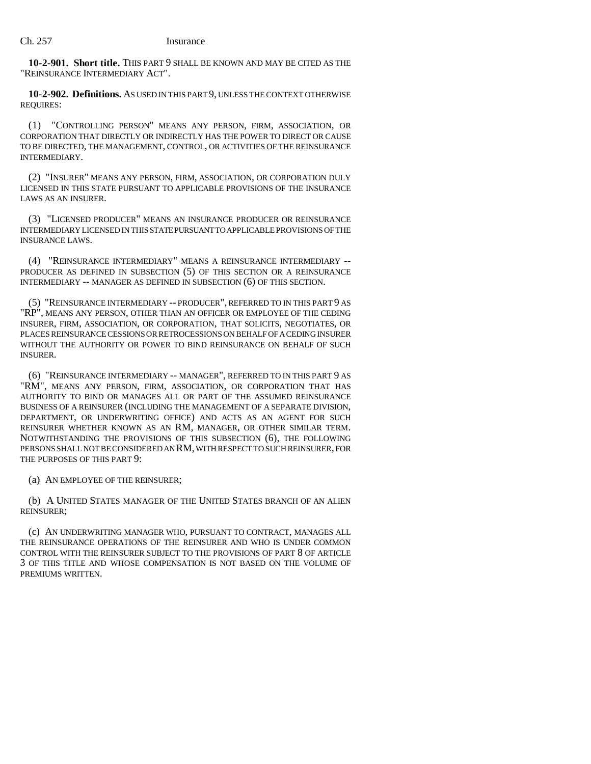**10-2-901. Short title.** THIS PART 9 SHALL BE KNOWN AND MAY BE CITED AS THE "REINSURANCE INTERMEDIARY ACT".

**10-2-902. Definitions.** AS USED IN THIS PART 9, UNLESS THE CONTEXT OTHERWISE REQUIRES:

(1) "CONTROLLING PERSON" MEANS ANY PERSON, FIRM, ASSOCIATION, OR CORPORATION THAT DIRECTLY OR INDIRECTLY HAS THE POWER TO DIRECT OR CAUSE TO BE DIRECTED, THE MANAGEMENT, CONTROL, OR ACTIVITIES OF THE REINSURANCE INTERMEDIARY.

(2) "INSURER" MEANS ANY PERSON, FIRM, ASSOCIATION, OR CORPORATION DULY LICENSED IN THIS STATE PURSUANT TO APPLICABLE PROVISIONS OF THE INSURANCE LAWS AS AN INSURER.

(3) "LICENSED PRODUCER" MEANS AN INSURANCE PRODUCER OR REINSURANCE INTERMEDIARY LICENSED IN THIS STATE PURSUANT TO APPLICABLE PROVISIONS OF THE INSURANCE LAWS.

(4) "REINSURANCE INTERMEDIARY" MEANS A REINSURANCE INTERMEDIARY -- PRODUCER AS DEFINED IN SUBSECTION (5) OF THIS SECTION OR A REINSURANCE INTERMEDIARY -- MANAGER AS DEFINED IN SUBSECTION (6) OF THIS SECTION.

(5) "REINSURANCE INTERMEDIARY -- PRODUCER", REFERRED TO IN THIS PART 9 AS "RP", MEANS ANY PERSON, OTHER THAN AN OFFICER OR EMPLOYEE OF THE CEDING INSURER, FIRM, ASSOCIATION, OR CORPORATION, THAT SOLICITS, NEGOTIATES, OR PLACES REINSURANCE CESSIONS OR RETROCESSIONS ON BEHALF OF A CEDING INSURER WITHOUT THE AUTHORITY OR POWER TO BIND REINSURANCE ON BEHALF OF SUCH INSURER.

(6) "REINSURANCE INTERMEDIARY -- MANAGER", REFERRED TO IN THIS PART 9 AS "RM", MEANS ANY PERSON, FIRM, ASSOCIATION, OR CORPORATION THAT HAS AUTHORITY TO BIND OR MANAGES ALL OR PART OF THE ASSUMED REINSURANCE BUSINESS OF A REINSURER (INCLUDING THE MANAGEMENT OF A SEPARATE DIVISION, DEPARTMENT, OR UNDERWRITING OFFICE) AND ACTS AS AN AGENT FOR SUCH REINSURER WHETHER KNOWN AS AN RM, MANAGER, OR OTHER SIMILAR TERM. NOTWITHSTANDING THE PROVISIONS OF THIS SUBSECTION (6), THE FOLLOWING PERSONS SHALL NOT BE CONSIDERED AN RM, WITH RESPECT TO SUCH REINSURER, FOR THE PURPOSES OF THIS PART 9:

(a) AN EMPLOYEE OF THE REINSURER;

(b) A UNITED STATES MANAGER OF THE UNITED STATES BRANCH OF AN ALIEN REINSURER;

(c) AN UNDERWRITING MANAGER WHO, PURSUANT TO CONTRACT, MANAGES ALL THE REINSURANCE OPERATIONS OF THE REINSURER AND WHO IS UNDER COMMON CONTROL WITH THE REINSURER SUBJECT TO THE PROVISIONS OF PART 8 OF ARTICLE 3 OF THIS TITLE AND WHOSE COMPENSATION IS NOT BASED ON THE VOLUME OF PREMIUMS WRITTEN.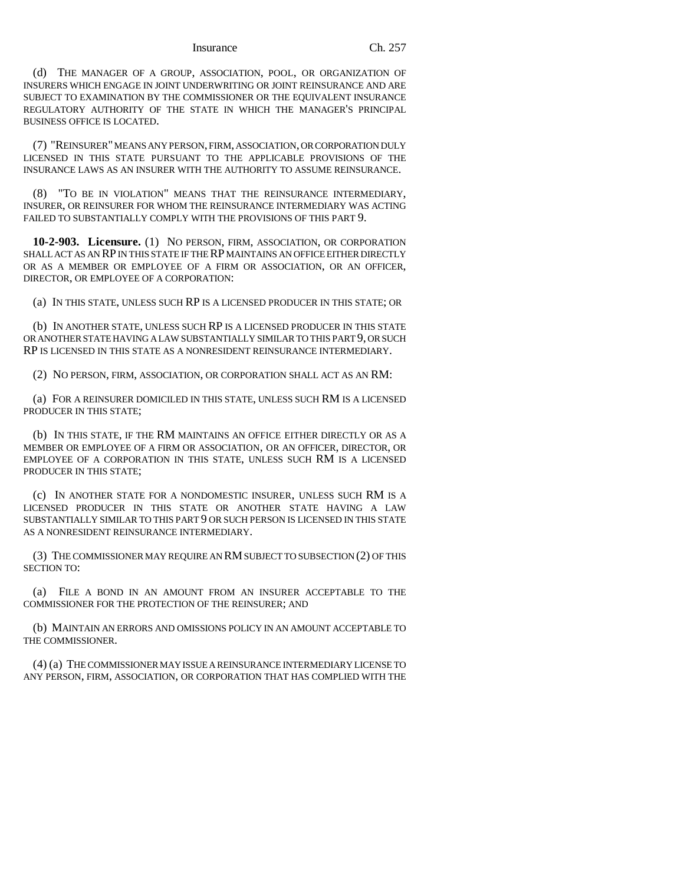(d) THE MANAGER OF A GROUP, ASSOCIATION, POOL, OR ORGANIZATION OF INSURERS WHICH ENGAGE IN JOINT UNDERWRITING OR JOINT REINSURANCE AND ARE SUBJECT TO EXAMINATION BY THE COMMISSIONER OR THE EQUIVALENT INSURANCE REGULATORY AUTHORITY OF THE STATE IN WHICH THE MANAGER'S PRINCIPAL BUSINESS OFFICE IS LOCATED.

(7) "REINSURER" MEANS ANY PERSON, FIRM, ASSOCIATION, OR CORPORATION DULY LICENSED IN THIS STATE PURSUANT TO THE APPLICABLE PROVISIONS OF THE INSURANCE LAWS AS AN INSURER WITH THE AUTHORITY TO ASSUME REINSURANCE.

(8) "TO BE IN VIOLATION" MEANS THAT THE REINSURANCE INTERMEDIARY, INSURER, OR REINSURER FOR WHOM THE REINSURANCE INTERMEDIARY WAS ACTING FAILED TO SUBSTANTIALLY COMPLY WITH THE PROVISIONS OF THIS PART 9.

**10-2-903. Licensure.** (1) NO PERSON, FIRM, ASSOCIATION, OR CORPORATION SHALL ACT AS AN RP IN THIS STATE IF THE RP MAINTAINS AN OFFICE EITHER DIRECTLY OR AS A MEMBER OR EMPLOYEE OF A FIRM OR ASSOCIATION, OR AN OFFICER, DIRECTOR, OR EMPLOYEE OF A CORPORATION:

(a) IN THIS STATE, UNLESS SUCH RP IS A LICENSED PRODUCER IN THIS STATE; OR

(b) IN ANOTHER STATE, UNLESS SUCH RP IS A LICENSED PRODUCER IN THIS STATE OR ANOTHER STATE HAVING A LAW SUBSTANTIALLY SIMILAR TO THIS PART 9, OR SUCH RP IS LICENSED IN THIS STATE AS A NONRESIDENT REINSURANCE INTERMEDIARY.

(2) NO PERSON, FIRM, ASSOCIATION, OR CORPORATION SHALL ACT AS AN RM:

(a) FOR A REINSURER DOMICILED IN THIS STATE, UNLESS SUCH RM IS A LICENSED PRODUCER IN THIS STATE;

(b) IN THIS STATE, IF THE RM MAINTAINS AN OFFICE EITHER DIRECTLY OR AS A MEMBER OR EMPLOYEE OF A FIRM OR ASSOCIATION, OR AN OFFICER, DIRECTOR, OR EMPLOYEE OF A CORPORATION IN THIS STATE, UNLESS SUCH RM IS A LICENSED PRODUCER IN THIS STATE;

(c) IN ANOTHER STATE FOR A NONDOMESTIC INSURER, UNLESS SUCH RM IS A LICENSED PRODUCER IN THIS STATE OR ANOTHER STATE HAVING A LAW SUBSTANTIALLY SIMILAR TO THIS PART 9 OR SUCH PERSON IS LICENSED IN THIS STATE AS A NONRESIDENT REINSURANCE INTERMEDIARY.

(3) THE COMMISSIONER MAY REQUIRE AN RM SUBJECT TO SUBSECTION (2) OF THIS SECTION TO:

(a) FILE A BOND IN AN AMOUNT FROM AN INSURER ACCEPTABLE TO THE COMMISSIONER FOR THE PROTECTION OF THE REINSURER; AND

(b) MAINTAIN AN ERRORS AND OMISSIONS POLICY IN AN AMOUNT ACCEPTABLE TO THE COMMISSIONER.

(4) (a) THE COMMISSIONER MAY ISSUE A REINSURANCE INTERMEDIARY LICENSE TO ANY PERSON, FIRM, ASSOCIATION, OR CORPORATION THAT HAS COMPLIED WITH THE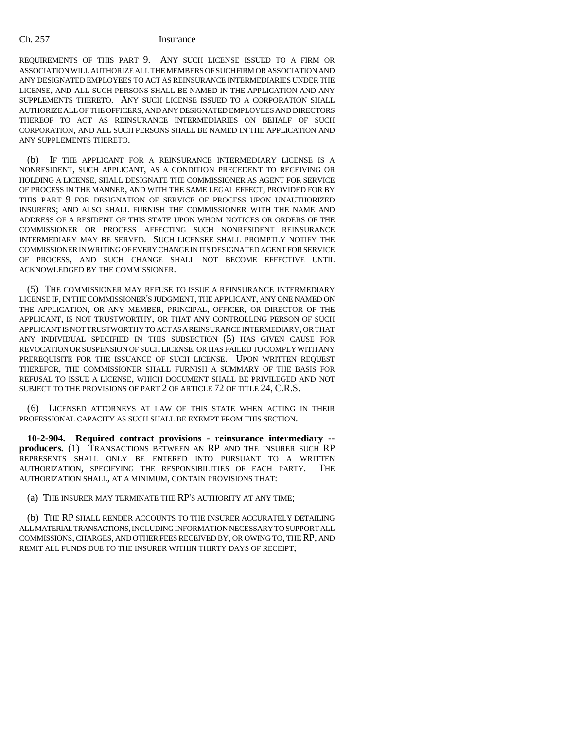REQUIREMENTS OF THIS PART 9. ANY SUCH LICENSE ISSUED TO A FIRM OR ASSOCIATION WILL AUTHORIZE ALL THE MEMBERS OF SUCH FIRM OR ASSOCIATION AND ANY DESIGNATED EMPLOYEES TO ACT AS REINSURANCE INTERMEDIARIES UNDER THE LICENSE, AND ALL SUCH PERSONS SHALL BE NAMED IN THE APPLICATION AND ANY SUPPLEMENTS THERETO. ANY SUCH LICENSE ISSUED TO A CORPORATION SHALL AUTHORIZE ALL OF THE OFFICERS, AND ANY DESIGNATED EMPLOYEES AND DIRECTORS THEREOF TO ACT AS REINSURANCE INTERMEDIARIES ON BEHALF OF SUCH CORPORATION, AND ALL SUCH PERSONS SHALL BE NAMED IN THE APPLICATION AND ANY SUPPLEMENTS THERETO.

(b) IF THE APPLICANT FOR A REINSURANCE INTERMEDIARY LICENSE IS A NONRESIDENT, SUCH APPLICANT, AS A CONDITION PRECEDENT TO RECEIVING OR HOLDING A LICENSE, SHALL DESIGNATE THE COMMISSIONER AS AGENT FOR SERVICE OF PROCESS IN THE MANNER, AND WITH THE SAME LEGAL EFFECT, PROVIDED FOR BY THIS PART 9 FOR DESIGNATION OF SERVICE OF PROCESS UPON UNAUTHORIZED INSURERS; AND ALSO SHALL FURNISH THE COMMISSIONER WITH THE NAME AND ADDRESS OF A RESIDENT OF THIS STATE UPON WHOM NOTICES OR ORDERS OF THE COMMISSIONER OR PROCESS AFFECTING SUCH NONRESIDENT REINSURANCE INTERMEDIARY MAY BE SERVED. SUCH LICENSEE SHALL PROMPTLY NOTIFY THE COMMISSIONER IN WRITING OF EVERY CHANGE IN ITS DESIGNATED AGENT FOR SERVICE OF PROCESS, AND SUCH CHANGE SHALL NOT BECOME EFFECTIVE UNTIL ACKNOWLEDGED BY THE COMMISSIONER.

(5) THE COMMISSIONER MAY REFUSE TO ISSUE A REINSURANCE INTERMEDIARY LICENSE IF, IN THE COMMISSIONER'S JUDGMENT, THE APPLICANT, ANY ONE NAMED ON THE APPLICATION, OR ANY MEMBER, PRINCIPAL, OFFICER, OR DIRECTOR OF THE APPLICANT, IS NOT TRUSTWORTHY, OR THAT ANY CONTROLLING PERSON OF SUCH APPLICANT IS NOT TRUSTWORTHY TO ACT AS A REINSURANCE INTERMEDIARY, OR THAT ANY INDIVIDUAL SPECIFIED IN THIS SUBSECTION (5) HAS GIVEN CAUSE FOR REVOCATION OR SUSPENSION OF SUCH LICENSE, OR HAS FAILED TO COMPLY WITH ANY PREREQUISITE FOR THE ISSUANCE OF SUCH LICENSE. UPON WRITTEN REQUEST THEREFOR, THE COMMISSIONER SHALL FURNISH A SUMMARY OF THE BASIS FOR REFUSAL TO ISSUE A LICENSE, WHICH DOCUMENT SHALL BE PRIVILEGED AND NOT SUBJECT TO THE PROVISIONS OF PART 2 OF ARTICLE 72 OF TITLE 24, C.R.S.

(6) LICENSED ATTORNEYS AT LAW OF THIS STATE WHEN ACTING IN THEIR PROFESSIONAL CAPACITY AS SUCH SHALL BE EXEMPT FROM THIS SECTION.

**10-2-904. Required contract provisions - reinsurance intermediary -- producers.** (1) TRANSACTIONS BETWEEN AN RP AND THE INSURER SUCH RP REPRESENTS SHALL ONLY BE ENTERED INTO PURSUANT TO A WRITTEN AUTHORIZATION, SPECIFYING THE RESPONSIBILITIES OF EACH PARTY. THE AUTHORIZATION SHALL, AT A MINIMUM, CONTAIN PROVISIONS THAT:

(a) THE INSURER MAY TERMINATE THE RP'S AUTHORITY AT ANY TIME;

(b) THE RP SHALL RENDER ACCOUNTS TO THE INSURER ACCURATELY DETAILING ALL MATERIAL TRANSACTIONS, INCLUDING INFORMATION NECESSARY TO SUPPORT ALL COMMISSIONS, CHARGES, AND OTHER FEES RECEIVED BY, OR OWING TO, THE RP, AND REMIT ALL FUNDS DUE TO THE INSURER WITHIN THIRTY DAYS OF RECEIPT;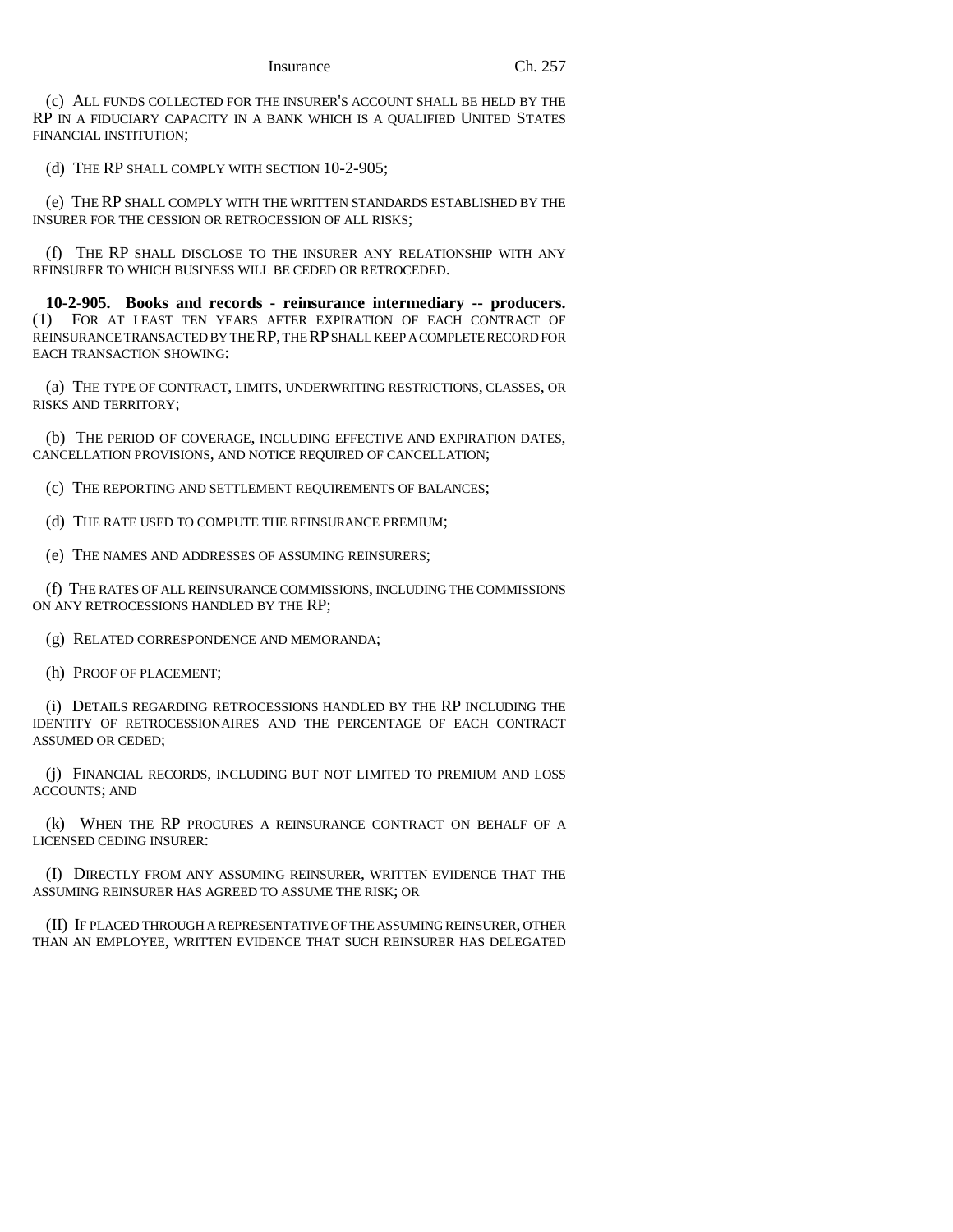(c) ALL FUNDS COLLECTED FOR THE INSURER'S ACCOUNT SHALL BE HELD BY THE RP IN A FIDUCIARY CAPACITY IN A BANK WHICH IS A QUALIFIED UNITED STATES FINANCIAL INSTITUTION;

(d) THE RP SHALL COMPLY WITH SECTION 10-2-905;

(e) THE RP SHALL COMPLY WITH THE WRITTEN STANDARDS ESTABLISHED BY THE INSURER FOR THE CESSION OR RETROCESSION OF ALL RISKS;

(f) THE RP SHALL DISCLOSE TO THE INSURER ANY RELATIONSHIP WITH ANY REINSURER TO WHICH BUSINESS WILL BE CEDED OR RETROCEDED.

**10-2-905. Books and records - reinsurance intermediary -- producers.** (1) FOR AT LEAST TEN YEARS AFTER EXPIRATION OF EACH CONTRACT OF REINSURANCE TRANSACTED BY THE RP, THE RP SHALL KEEP A COMPLETE RECORD FOR EACH TRANSACTION SHOWING:

(a) THE TYPE OF CONTRACT, LIMITS, UNDERWRITING RESTRICTIONS, CLASSES, OR RISKS AND TERRITORY;

(b) THE PERIOD OF COVERAGE, INCLUDING EFFECTIVE AND EXPIRATION DATES, CANCELLATION PROVISIONS, AND NOTICE REQUIRED OF CANCELLATION;

(c) THE REPORTING AND SETTLEMENT REQUIREMENTS OF BALANCES;

(d) THE RATE USED TO COMPUTE THE REINSURANCE PREMIUM;

(e) THE NAMES AND ADDRESSES OF ASSUMING REINSURERS;

(f) THE RATES OF ALL REINSURANCE COMMISSIONS, INCLUDING THE COMMISSIONS ON ANY RETROCESSIONS HANDLED BY THE RP;

(g) RELATED CORRESPONDENCE AND MEMORANDA;

(h) PROOF OF PLACEMENT;

(i) DETAILS REGARDING RETROCESSIONS HANDLED BY THE RP INCLUDING THE IDENTITY OF RETROCESSIONAIRES AND THE PERCENTAGE OF EACH CONTRACT ASSUMED OR CEDED;

(j) FINANCIAL RECORDS, INCLUDING BUT NOT LIMITED TO PREMIUM AND LOSS ACCOUNTS; AND

(k) WHEN THE RP PROCURES A REINSURANCE CONTRACT ON BEHALF OF A LICENSED CEDING INSURER:

(I) DIRECTLY FROM ANY ASSUMING REINSURER, WRITTEN EVIDENCE THAT THE ASSUMING REINSURER HAS AGREED TO ASSUME THE RISK; OR

(II) IF PLACED THROUGH A REPRESENTATIVE OF THE ASSUMING REINSURER, OTHER THAN AN EMPLOYEE, WRITTEN EVIDENCE THAT SUCH REINSURER HAS DELEGATED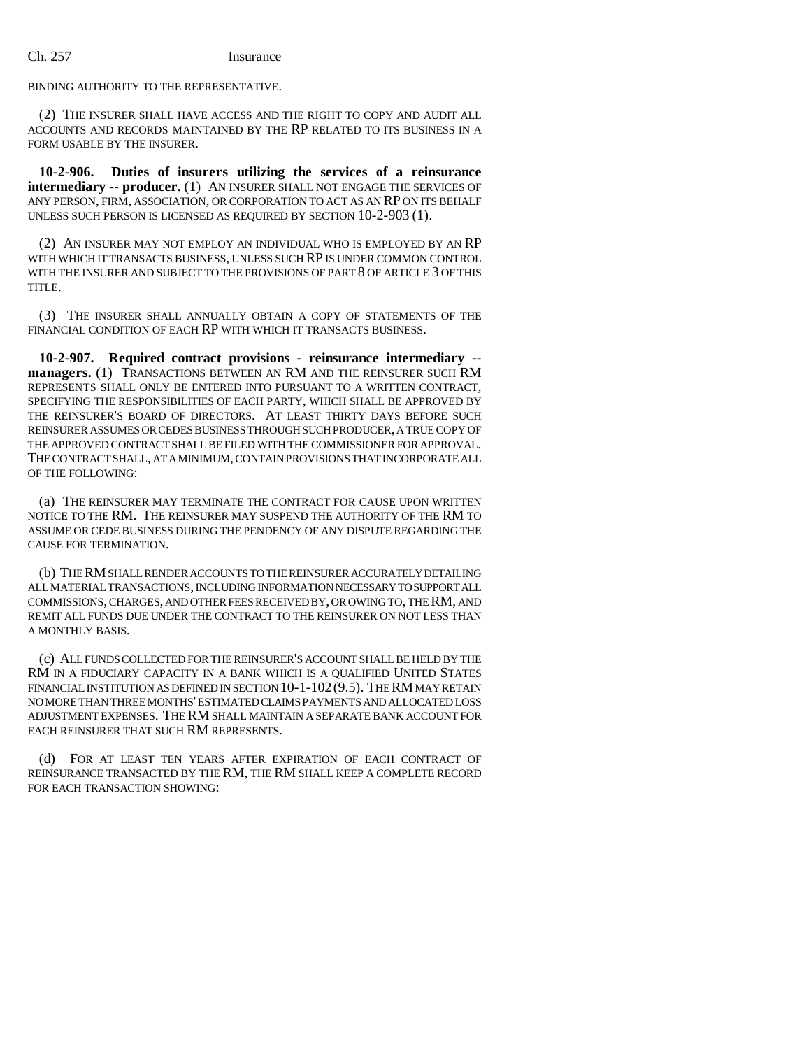BINDING AUTHORITY TO THE REPRESENTATIVE.

(2) THE INSURER SHALL HAVE ACCESS AND THE RIGHT TO COPY AND AUDIT ALL ACCOUNTS AND RECORDS MAINTAINED BY THE RP RELATED TO ITS BUSINESS IN A FORM USABLE BY THE INSURER.

**10-2-906. Duties of insurers utilizing the services of a reinsurance intermediary -- producer.** (1) AN INSURER SHALL NOT ENGAGE THE SERVICES OF ANY PERSON, FIRM, ASSOCIATION, OR CORPORATION TO ACT AS AN RP ON ITS BEHALF UNLESS SUCH PERSON IS LICENSED AS REQUIRED BY SECTION 10-2-903 (1).

(2) AN INSURER MAY NOT EMPLOY AN INDIVIDUAL WHO IS EMPLOYED BY AN RP WITH WHICH IT TRANSACTS BUSINESS, UNLESS SUCH RP IS UNDER COMMON CONTROL WITH THE INSURER AND SUBJECT TO THE PROVISIONS OF PART 8 OF ARTICLE 3 OF THIS TITLE.

(3) THE INSURER SHALL ANNUALLY OBTAIN A COPY OF STATEMENTS OF THE FINANCIAL CONDITION OF EACH RP WITH WHICH IT TRANSACTS BUSINESS.

**10-2-907. Required contract provisions - reinsurance intermediary -- managers.** (1) TRANSACTIONS BETWEEN AN RM AND THE REINSURER SUCH RM REPRESENTS SHALL ONLY BE ENTERED INTO PURSUANT TO A WRITTEN CONTRACT, SPECIFYING THE RESPONSIBILITIES OF EACH PARTY, WHICH SHALL BE APPROVED BY THE REINSURER'S BOARD OF DIRECTORS. AT LEAST THIRTY DAYS BEFORE SUCH REINSURER ASSUMES OR CEDES BUSINESS THROUGH SUCH PRODUCER, A TRUE COPY OF THE APPROVED CONTRACT SHALL BE FILED WITH THE COMMISSIONER FOR APPROVAL. THE CONTRACT SHALL, AT A MINIMUM, CONTAIN PROVISIONS THAT INCORPORATE ALL OF THE FOLLOWING:

(a) THE REINSURER MAY TERMINATE THE CONTRACT FOR CAUSE UPON WRITTEN NOTICE TO THE RM. THE REINSURER MAY SUSPEND THE AUTHORITY OF THE RM TO ASSUME OR CEDE BUSINESS DURING THE PENDENCY OF ANY DISPUTE REGARDING THE CAUSE FOR TERMINATION.

(b) THE RM SHALL RENDER ACCOUNTS TO THE REINSURER ACCURATELY DETAILING ALL MATERIAL TRANSACTIONS, INCLUDING INFORMATION NECESSARY TO SUPPORT ALL COMMISSIONS, CHARGES, AND OTHER FEES RECEIVED BY, OR OWING TO, THE RM, AND REMIT ALL FUNDS DUE UNDER THE CONTRACT TO THE REINSURER ON NOT LESS THAN A MONTHLY BASIS.

(c) ALL FUNDS COLLECTED FOR THE REINSURER'S ACCOUNT SHALL BE HELD BY THE RM IN A FIDUCIARY CAPACITY IN A BANK WHICH IS A QUALIFIED UNITED STATES FINANCIAL INSTITUTION AS DEFINED IN SECTION 10-1-102 (9.5). THE RM MAY RETAIN NO MORE THAN THREE MONTHS' ESTIMATED CLAIMS PAYMENTS AND ALLOCATED LOSS ADJUSTMENT EXPENSES. THE RM SHALL MAINTAIN A SEPARATE BANK ACCOUNT FOR EACH REINSURER THAT SUCH RM REPRESENTS.

(d) FOR AT LEAST TEN YEARS AFTER EXPIRATION OF EACH CONTRACT OF REINSURANCE TRANSACTED BY THE RM, THE RM SHALL KEEP A COMPLETE RECORD FOR EACH TRANSACTION SHOWING: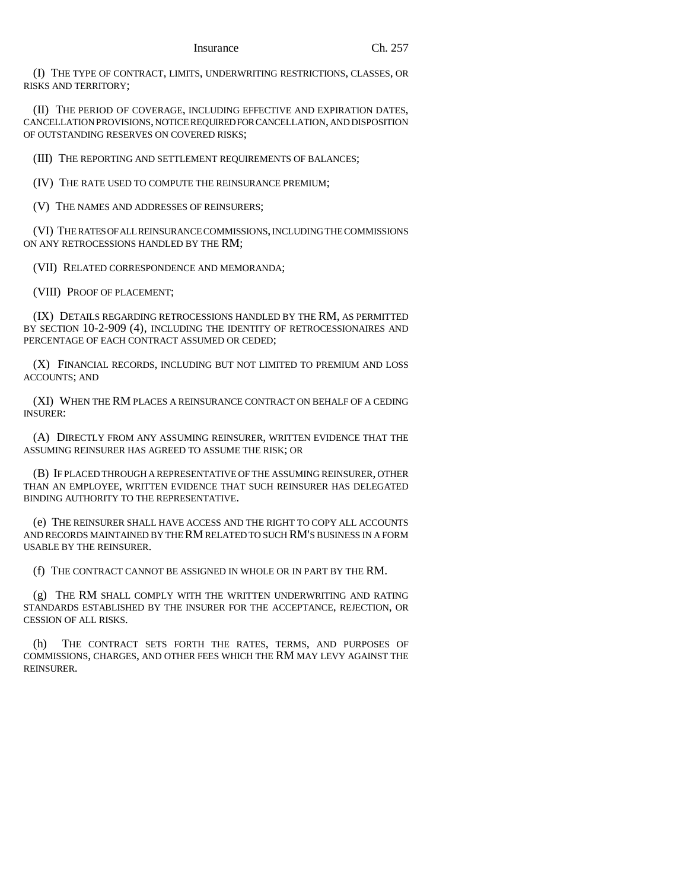(I) THE TYPE OF CONTRACT, LIMITS, UNDERWRITING RESTRICTIONS, CLASSES, OR RISKS AND TERRITORY;

(II) THE PERIOD OF COVERAGE, INCLUDING EFFECTIVE AND EXPIRATION DATES, CANCELLATION PROVISIONS, NOTICE REQUIRED FOR CANCELLATION, AND DISPOSITION OF OUTSTANDING RESERVES ON COVERED RISKS;

(III) THE REPORTING AND SETTLEMENT REQUIREMENTS OF BALANCES;

(IV) THE RATE USED TO COMPUTE THE REINSURANCE PREMIUM;

(V) THE NAMES AND ADDRESSES OF REINSURERS;

(VI) THE RATES OF ALL REINSURANCE COMMISSIONS, INCLUDING THE COMMISSIONS ON ANY RETROCESSIONS HANDLED BY THE RM;

(VII) RELATED CORRESPONDENCE AND MEMORANDA;

(VIII) PROOF OF PLACEMENT;

(IX) DETAILS REGARDING RETROCESSIONS HANDLED BY THE RM, AS PERMITTED BY SECTION 10-2-909 (4), INCLUDING THE IDENTITY OF RETROCESSIONAIRES AND PERCENTAGE OF EACH CONTRACT ASSUMED OR CEDED;

(X) FINANCIAL RECORDS, INCLUDING BUT NOT LIMITED TO PREMIUM AND LOSS ACCOUNTS; AND

(XI) WHEN THE RM PLACES A REINSURANCE CONTRACT ON BEHALF OF A CEDING INSURER:

(A) DIRECTLY FROM ANY ASSUMING REINSURER, WRITTEN EVIDENCE THAT THE ASSUMING REINSURER HAS AGREED TO ASSUME THE RISK; OR

(B) IF PLACED THROUGH A REPRESENTATIVE OF THE ASSUMING REINSURER, OTHER THAN AN EMPLOYEE, WRITTEN EVIDENCE THAT SUCH REINSURER HAS DELEGATED BINDING AUTHORITY TO THE REPRESENTATIVE.

(e) THE REINSURER SHALL HAVE ACCESS AND THE RIGHT TO COPY ALL ACCOUNTS AND RECORDS MAINTAINED BY THE RM RELATED TO SUCH RM'S BUSINESS IN A FORM USABLE BY THE REINSURER.

(f) THE CONTRACT CANNOT BE ASSIGNED IN WHOLE OR IN PART BY THE RM.

(g) THE RM SHALL COMPLY WITH THE WRITTEN UNDERWRITING AND RATING STANDARDS ESTABLISHED BY THE INSURER FOR THE ACCEPTANCE, REJECTION, OR CESSION OF ALL RISKS.

(h) THE CONTRACT SETS FORTH THE RATES, TERMS, AND PURPOSES OF COMMISSIONS, CHARGES, AND OTHER FEES WHICH THE RM MAY LEVY AGAINST THE REINSURER.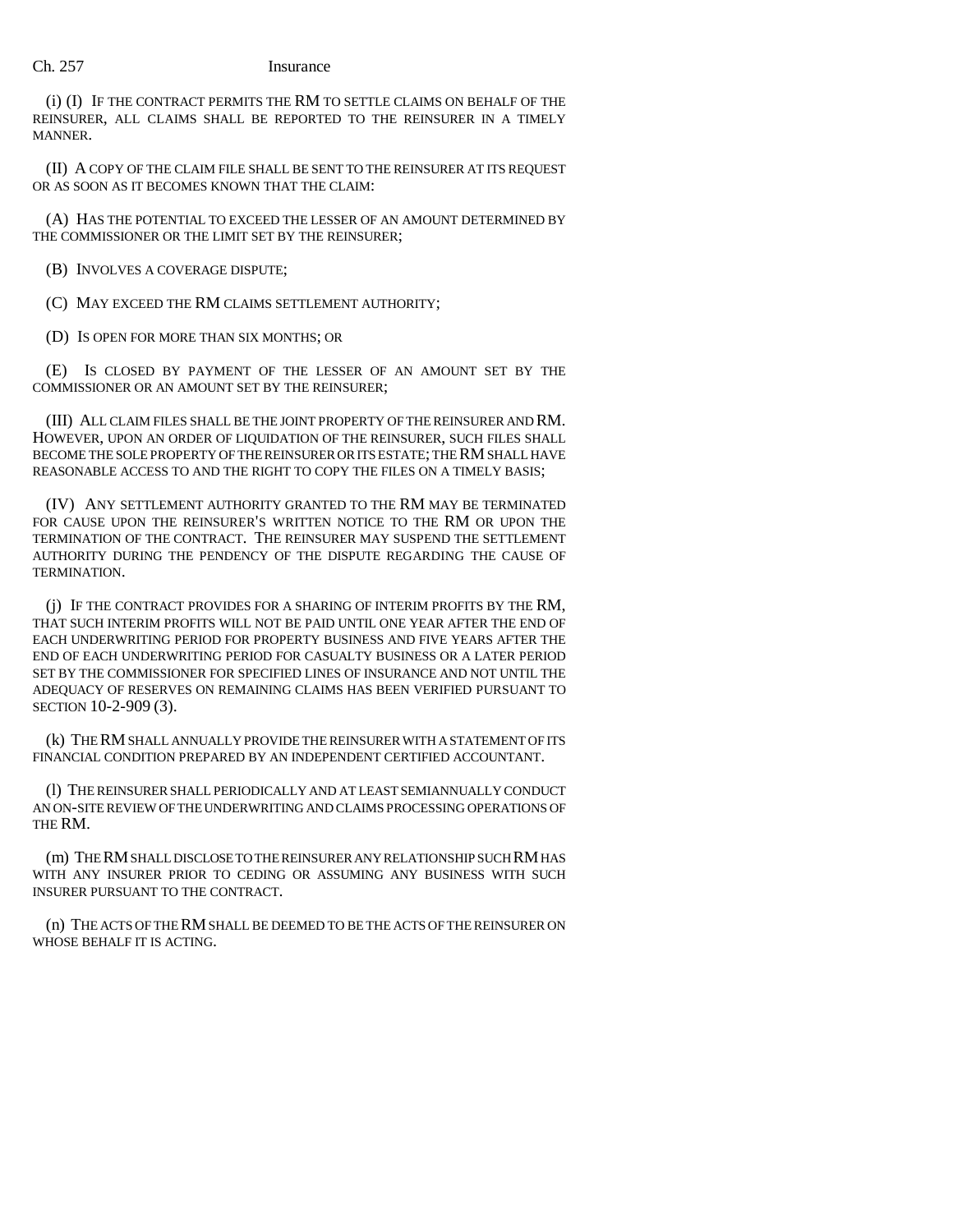(i) (I) IF THE CONTRACT PERMITS THE RM TO SETTLE CLAIMS ON BEHALF OF THE REINSURER, ALL CLAIMS SHALL BE REPORTED TO THE REINSURER IN A TIMELY MANNER.

(II) A COPY OF THE CLAIM FILE SHALL BE SENT TO THE REINSURER AT ITS REQUEST OR AS SOON AS IT BECOMES KNOWN THAT THE CLAIM:

(A) HAS THE POTENTIAL TO EXCEED THE LESSER OF AN AMOUNT DETERMINED BY THE COMMISSIONER OR THE LIMIT SET BY THE REINSURER;

(B) INVOLVES A COVERAGE DISPUTE;

(C) MAY EXCEED THE RM CLAIMS SETTLEMENT AUTHORITY;

(D) IS OPEN FOR MORE THAN SIX MONTHS; OR

(E) IS CLOSED BY PAYMENT OF THE LESSER OF AN AMOUNT SET BY THE COMMISSIONER OR AN AMOUNT SET BY THE REINSURER;

(III) ALL CLAIM FILES SHALL BE THE JOINT PROPERTY OF THE REINSURER AND RM. HOWEVER, UPON AN ORDER OF LIQUIDATION OF THE REINSURER, SUCH FILES SHALL BECOME THE SOLE PROPERTY OF THE REINSURER OR ITS ESTATE; THE RM SHALL HAVE REASONABLE ACCESS TO AND THE RIGHT TO COPY THE FILES ON A TIMELY BASIS;

(IV) ANY SETTLEMENT AUTHORITY GRANTED TO THE RM MAY BE TERMINATED FOR CAUSE UPON THE REINSURER'S WRITTEN NOTICE TO THE RM OR UPON THE TERMINATION OF THE CONTRACT. THE REINSURER MAY SUSPEND THE SETTLEMENT AUTHORITY DURING THE PENDENCY OF THE DISPUTE REGARDING THE CAUSE OF TERMINATION.

(j) IF THE CONTRACT PROVIDES FOR A SHARING OF INTERIM PROFITS BY THE RM, THAT SUCH INTERIM PROFITS WILL NOT BE PAID UNTIL ONE YEAR AFTER THE END OF EACH UNDERWRITING PERIOD FOR PROPERTY BUSINESS AND FIVE YEARS AFTER THE END OF EACH UNDERWRITING PERIOD FOR CASUALTY BUSINESS OR A LATER PERIOD SET BY THE COMMISSIONER FOR SPECIFIED LINES OF INSURANCE AND NOT UNTIL THE ADEQUACY OF RESERVES ON REMAINING CLAIMS HAS BEEN VERIFIED PURSUANT TO SECTION 10-2-909 (3).

(k) THE RM SHALL ANNUALLY PROVIDE THE REINSURER WITH A STATEMENT OF ITS FINANCIAL CONDITION PREPARED BY AN INDEPENDENT CERTIFIED ACCOUNTANT.

(l) THE REINSURER SHALL PERIODICALLY AND AT LEAST SEMIANNUALLY CONDUCT AN ON-SITE REVIEW OF THE UNDERWRITING AND CLAIMS PROCESSING OPERATIONS OF THE RM.

(m) THE RM SHALL DISCLOSE TO THE REINSURER ANY RELATIONSHIP SUCH RM HAS WITH ANY INSURER PRIOR TO CEDING OR ASSUMING ANY BUSINESS WITH SUCH INSURER PURSUANT TO THE CONTRACT.

(n) THE ACTS OF THE RM SHALL BE DEEMED TO BE THE ACTS OF THE REINSURER ON WHOSE BEHALF IT IS ACTING.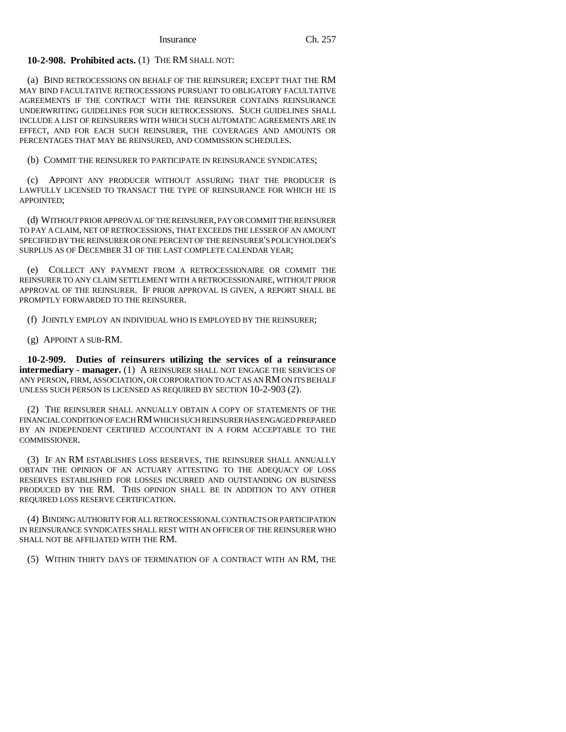**10-2-908. Prohibited acts.** (1) THE RM SHALL NOT:

(a) BIND RETROCESSIONS ON BEHALF OF THE REINSURER; EXCEPT THAT THE RM MAY BIND FACULTATIVE RETROCESSIONS PURSUANT TO OBLIGATORY FACULTATIVE AGREEMENTS IF THE CONTRACT WITH THE REINSURER CONTAINS REINSURANCE UNDERWRITING GUIDELINES FOR SUCH RETROCESSIONS. SUCH GUIDELINES SHALL INCLUDE A LIST OF REINSURERS WITH WHICH SUCH AUTOMATIC AGREEMENTS ARE IN EFFECT, AND FOR EACH SUCH REINSURER, THE COVERAGES AND AMOUNTS OR PERCENTAGES THAT MAY BE REINSURED, AND COMMISSION SCHEDULES.

(b) COMMIT THE REINSURER TO PARTICIPATE IN REINSURANCE SYNDICATES;

(c) APPOINT ANY PRODUCER WITHOUT ASSURING THAT THE PRODUCER IS LAWFULLY LICENSED TO TRANSACT THE TYPE OF REINSURANCE FOR WHICH HE IS APPOINTED;

(d) WITHOUT PRIOR APPROVAL OF THE REINSURER, PAY OR COMMIT THE REINSURER TO PAY A CLAIM, NET OF RETROCESSIONS, THAT EXCEEDS THE LESSER OF AN AMOUNT SPECIFIED BY THE REINSURER OR ONE PERCENT OF THE REINSURER'S POLICYHOLDER'S SURPLUS AS OF DECEMBER 31 OF THE LAST COMPLETE CALENDAR YEAR;

(e) COLLECT ANY PAYMENT FROM A RETROCESSIONAIRE OR COMMIT THE REINSURER TO ANY CLAIM SETTLEMENT WITH A RETROCESSIONAIRE, WITHOUT PRIOR APPROVAL OF THE REINSURER. IF PRIOR APPROVAL IS GIVEN, A REPORT SHALL BE PROMPTLY FORWARDED TO THE REINSURER.

(f) JOINTLY EMPLOY AN INDIVIDUAL WHO IS EMPLOYED BY THE REINSURER;

(g) APPOINT A SUB-RM.

**10-2-909. Duties of reinsurers utilizing the services of a reinsurance intermediary - manager.** (1) A REINSURER SHALL NOT ENGAGE THE SERVICES OF ANY PERSON, FIRM, ASSOCIATION, OR CORPORATION TO ACT AS AN RM ON ITS BEHALF UNLESS SUCH PERSON IS LICENSED AS REQUIRED BY SECTION 10-2-903 (2).

(2) THE REINSURER SHALL ANNUALLY OBTAIN A COPY OF STATEMENTS OF THE FINANCIAL CONDITION OF EACH RM WHICH SUCH REINSURER HAS ENGAGED PREPARED BY AN INDEPENDENT CERTIFIED ACCOUNTANT IN A FORM ACCEPTABLE TO THE COMMISSIONER.

(3) IF AN RM ESTABLISHES LOSS RESERVES, THE REINSURER SHALL ANNUALLY OBTAIN THE OPINION OF AN ACTUARY ATTESTING TO THE ADEQUACY OF LOSS RESERVES ESTABLISHED FOR LOSSES INCURRED AND OUTSTANDING ON BUSINESS PRODUCED BY THE RM. THIS OPINION SHALL BE IN ADDITION TO ANY OTHER REQUIRED LOSS RESERVE CERTIFICATION.

(4) BINDING AUTHORITY FOR ALL RETROCESSIONAL CONTRACTS OR PARTICIPATION IN REINSURANCE SYNDICATES SHALL REST WITH AN OFFICER OF THE REINSURER WHO SHALL NOT BE AFFILIATED WITH THE RM.

(5) WITHIN THIRTY DAYS OF TERMINATION OF A CONTRACT WITH AN RM, THE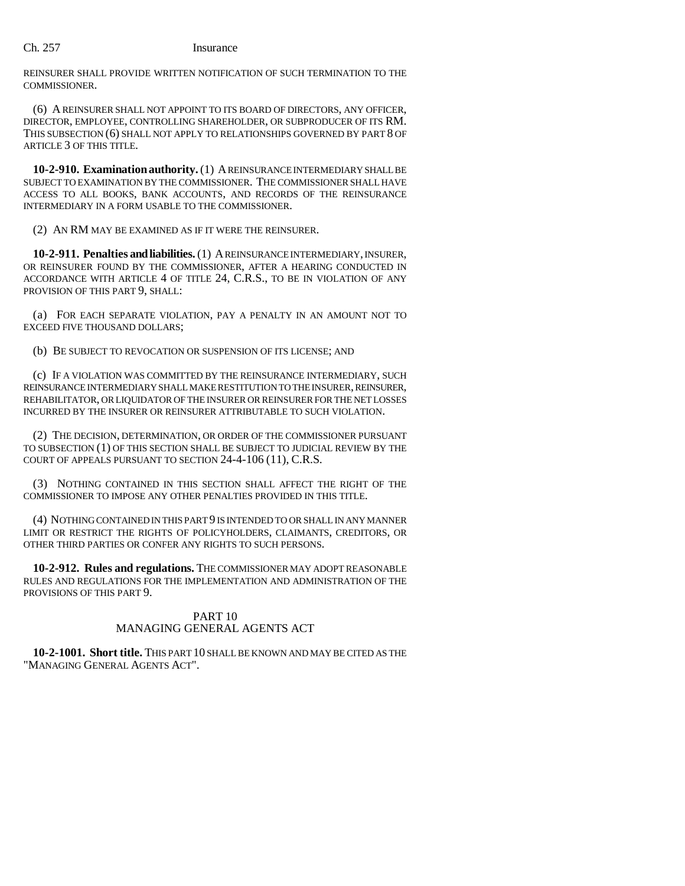REINSURER SHALL PROVIDE WRITTEN NOTIFICATION OF SUCH TERMINATION TO THE COMMISSIONER.

(6) A REINSURER SHALL NOT APPOINT TO ITS BOARD OF DIRECTORS, ANY OFFICER, DIRECTOR, EMPLOYEE, CONTROLLING SHAREHOLDER, OR SUBPRODUCER OF ITS RM. THIS SUBSECTION (6) SHALL NOT APPLY TO RELATIONSHIPS GOVERNED BY PART 8 OF ARTICLE 3 OF THIS TITLE.

**10-2-910. Examination authority.** (1) A REINSURANCE INTERMEDIARY SHALL BE SUBJECT TO EXAMINATION BY THE COMMISSIONER. THE COMMISSIONER SHALL HAVE ACCESS TO ALL BOOKS, BANK ACCOUNTS, AND RECORDS OF THE REINSURANCE INTERMEDIARY IN A FORM USABLE TO THE COMMISSIONER.

(2) AN RM MAY BE EXAMINED AS IF IT WERE THE REINSURER.

**10-2-911. Penalties and liabilities.** (1) A REINSURANCE INTERMEDIARY, INSURER, OR REINSURER FOUND BY THE COMMISSIONER, AFTER A HEARING CONDUCTED IN ACCORDANCE WITH ARTICLE 4 OF TITLE 24, C.R.S., TO BE IN VIOLATION OF ANY PROVISION OF THIS PART 9, SHALL:

(a) FOR EACH SEPARATE VIOLATION, PAY A PENALTY IN AN AMOUNT NOT TO EXCEED FIVE THOUSAND DOLLARS;

(b) BE SUBJECT TO REVOCATION OR SUSPENSION OF ITS LICENSE; AND

(c) IF A VIOLATION WAS COMMITTED BY THE REINSURANCE INTERMEDIARY, SUCH REINSURANCE INTERMEDIARY SHALL MAKE RESTITUTION TO THE INSURER, REINSURER, REHABILITATOR, OR LIQUIDATOR OF THE INSURER OR REINSURER FOR THE NET LOSSES INCURRED BY THE INSURER OR REINSURER ATTRIBUTABLE TO SUCH VIOLATION.

(2) THE DECISION, DETERMINATION, OR ORDER OF THE COMMISSIONER PURSUANT TO SUBSECTION (1) OF THIS SECTION SHALL BE SUBJECT TO JUDICIAL REVIEW BY THE COURT OF APPEALS PURSUANT TO SECTION 24-4-106 (11), C.R.S.

(3) NOTHING CONTAINED IN THIS SECTION SHALL AFFECT THE RIGHT OF THE COMMISSIONER TO IMPOSE ANY OTHER PENALTIES PROVIDED IN THIS TITLE.

(4) NOTHING CONTAINED IN THIS PART 9 IS INTENDED TO OR SHALL IN ANY MANNER LIMIT OR RESTRICT THE RIGHTS OF POLICYHOLDERS, CLAIMANTS, CREDITORS, OR OTHER THIRD PARTIES OR CONFER ANY RIGHTS TO SUCH PERSONS.

**10-2-912. Rules and regulations.** THE COMMISSIONER MAY ADOPT REASONABLE RULES AND REGULATIONS FOR THE IMPLEMENTATION AND ADMINISTRATION OF THE PROVISIONS OF THIS PART 9.

## PART 10
## MANAGING GENERAL AGENTS ACT

**10-2-1001. Short title.** THIS PART 10 SHALL BE KNOWN AND MAY BE CITED AS THE "MANAGING GENERAL AGENTS ACT".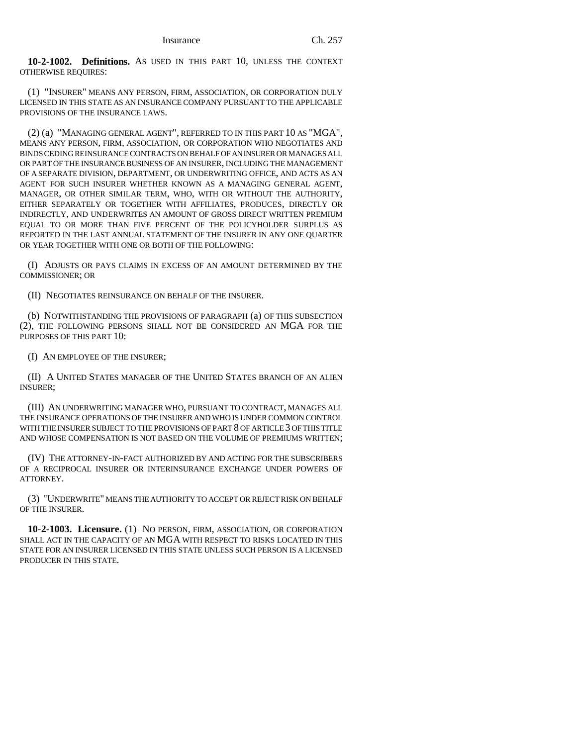**10-2-1002. Definitions.** AS USED IN THIS PART 10, UNLESS THE CONTEXT OTHERWISE REQUIRES:

(1) "INSURER" MEANS ANY PERSON, FIRM, ASSOCIATION, OR CORPORATION DULY LICENSED IN THIS STATE AS AN INSURANCE COMPANY PURSUANT TO THE APPLICABLE PROVISIONS OF THE INSURANCE LAWS.

(2) (a) "MANAGING GENERAL AGENT", REFERRED TO IN THIS PART 10 AS "MGA", MEANS ANY PERSON, FIRM, ASSOCIATION, OR CORPORATION WHO NEGOTIATES AND BINDS CEDING REINSURANCE CONTRACTS ON BEHALF OF AN INSURER OR MANAGES ALL OR PART OF THE INSURANCE BUSINESS OF AN INSURER, INCLUDING THE MANAGEMENT OF A SEPARATE DIVISION, DEPARTMENT, OR UNDERWRITING OFFICE, AND ACTS AS AN AGENT FOR SUCH INSURER WHETHER KNOWN AS A MANAGING GENERAL AGENT, MANAGER, OR OTHER SIMILAR TERM, WHO, WITH OR WITHOUT THE AUTHORITY, EITHER SEPARATELY OR TOGETHER WITH AFFILIATES, PRODUCES, DIRECTLY OR INDIRECTLY, AND UNDERWRITES AN AMOUNT OF GROSS DIRECT WRITTEN PREMIUM EQUAL TO OR MORE THAN FIVE PERCENT OF THE POLICYHOLDER SURPLUS AS REPORTED IN THE LAST ANNUAL STATEMENT OF THE INSURER IN ANY ONE QUARTER OR YEAR TOGETHER WITH ONE OR BOTH OF THE FOLLOWING:

(I) ADJUSTS OR PAYS CLAIMS IN EXCESS OF AN AMOUNT DETERMINED BY THE COMMISSIONER; OR

(II) NEGOTIATES REINSURANCE ON BEHALF OF THE INSURER.

(b) NOTWITHSTANDING THE PROVISIONS OF PARAGRAPH (a) OF THIS SUBSECTION (2), THE FOLLOWING PERSONS SHALL NOT BE CONSIDERED AN MGA FOR THE PURPOSES OF THIS PART 10:

(I) AN EMPLOYEE OF THE INSURER;

(II) A UNITED STATES MANAGER OF THE UNITED STATES BRANCH OF AN ALIEN INSURER;

(III) AN UNDERWRITING MANAGER WHO, PURSUANT TO CONTRACT, MANAGES ALL THE INSURANCE OPERATIONS OF THE INSURER AND WHO IS UNDER COMMON CONTROL WITH THE INSURER SUBJECT TO THE PROVISIONS OF PART 8 OF ARTICLE 3 OF THIS TITLE AND WHOSE COMPENSATION IS NOT BASED ON THE VOLUME OF PREMIUMS WRITTEN;

(IV) THE ATTORNEY-IN-FACT AUTHORIZED BY AND ACTING FOR THE SUBSCRIBERS OF A RECIPROCAL INSURER OR INTERINSURANCE EXCHANGE UNDER POWERS OF ATTORNEY.

(3) "UNDERWRITE" MEANS THE AUTHORITY TO ACCEPT OR REJECT RISK ON BEHALF OF THE INSURER.

**10-2-1003. Licensure.** (1) NO PERSON, FIRM, ASSOCIATION, OR CORPORATION SHALL ACT IN THE CAPACITY OF AN MGA WITH RESPECT TO RISKS LOCATED IN THIS STATE FOR AN INSURER LICENSED IN THIS STATE UNLESS SUCH PERSON IS A LICENSED PRODUCER IN THIS STATE.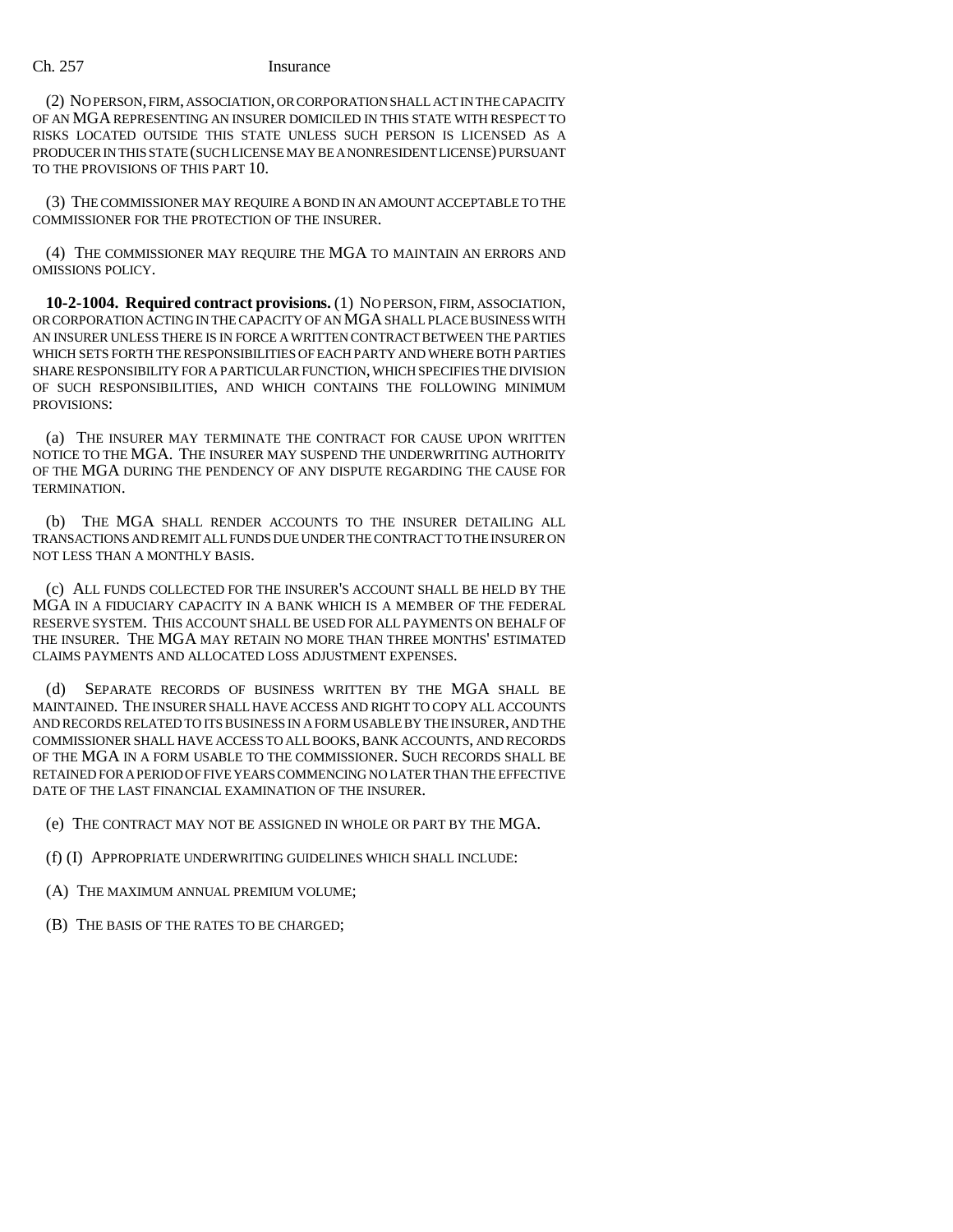(2) NO PERSON, FIRM, ASSOCIATION, OR CORPORATION SHALL ACT IN THE CAPACITY OF AN MGA REPRESENTING AN INSURER DOMICILED IN THIS STATE WITH RESPECT TO RISKS LOCATED OUTSIDE THIS STATE UNLESS SUCH PERSON IS LICENSED AS A PRODUCER IN THIS STATE (SUCH LICENSE MAY BE A NONRESIDENT LICENSE) PURSUANT TO THE PROVISIONS OF THIS PART 10.

(3) THE COMMISSIONER MAY REQUIRE A BOND IN AN AMOUNT ACCEPTABLE TO THE COMMISSIONER FOR THE PROTECTION OF THE INSURER.

(4) THE COMMISSIONER MAY REQUIRE THE MGA TO MAINTAIN AN ERRORS AND OMISSIONS POLICY.

**10-2-1004. Required contract provisions.** (1) NO PERSON, FIRM, ASSOCIATION, OR CORPORATION ACTING IN THE CAPACITY OF AN MGA SHALL PLACE BUSINESS WITH AN INSURER UNLESS THERE IS IN FORCE A WRITTEN CONTRACT BETWEEN THE PARTIES WHICH SETS FORTH THE RESPONSIBILITIES OF EACH PARTY AND WHERE BOTH PARTIES SHARE RESPONSIBILITY FOR A PARTICULAR FUNCTION, WHICH SPECIFIES THE DIVISION OF SUCH RESPONSIBILITIES, AND WHICH CONTAINS THE FOLLOWING MINIMUM PROVISIONS:

(a) THE INSURER MAY TERMINATE THE CONTRACT FOR CAUSE UPON WRITTEN NOTICE TO THE MGA. THE INSURER MAY SUSPEND THE UNDERWRITING AUTHORITY OF THE MGA DURING THE PENDENCY OF ANY DISPUTE REGARDING THE CAUSE FOR TERMINATION.

(b) THE MGA SHALL RENDER ACCOUNTS TO THE INSURER DETAILING ALL TRANSACTIONS AND REMIT ALL FUNDS DUE UNDER THE CONTRACT TO THE INSURER ON NOT LESS THAN A MONTHLY BASIS.

(c) ALL FUNDS COLLECTED FOR THE INSURER'S ACCOUNT SHALL BE HELD BY THE MGA IN A FIDUCIARY CAPACITY IN A BANK WHICH IS A MEMBER OF THE FEDERAL RESERVE SYSTEM. THIS ACCOUNT SHALL BE USED FOR ALL PAYMENTS ON BEHALF OF THE INSURER. THE MGA MAY RETAIN NO MORE THAN THREE MONTHS' ESTIMATED CLAIMS PAYMENTS AND ALLOCATED LOSS ADJUSTMENT EXPENSES.

(d) SEPARATE RECORDS OF BUSINESS WRITTEN BY THE MGA SHALL BE MAINTAINED. THE INSURER SHALL HAVE ACCESS AND RIGHT TO COPY ALL ACCOUNTS AND RECORDS RELATED TO ITS BUSINESS IN A FORM USABLE BY THE INSURER, AND THE COMMISSIONER SHALL HAVE ACCESS TO ALL BOOKS, BANK ACCOUNTS, AND RECORDS OF THE MGA IN A FORM USABLE TO THE COMMISSIONER. SUCH RECORDS SHALL BE RETAINED FOR A PERIOD OF FIVE YEARS COMMENCING NO LATER THAN THE EFFECTIVE DATE OF THE LAST FINANCIAL EXAMINATION OF THE INSURER.

(e) THE CONTRACT MAY NOT BE ASSIGNED IN WHOLE OR PART BY THE MGA.

(f) (I) APPROPRIATE UNDERWRITING GUIDELINES WHICH SHALL INCLUDE:

(A) THE MAXIMUM ANNUAL PREMIUM VOLUME;

(B) THE BASIS OF THE RATES TO BE CHARGED;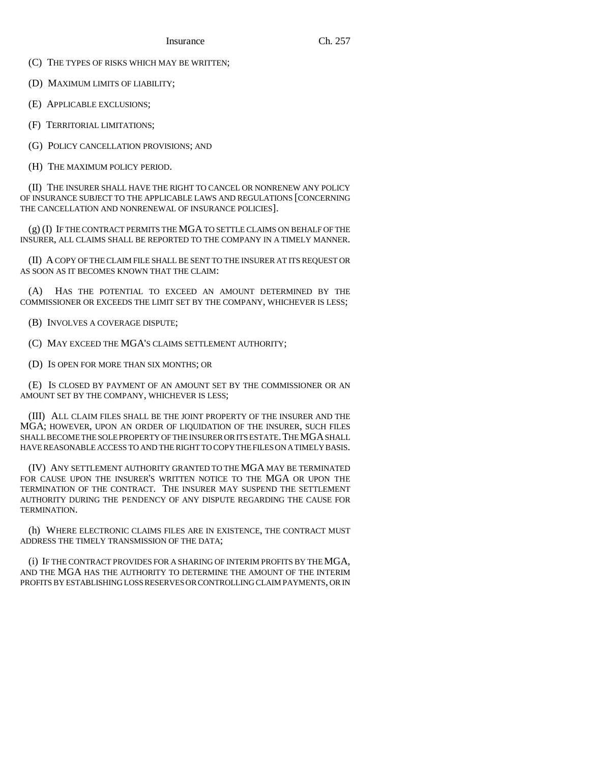(C) THE TYPES OF RISKS WHICH MAY BE WRITTEN;

(D) MAXIMUM LIMITS OF LIABILITY;

(E) APPLICABLE EXCLUSIONS;

(F) TERRITORIAL LIMITATIONS;

(G) POLICY CANCELLATION PROVISIONS; AND

(H) THE MAXIMUM POLICY PERIOD.

(II) THE INSURER SHALL HAVE THE RIGHT TO CANCEL OR NONRENEW ANY POLICY OF INSURANCE SUBJECT TO THE APPLICABLE LAWS AND REGULATIONS [CONCERNING THE CANCELLATION AND NONRENEWAL OF INSURANCE POLICIES].

(g) (I) IF THE CONTRACT PERMITS THE MGA TO SETTLE CLAIMS ON BEHALF OF THE INSURER, ALL CLAIMS SHALL BE REPORTED TO THE COMPANY IN A TIMELY MANNER.

(II) A COPY OF THE CLAIM FILE SHALL BE SENT TO THE INSURER AT ITS REQUEST OR AS SOON AS IT BECOMES KNOWN THAT THE CLAIM:

(A) HAS THE POTENTIAL TO EXCEED AN AMOUNT DETERMINED BY THE COMMISSIONER OR EXCEEDS THE LIMIT SET BY THE COMPANY, WHICHEVER IS LESS;

(B) INVOLVES A COVERAGE DISPUTE;

(C) MAY EXCEED THE MGA'S CLAIMS SETTLEMENT AUTHORITY;

(D) IS OPEN FOR MORE THAN SIX MONTHS; OR

(E) IS CLOSED BY PAYMENT OF AN AMOUNT SET BY THE COMMISSIONER OR AN AMOUNT SET BY THE COMPANY, WHICHEVER IS LESS;

(III) ALL CLAIM FILES SHALL BE THE JOINT PROPERTY OF THE INSURER AND THE MGA; HOWEVER, UPON AN ORDER OF LIQUIDATION OF THE INSURER, SUCH FILES SHALL BECOME THE SOLE PROPERTY OF THE INSURER OR ITS ESTATE. THE MGA SHALL HAVE REASONABLE ACCESS TO AND THE RIGHT TO COPY THE FILES ON A TIMELY BASIS.

(IV) ANY SETTLEMENT AUTHORITY GRANTED TO THE MGA MAY BE TERMINATED FOR CAUSE UPON THE INSURER'S WRITTEN NOTICE TO THE MGA OR UPON THE TERMINATION OF THE CONTRACT. THE INSURER MAY SUSPEND THE SETTLEMENT AUTHORITY DURING THE PENDENCY OF ANY DISPUTE REGARDING THE CAUSE FOR TERMINATION.

(h) WHERE ELECTRONIC CLAIMS FILES ARE IN EXISTENCE, THE CONTRACT MUST ADDRESS THE TIMELY TRANSMISSION OF THE DATA;

(i) IF THE CONTRACT PROVIDES FOR A SHARING OF INTERIM PROFITS BY THE MGA, AND THE MGA HAS THE AUTHORITY TO DETERMINE THE AMOUNT OF THE INTERIM PROFITS BY ESTABLISHING LOSS RESERVES OR CONTROLLING CLAIM PAYMENTS, OR IN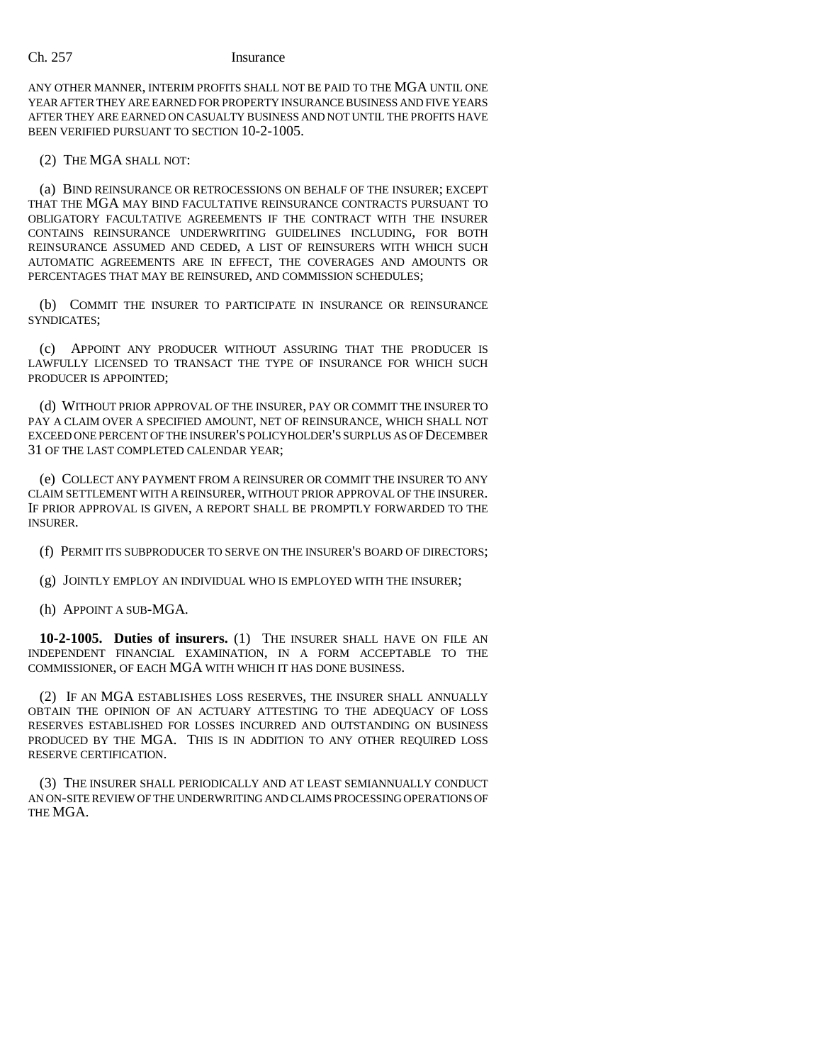ANY OTHER MANNER, INTERIM PROFITS SHALL NOT BE PAID TO THE MGA UNTIL ONE YEAR AFTER THEY ARE EARNED FOR PROPERTY INSURANCE BUSINESS AND FIVE YEARS AFTER THEY ARE EARNED ON CASUALTY BUSINESS AND NOT UNTIL THE PROFITS HAVE BEEN VERIFIED PURSUANT TO SECTION 10-2-1005.

(2) THE MGA SHALL NOT:

(a) BIND REINSURANCE OR RETROCESSIONS ON BEHALF OF THE INSURER; EXCEPT THAT THE MGA MAY BIND FACULTATIVE REINSURANCE CONTRACTS PURSUANT TO OBLIGATORY FACULTATIVE AGREEMENTS IF THE CONTRACT WITH THE INSURER CONTAINS REINSURANCE UNDERWRITING GUIDELINES INCLUDING, FOR BOTH REINSURANCE ASSUMED AND CEDED, A LIST OF REINSURERS WITH WHICH SUCH AUTOMATIC AGREEMENTS ARE IN EFFECT, THE COVERAGES AND AMOUNTS OR PERCENTAGES THAT MAY BE REINSURED, AND COMMISSION SCHEDULES;

(b) COMMIT THE INSURER TO PARTICIPATE IN INSURANCE OR REINSURANCE SYNDICATES;

(c) APPOINT ANY PRODUCER WITHOUT ASSURING THAT THE PRODUCER IS LAWFULLY LICENSED TO TRANSACT THE TYPE OF INSURANCE FOR WHICH SUCH PRODUCER IS APPOINTED;

(d) WITHOUT PRIOR APPROVAL OF THE INSURER, PAY OR COMMIT THE INSURER TO PAY A CLAIM OVER A SPECIFIED AMOUNT, NET OF REINSURANCE, WHICH SHALL NOT EXCEED ONE PERCENT OF THE INSURER'S POLICYHOLDER'S SURPLUS AS OF DECEMBER 31 OF THE LAST COMPLETED CALENDAR YEAR;

(e) COLLECT ANY PAYMENT FROM A REINSURER OR COMMIT THE INSURER TO ANY CLAIM SETTLEMENT WITH A REINSURER, WITHOUT PRIOR APPROVAL OF THE INSURER. IF PRIOR APPROVAL IS GIVEN, A REPORT SHALL BE PROMPTLY FORWARDED TO THE INSURER.

(f) PERMIT ITS SUBPRODUCER TO SERVE ON THE INSURER'S BOARD OF DIRECTORS;

(g) JOINTLY EMPLOY AN INDIVIDUAL WHO IS EMPLOYED WITH THE INSURER;

(h) APPOINT A SUB-MGA.

**10-2-1005. Duties of insurers.** (1) THE INSURER SHALL HAVE ON FILE AN INDEPENDENT FINANCIAL EXAMINATION, IN A FORM ACCEPTABLE TO THE COMMISSIONER, OF EACH MGA WITH WHICH IT HAS DONE BUSINESS.

(2) IF AN MGA ESTABLISHES LOSS RESERVES, THE INSURER SHALL ANNUALLY OBTAIN THE OPINION OF AN ACTUARY ATTESTING TO THE ADEQUACY OF LOSS RESERVES ESTABLISHED FOR LOSSES INCURRED AND OUTSTANDING ON BUSINESS PRODUCED BY THE MGA. THIS IS IN ADDITION TO ANY OTHER REQUIRED LOSS RESERVE CERTIFICATION.

(3) THE INSURER SHALL PERIODICALLY AND AT LEAST SEMIANNUALLY CONDUCT AN ON-SITE REVIEW OF THE UNDERWRITING AND CLAIMS PROCESSING OPERATIONS OF THE MGA.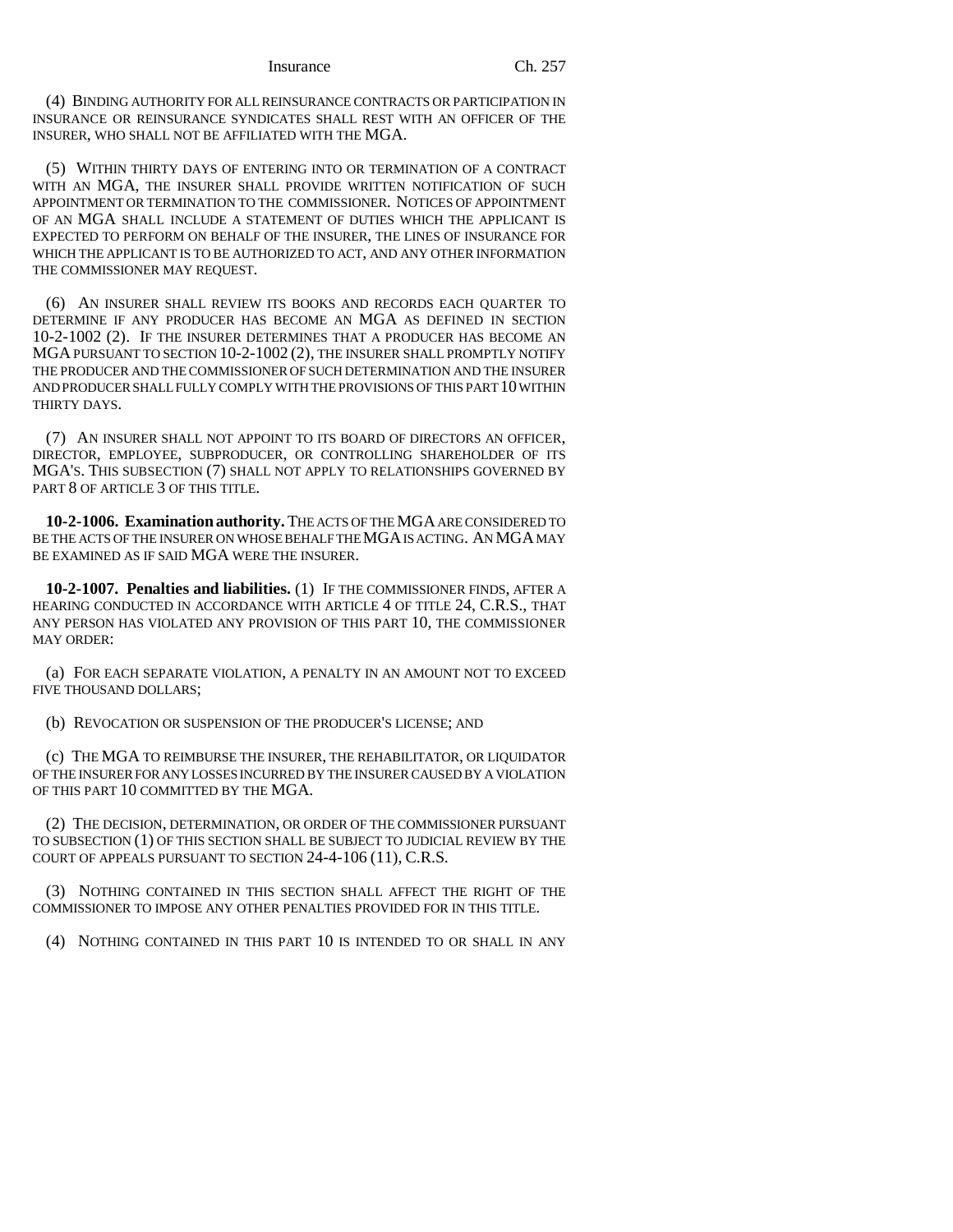(4) BINDING AUTHORITY FOR ALL REINSURANCE CONTRACTS OR PARTICIPATION IN INSURANCE OR REINSURANCE SYNDICATES SHALL REST WITH AN OFFICER OF THE INSURER, WHO SHALL NOT BE AFFILIATED WITH THE MGA.

(5) WITHIN THIRTY DAYS OF ENTERING INTO OR TERMINATION OF A CONTRACT WITH AN MGA, THE INSURER SHALL PROVIDE WRITTEN NOTIFICATION OF SUCH APPOINTMENT OR TERMINATION TO THE COMMISSIONER. NOTICES OF APPOINTMENT OF AN MGA SHALL INCLUDE A STATEMENT OF DUTIES WHICH THE APPLICANT IS EXPECTED TO PERFORM ON BEHALF OF THE INSURER, THE LINES OF INSURANCE FOR WHICH THE APPLICANT IS TO BE AUTHORIZED TO ACT, AND ANY OTHER INFORMATION THE COMMISSIONER MAY REQUEST.

(6) AN INSURER SHALL REVIEW ITS BOOKS AND RECORDS EACH QUARTER TO DETERMINE IF ANY PRODUCER HAS BECOME AN MGA AS DEFINED IN SECTION 10-2-1002 (2). IF THE INSURER DETERMINES THAT A PRODUCER HAS BECOME AN MGA PURSUANT TO SECTION 10-2-1002 (2), THE INSURER SHALL PROMPTLY NOTIFY THE PRODUCER AND THE COMMISSIONER OF SUCH DETERMINATION AND THE INSURER AND PRODUCER SHALL FULLY COMPLY WITH THE PROVISIONS OF THIS PART 10 WITHIN THIRTY DAYS.

(7) AN INSURER SHALL NOT APPOINT TO ITS BOARD OF DIRECTORS AN OFFICER, DIRECTOR, EMPLOYEE, SUBPRODUCER, OR CONTROLLING SHAREHOLDER OF ITS MGA'S. THIS SUBSECTION (7) SHALL NOT APPLY TO RELATIONSHIPS GOVERNED BY PART 8 OF ARTICLE 3 OF THIS TITLE.

**10-2-1006. Examination authority.** THE ACTS OF THE MGA ARE CONSIDERED TO BE THE ACTS OF THE INSURER ON WHOSE BEHALF THE MGA IS ACTING. AN MGA MAY BE EXAMINED AS IF SAID MGA WERE THE INSURER.

**10-2-1007. Penalties and liabilities.** (1) IF THE COMMISSIONER FINDS, AFTER A HEARING CONDUCTED IN ACCORDANCE WITH ARTICLE 4 OF TITLE 24, C.R.S., THAT ANY PERSON HAS VIOLATED ANY PROVISION OF THIS PART 10, THE COMMISSIONER MAY ORDER:

(a) FOR EACH SEPARATE VIOLATION, A PENALTY IN AN AMOUNT NOT TO EXCEED FIVE THOUSAND DOLLARS;

(b) REVOCATION OR SUSPENSION OF THE PRODUCER'S LICENSE; AND

(c) THE MGA TO REIMBURSE THE INSURER, THE REHABILITATOR, OR LIQUIDATOR OF THE INSURER FOR ANY LOSSES INCURRED BY THE INSURER CAUSED BY A VIOLATION OF THIS PART 10 COMMITTED BY THE MGA.

(2) THE DECISION, DETERMINATION, OR ORDER OF THE COMMISSIONER PURSUANT TO SUBSECTION (1) OF THIS SECTION SHALL BE SUBJECT TO JUDICIAL REVIEW BY THE COURT OF APPEALS PURSUANT TO SECTION 24-4-106 (11), C.R.S.

(3) NOTHING CONTAINED IN THIS SECTION SHALL AFFECT THE RIGHT OF THE COMMISSIONER TO IMPOSE ANY OTHER PENALTIES PROVIDED FOR IN THIS TITLE.

(4) NOTHING CONTAINED IN THIS PART 10 IS INTENDED TO OR SHALL IN ANY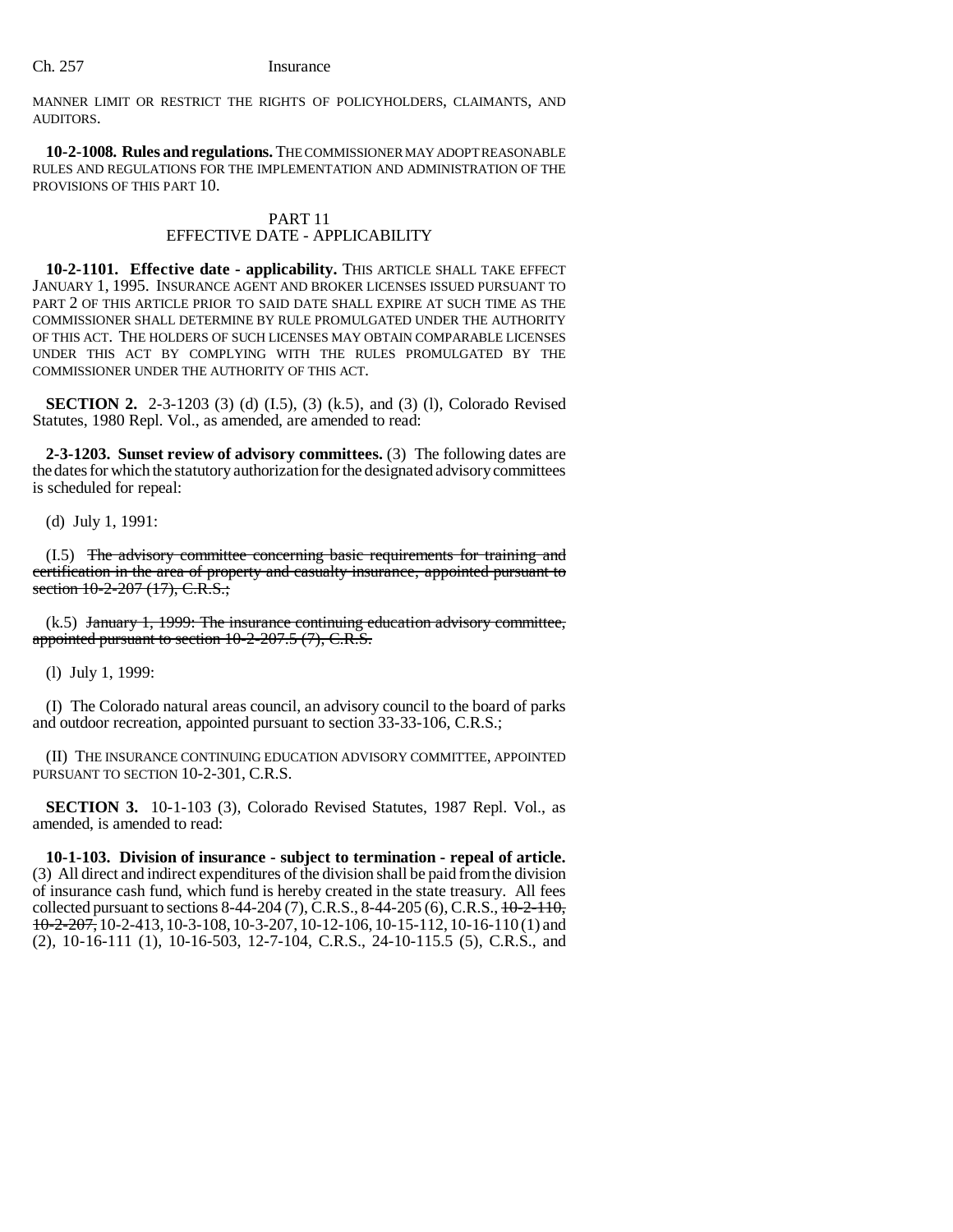MANNER LIMIT OR RESTRICT THE RIGHTS OF POLICYHOLDERS, CLAIMANTS, AND AUDITORS.

**10-2-1008. Rules and regulations.** THE COMMISSIONER MAY ADOPT REASONABLE RULES AND REGULATIONS FOR THE IMPLEMENTATION AND ADMINISTRATION OF THE PROVISIONS OF THIS PART 10.

PART 11
EFFECTIVE DATE - APPLICABILITY

**10-2-1101. Effective date - applicability.** THIS ARTICLE SHALL TAKE EFFECT JANUARY 1, 1995. INSURANCE AGENT AND BROKER LICENSES ISSUED PURSUANT TO PART 2 OF THIS ARTICLE PRIOR TO SAID DATE SHALL EXPIRE AT SUCH TIME AS THE COMMISSIONER SHALL DETERMINE BY RULE PROMULGATED UNDER THE AUTHORITY OF THIS ACT. THE HOLDERS OF SUCH LICENSES MAY OBTAIN COMPARABLE LICENSES UNDER THIS ACT BY COMPLYING WITH THE RULES PROMULGATED BY THE COMMISSIONER UNDER THE AUTHORITY OF THIS ACT.

**SECTION 2.** 2-3-1203 (3) (d) (I.5), (3) (k.5), and (3) (l), Colorado Revised Statutes, 1980 Repl. Vol., as amended, are amended to read:

**2-3-1203. Sunset review of advisory committees.** (3) The following dates are the dates for which the statutory authorization for the designated advisory committees is scheduled for repeal:

(d) July 1, 1991:

(I.5) ~~The advisory committee concerning basic requirements for training and certification in the area of property and casualty insurance, appointed pursuant to section 10-2-207 (17), C.R.S.;~~

(k.5) ~~January 1, 1999: The insurance continuing education advisory committee, appointed pursuant to section 10-2-207.5 (7), C.R.S.~~

(l) July 1, 1999:

(I) The Colorado natural areas council, an advisory council to the board of parks and outdoor recreation, appointed pursuant to section 33-33-106, C.R.S.;

(II) THE INSURANCE CONTINUING EDUCATION ADVISORY COMMITTEE, APPOINTED PURSUANT TO SECTION 10-2-301, C.R.S.

**SECTION 3.** 10-1-103 (3), Colorado Revised Statutes, 1987 Repl. Vol., as amended, is amended to read:

**10-1-103. Division of insurance - subject to termination - repeal of article.** (3) All direct and indirect expenditures of the division shall be paid from the division of insurance cash fund, which fund is hereby created in the state treasury. All fees collected pursuant to sections 8-44-204 (7), C.R.S., 8-44-205 (6), C.R.S., ~~10-2-110, 10-2-207,~~ 10-2-413, 10-3-108, 10-3-207, 10-12-106, 10-15-112, 10-16-110 (1) and (2), 10-16-111 (1), 10-16-503, 12-7-104, C.R.S., 24-10-115.5 (5), C.R.S., and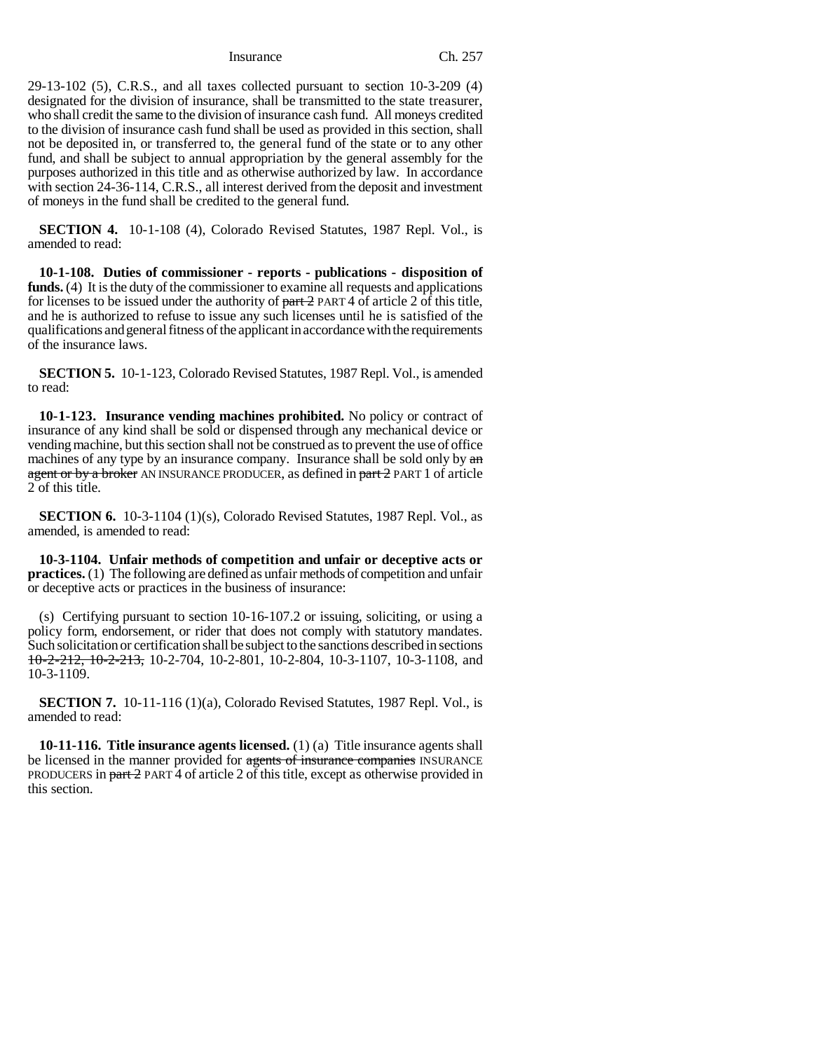29-13-102 (5), C.R.S., and all taxes collected pursuant to section 10-3-209 (4) designated for the division of insurance, shall be transmitted to the state treasurer, who shall credit the same to the division of insurance cash fund. All moneys credited to the division of insurance cash fund shall be used as provided in this section, shall not be deposited in, or transferred to, the general fund of the state or to any other fund, and shall be subject to annual appropriation by the general assembly for the purposes authorized in this title and as otherwise authorized by law. In accordance with section 24-36-114, C.R.S., all interest derived from the deposit and investment of moneys in the fund shall be credited to the general fund.

**SECTION 4.** 10-1-108 (4), Colorado Revised Statutes, 1987 Repl. Vol., is amended to read:

**10-1-108. Duties of commissioner - reports - publications - disposition of funds.** (4) It is the duty of the commissioner to examine all requests and applications for licenses to be issued under the authority of ~~part 2~~ PART 4 of article 2 of this title, and he is authorized to refuse to issue any such licenses until he is satisfied of the qualifications and general fitness of the applicant in accordance with the requirements of the insurance laws.

**SECTION 5.** 10-1-123, Colorado Revised Statutes, 1987 Repl. Vol., is amended to read:

**10-1-123. Insurance vending machines prohibited.** No policy or contract of insurance of any kind shall be sold or dispensed through any mechanical device or vending machine, but this section shall not be construed as to prevent the use of office machines of any type by an insurance company. Insurance shall be sold only by ~~an agent or by a broker~~ AN INSURANCE PRODUCER, as defined in ~~part 2~~ PART 1 of article 2 of this title.

**SECTION 6.** 10-3-1104 (1)(s), Colorado Revised Statutes, 1987 Repl. Vol., as amended, is amended to read:

**10-3-1104. Unfair methods of competition and unfair or deceptive acts or practices.** (1) The following are defined as unfair methods of competition and unfair or deceptive acts or practices in the business of insurance:

(s) Certifying pursuant to section 10-16-107.2 or issuing, soliciting, or using a policy form, endorsement, or rider that does not comply with statutory mandates. Such solicitation or certification shall be subject to the sanctions described in sections ~~10-2-212, 10-2-213,~~ 10-2-704, 10-2-801, 10-2-804, 10-3-1107, 10-3-1108, and 10-3-1109.

**SECTION 7.** 10-11-116 (1)(a), Colorado Revised Statutes, 1987 Repl. Vol., is amended to read:

**10-11-116. Title insurance agents licensed.** (1) (a) Title insurance agents shall be licensed in the manner provided for ~~agents of insurance companies~~ INSURANCE PRODUCERS in ~~part 2~~ PART 4 of article 2 of this title, except as otherwise provided in this section.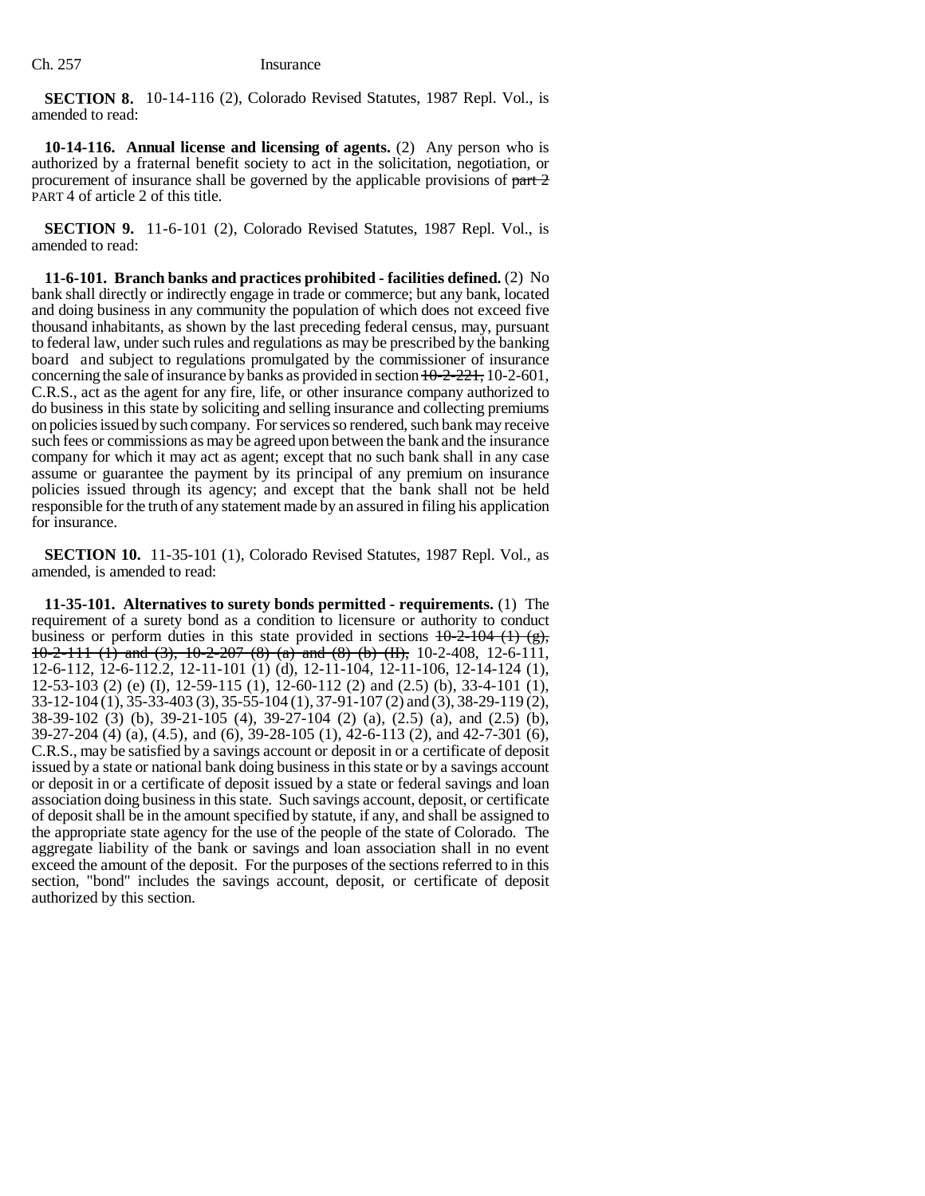**SECTION 8.** 10-14-116 (2), Colorado Revised Statutes, 1987 Repl. Vol., is amended to read:

**10-14-116. Annual license and licensing of agents.** (2) Any person who is authorized by a fraternal benefit society to act in the solicitation, negotiation, or procurement of insurance shall be governed by the applicable provisions of ~~part 2~~ PART 4 of article 2 of this title.

**SECTION 9.** 11-6-101 (2), Colorado Revised Statutes, 1987 Repl. Vol., is amended to read:

**11-6-101. Branch banks and practices prohibited - facilities defined.** (2) No bank shall directly or indirectly engage in trade or commerce; but any bank, located and doing business in any community the population of which does not exceed five thousand inhabitants, as shown by the last preceding federal census, may, pursuant to federal law, under such rules and regulations as may be prescribed by the banking board and subject to regulations promulgated by the commissioner of insurance concerning the sale of insurance by banks as provided in section ~~10-2-221,~~ 10-2-601, C.R.S., act as the agent for any fire, life, or other insurance company authorized to do business in this state by soliciting and selling insurance and collecting premiums on policies issued by such company. For services so rendered, such bank may receive such fees or commissions as may be agreed upon between the bank and the insurance company for which it may act as agent; except that no such bank shall in any case assume or guarantee the payment by its principal of any premium on insurance policies issued through its agency; and except that the bank shall not be held responsible for the truth of any statement made by an assured in filing his application for insurance.

**SECTION 10.** 11-35-101 (1), Colorado Revised Statutes, 1987 Repl. Vol., as amended, is amended to read:

**11-35-101. Alternatives to surety bonds permitted - requirements.** (1) The requirement of a surety bond as a condition to licensure or authority to conduct business or perform duties in this state provided in sections ~~10-2-104 (1) (g), 10-2-111 (1) and (3), 10-2-207 (8) (a) and (8) (b) (II),~~ 10-2-408, 12-6-111, 12-6-112, 12-6-112.2, 12-11-101 (1) (d), 12-11-104, 12-11-106, 12-14-124 (1), 12-53-103 (2) (e) (I), 12-59-115 (1), 12-60-112 (2) and (2.5) (b), 33-4-101 (1), 33-12-104 (1), 35-33-403 (3), 35-55-104 (1), 37-91-107 (2) and (3), 38-29-119 (2), 38-39-102 (3) (b), 39-21-105 (4), 39-27-104 (2) (a), (2.5) (a), and (2.5) (b), 39-27-204 (4) (a), (4.5), and (6), 39-28-105 (1), 42-6-113 (2), and 42-7-301 (6), C.R.S., may be satisfied by a savings account or deposit in or a certificate of deposit issued by a state or national bank doing business in this state or by a savings account or deposit in or a certificate of deposit issued by a state or federal savings and loan association doing business in this state. Such savings account, deposit, or certificate of deposit shall be in the amount specified by statute, if any, and shall be assigned to the appropriate state agency for the use of the people of the state of Colorado. The aggregate liability of the bank or savings and loan association shall in no event exceed the amount of the deposit. For the purposes of the sections referred to in this section, "bond" includes the savings account, deposit, or certificate of deposit authorized by this section.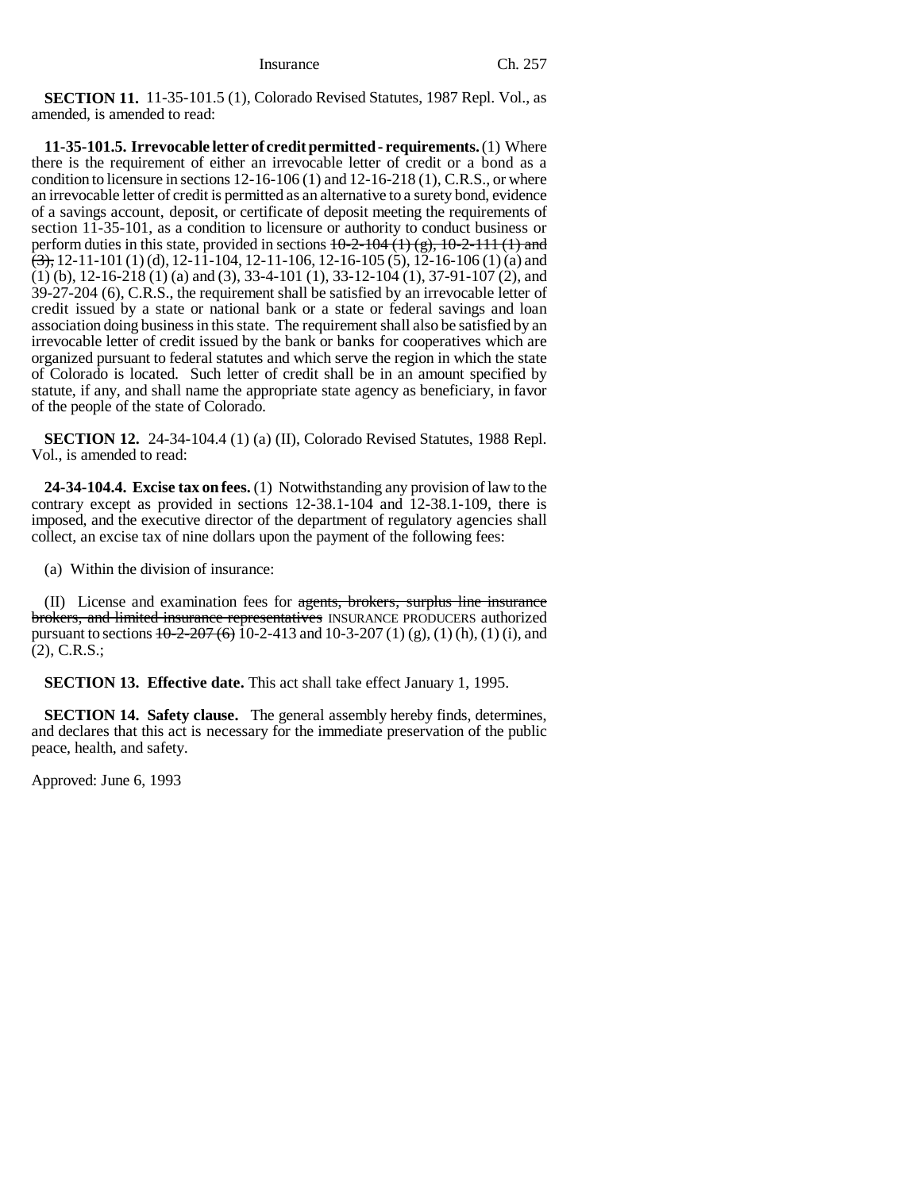**SECTION 11.** 11-35-101.5 (1), Colorado Revised Statutes, 1987 Repl. Vol., as amended, is amended to read:

**11-35-101.5. Irrevocable letter of credit permitted - requirements.** (1) Where there is the requirement of either an irrevocable letter of credit or a bond as a condition to licensure in sections 12-16-106 (1) and 12-16-218 (1), C.R.S., or where an irrevocable letter of credit is permitted as an alternative to a surety bond, evidence of a savings account, deposit, or certificate of deposit meeting the requirements of section 11-35-101, as a condition to licensure or authority to conduct business or perform duties in this state, provided in sections ~~10-2-104 (1) (g), 10-2-111 (1) and (3),~~ 12-11-101 (1) (d), 12-11-104, 12-11-106, 12-16-105 (5), 12-16-106 (1) (a) and (1) (b), 12-16-218 (1) (a) and (3), 33-4-101 (1), 33-12-104 (1), 37-91-107 (2), and 39-27-204 (6), C.R.S., the requirement shall be satisfied by an irrevocable letter of credit issued by a state or national bank or a state or federal savings and loan association doing business in this state. The requirement shall also be satisfied by an irrevocable letter of credit issued by the bank or banks for cooperatives which are organized pursuant to federal statutes and which serve the region in which the state of Colorado is located. Such letter of credit shall be in an amount specified by statute, if any, and shall name the appropriate state agency as beneficiary, in favor of the people of the state of Colorado.

**SECTION 12.** 24-34-104.4 (1) (a) (II), Colorado Revised Statutes, 1988 Repl. Vol., is amended to read:

**24-34-104.4. Excise tax on fees.** (1) Notwithstanding any provision of law to the contrary except as provided in sections 12-38.1-104 and 12-38.1-109, there is imposed, and the executive director of the department of regulatory agencies shall collect, an excise tax of nine dollars upon the payment of the following fees:

(a) Within the division of insurance:

(II) License and examination fees for ~~agents, brokers, surplus line insurance brokers, and limited insurance representatives~~ INSURANCE PRODUCERS authorized pursuant to sections ~~10-2-207 (6)~~ 10-2-413 and 10-3-207 (1) (g), (1) (h), (1) (i), and (2), C.R.S.;

**SECTION 13. Effective date.** This act shall take effect January 1, 1995.

**SECTION 14. Safety clause.** The general assembly hereby finds, determines, and declares that this act is necessary for the immediate preservation of the public peace, health, and safety.

Approved: June 6, 1993